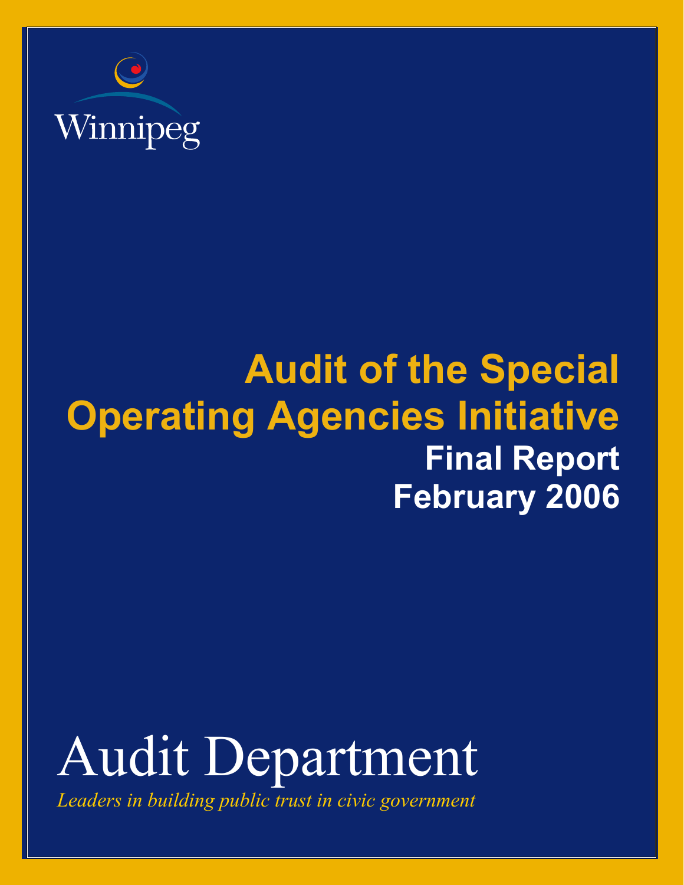Winnipeg

# Audit of the Special Operating Agencies Initiative

## Final Report
## February 2006

# Audit Department

*Leaders in building public trust in civic government*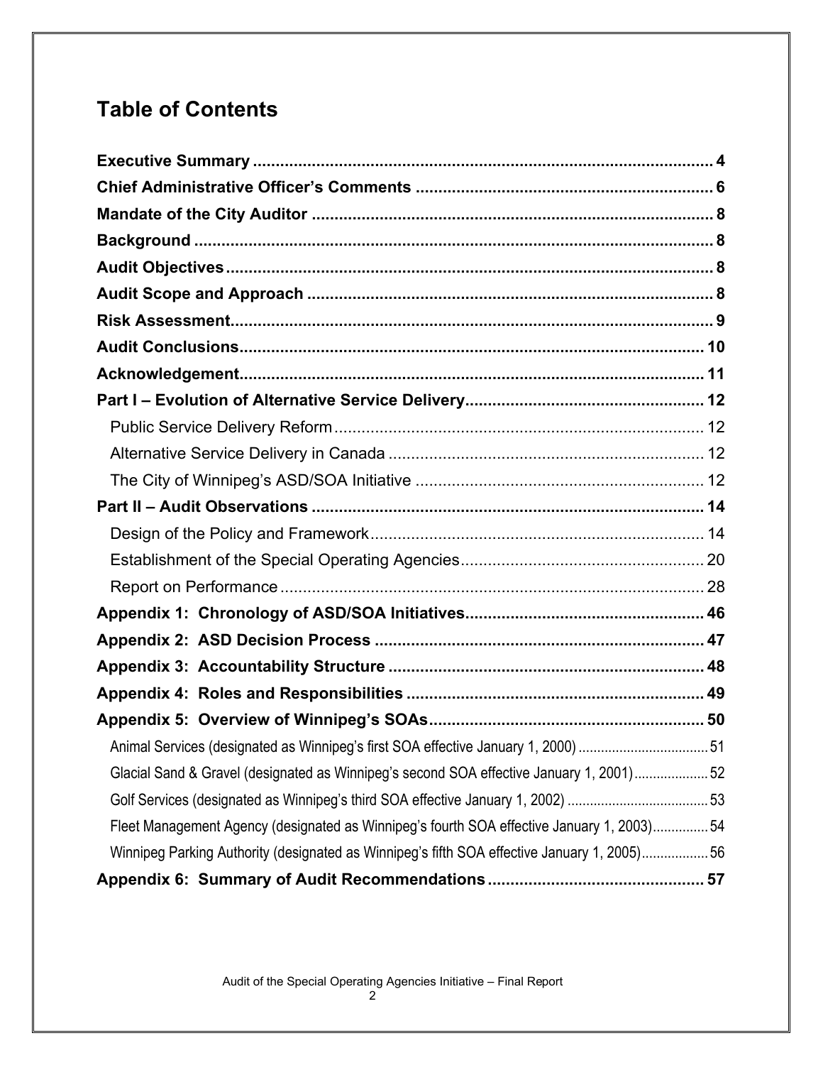# Table of Contents

**Executive Summary** ........................................................................................................ **4**

**Chief Administrative Officer's Comments** ................................................................. **6**

**Mandate of the City Auditor** ........................................................................................ **8**

**Background** .................................................................................................................. **8**

**Audit Objectives** .......................................................................................................... **8**

**Audit Scope and Approach** ......................................................................................... **8**

**Risk Assessment** .......................................................................................................... **9**

**Audit Conclusions** ...................................................................................................... **10**

**Acknowledgement** ...................................................................................................... **11**

**Part I – Evolution of Alternative Service Delivery** .................................................... **12**

- Public Service Delivery Reform ................................................................................ 12
- Alternative Service Delivery in Canada ..................................................................... 12
- The City of Winnipeg's ASD/SOA Initiative ............................................................... 12

**Part II – Audit Observations** ...................................................................................... **14**

- Design of the Policy and Framework ......................................................................... 14
- Establishment of the Special Operating Agencies ...................................................... 20
- Report on Performance ............................................................................................. 28

**Appendix 1: Chronology of ASD/SOA Initiatives** .................................................... **46**

**Appendix 2: ASD Decision Process** ......................................................................... **47**

**Appendix 3: Accountability Structure** ..................................................................... **48**

**Appendix 4: Roles and Responsibilities** ................................................................. **49**

**Appendix 5: Overview of Winnipeg's SOAs** ............................................................ **50**

- Animal Services (designated as Winnipeg's first SOA effective January 1, 2000) ..................................... 51
- Glacial Sand & Gravel (designated as Winnipeg's second SOA effective January 1, 2001) .................... 52
- Golf Services (designated as Winnipeg's third SOA effective January 1, 2002) ...................................... 53
- Fleet Management Agency (designated as Winnipeg's fourth SOA effective January 1, 2003) ............... 54
- Winnipeg Parking Authority (designated as Winnipeg's fifth SOA effective January 1, 2005) .................. 56

**Appendix 6: Summary of Audit Recommendations** ................................................ **57**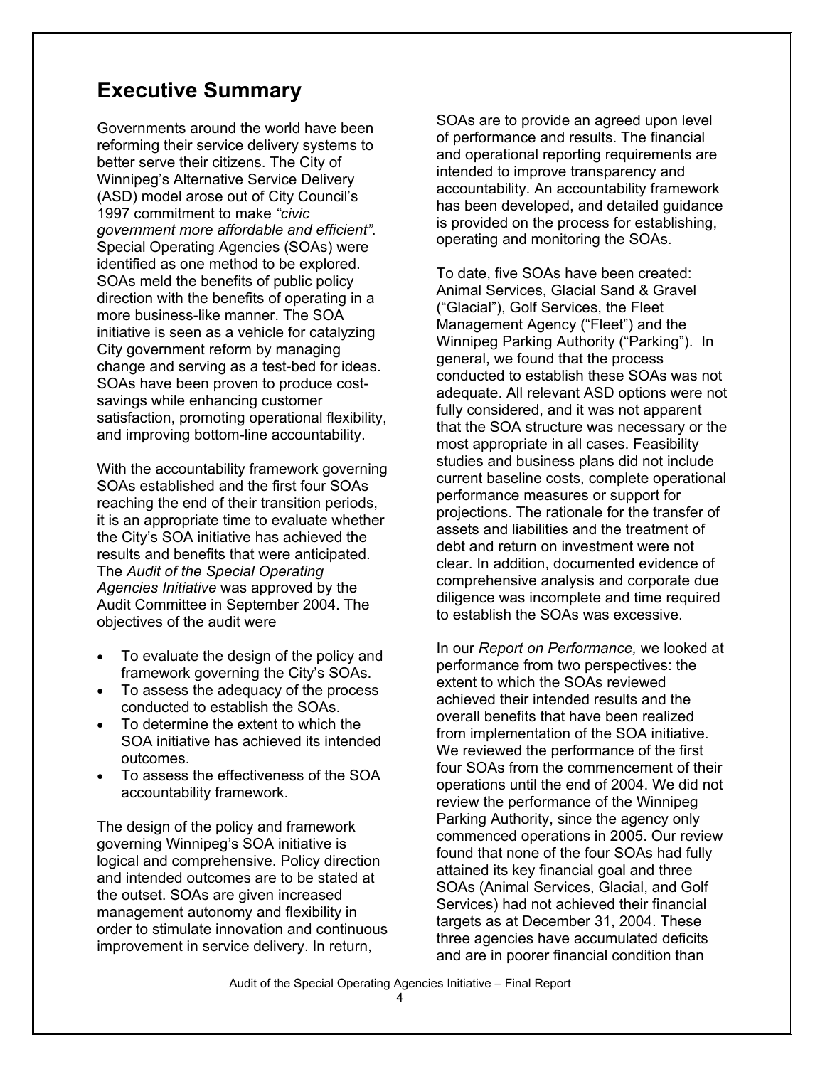# Executive Summary

Governments around the world have been reforming their service delivery systems to better serve their citizens. The City of Winnipeg's Alternative Service Delivery (ASD) model arose out of City Council's 1997 commitment to make *"civic government more affordable and efficient"*. Special Operating Agencies (SOAs) were identified as one method to be explored. SOAs meld the benefits of public policy direction with the benefits of operating in a more business-like manner. The SOA initiative is seen as a vehicle for catalyzing City government reform by managing change and serving as a test-bed for ideas. SOAs have been proven to produce cost-savings while enhancing customer satisfaction, promoting operational flexibility, and improving bottom-line accountability.

With the accountability framework governing SOAs established and the first four SOAs reaching the end of their transition periods, it is an appropriate time to evaluate whether the City's SOA initiative has achieved the results and benefits that were anticipated. The *Audit of the Special Operating Agencies Initiative* was approved by the Audit Committee in September 2004. The objectives of the audit were

- To evaluate the design of the policy and framework governing the City's SOAs.
- To assess the adequacy of the process conducted to establish the SOAs.
- To determine the extent to which the SOA initiative has achieved its intended outcomes.
- To assess the effectiveness of the SOA accountability framework.

The design of the policy and framework governing Winnipeg's SOA initiative is logical and comprehensive. Policy direction and intended outcomes are to be stated at the outset. SOAs are given increased management autonomy and flexibility in order to stimulate innovation and continuous improvement in service delivery. In return, SOAs are to provide an agreed upon level of performance and results. The financial and operational reporting requirements are intended to improve transparency and accountability. An accountability framework has been developed, and detailed guidance is provided on the process for establishing, operating and monitoring the SOAs.

To date, five SOAs have been created: Animal Services, Glacial Sand & Gravel ("Glacial"), Golf Services, the Fleet Management Agency ("Fleet") and the Winnipeg Parking Authority ("Parking"). In general, we found that the process conducted to establish these SOAs was not adequate. All relevant ASD options were not fully considered, and it was not apparent that the SOA structure was necessary or the most appropriate in all cases. Feasibility studies and business plans did not include current baseline costs, complete operational performance measures or support for projections. The rationale for the transfer of assets and liabilities and the treatment of debt and return on investment were not clear. In addition, documented evidence of comprehensive analysis and corporate due diligence was incomplete and time required to establish the SOAs was excessive.

In our *Report on Performance,* we looked at performance from two perspectives: the extent to which the SOAs reviewed achieved their intended results and the overall benefits that have been realized from implementation of the SOA initiative. We reviewed the performance of the first four SOAs from the commencement of their operations until the end of 2004. We did not review the performance of the Winnipeg Parking Authority, since the agency only commenced operations in 2005. Our review found that none of the four SOAs had fully attained its key financial goal and three SOAs (Animal Services, Glacial, and Golf Services) had not achieved their financial targets as at December 31, 2004. These three agencies have accumulated deficits and are in poorer financial condition than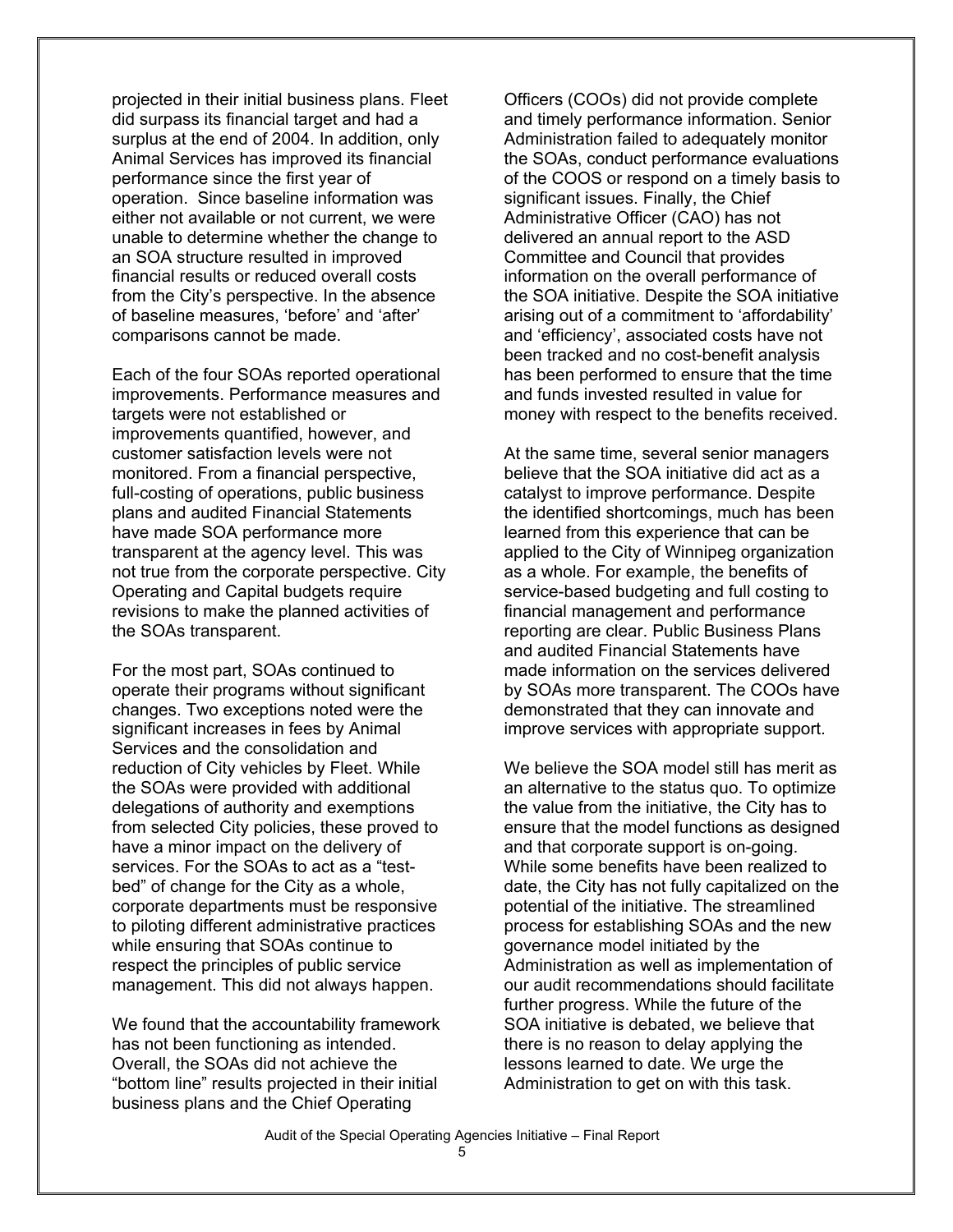projected in their initial business plans. Fleet did surpass its financial target and had a surplus at the end of 2004. In addition, only Animal Services has improved its financial performance since the first year of operation. Since baseline information was either not available or not current, we were unable to determine whether the change to an SOA structure resulted in improved financial results or reduced overall costs from the City's perspective. In the absence of baseline measures, 'before' and 'after' comparisons cannot be made.

Each of the four SOAs reported operational improvements. Performance measures and targets were not established or improvements quantified, however, and customer satisfaction levels were not monitored. From a financial perspective, full-costing of operations, public business plans and audited Financial Statements have made SOA performance more transparent at the agency level. This was not true from the corporate perspective. City Operating and Capital budgets require revisions to make the planned activities of the SOAs transparent.

For the most part, SOAs continued to operate their programs without significant changes. Two exceptions noted were the significant increases in fees by Animal Services and the consolidation and reduction of City vehicles by Fleet. While the SOAs were provided with additional delegations of authority and exemptions from selected City policies, these proved to have a minor impact on the delivery of services. For the SOAs to act as a "test-bed" of change for the City as a whole, corporate departments must be responsive to piloting different administrative practices while ensuring that SOAs continue to respect the principles of public service management. This did not always happen.

We found that the accountability framework has not been functioning as intended. Overall, the SOAs did not achieve the "bottom line" results projected in their initial business plans and the Chief Operating Officers (COOs) did not provide complete and timely performance information. Senior Administration failed to adequately monitor the SOAs, conduct performance evaluations of the COOS or respond on a timely basis to significant issues. Finally, the Chief Administrative Officer (CAO) has not delivered an annual report to the ASD Committee and Council that provides information on the overall performance of the SOA initiative. Despite the SOA initiative arising out of a commitment to 'affordability' and 'efficiency', associated costs have not been tracked and no cost-benefit analysis has been performed to ensure that the time and funds invested resulted in value for money with respect to the benefits received.

At the same time, several senior managers believe that the SOA initiative did act as a catalyst to improve performance. Despite the identified shortcomings, much has been learned from this experience that can be applied to the City of Winnipeg organization as a whole. For example, the benefits of service-based budgeting and full costing to financial management and performance reporting are clear. Public Business Plans and audited Financial Statements have made information on the services delivered by SOAs more transparent. The COOs have demonstrated that they can innovate and improve services with appropriate support.

We believe the SOA model still has merit as an alternative to the status quo. To optimize the value from the initiative, the City has to ensure that the model functions as designed and that corporate support is on-going. While some benefits have been realized to date, the City has not fully capitalized on the potential of the initiative. The streamlined process for establishing SOAs and the new governance model initiated by the Administration as well as implementation of our audit recommendations should facilitate further progress. While the future of the SOA initiative is debated, we believe that there is no reason to delay applying the lessons learned to date. We urge the Administration to get on with this task.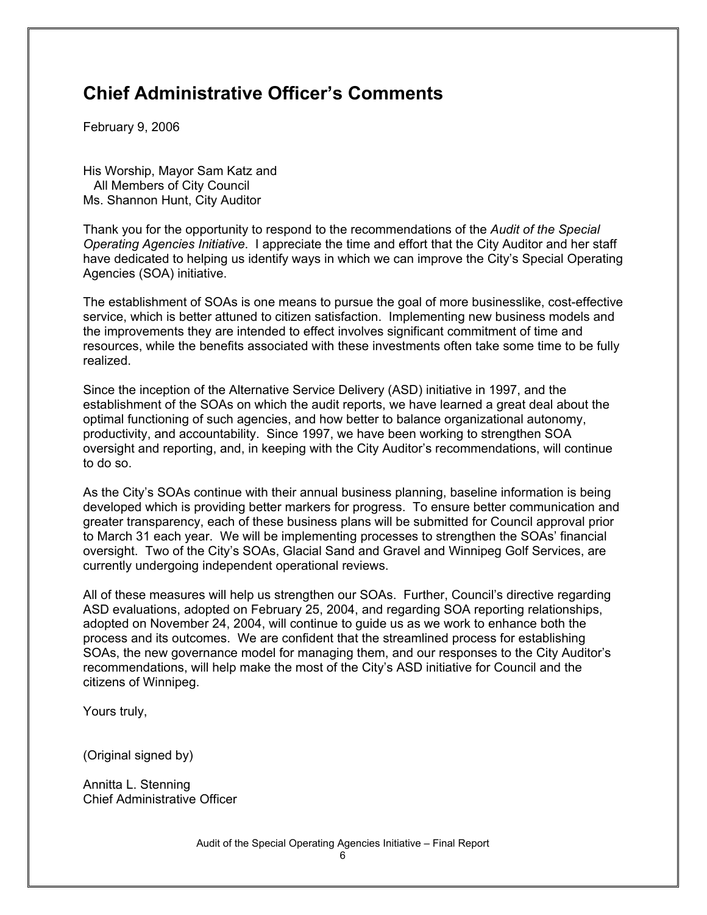# Chief Administrative Officer's Comments

February 9, 2006

His Worship, Mayor Sam Katz and
All Members of City Council
Ms. Shannon Hunt, City Auditor

Thank you for the opportunity to respond to the recommendations of the *Audit of the Special Operating Agencies Initiative*. I appreciate the time and effort that the City Auditor and her staff have dedicated to helping us identify ways in which we can improve the City's Special Operating Agencies (SOA) initiative.

The establishment of SOAs is one means to pursue the goal of more businesslike, cost-effective service, which is better attuned to citizen satisfaction. Implementing new business models and the improvements they are intended to effect involves significant commitment of time and resources, while the benefits associated with these investments often take some time to be fully realized.

Since the inception of the Alternative Service Delivery (ASD) initiative in 1997, and the establishment of the SOAs on which the audit reports, we have learned a great deal about the optimal functioning of such agencies, and how better to balance organizational autonomy, productivity, and accountability. Since 1997, we have been working to strengthen SOA oversight and reporting, and, in keeping with the City Auditor's recommendations, will continue to do so.

As the City's SOAs continue with their annual business planning, baseline information is being developed which is providing better markers for progress. To ensure better communication and greater transparency, each of these business plans will be submitted for Council approval prior to March 31 each year. We will be implementing processes to strengthen the SOAs' financial oversight. Two of the City's SOAs, Glacial Sand and Gravel and Winnipeg Golf Services, are currently undergoing independent operational reviews.

All of these measures will help us strengthen our SOAs. Further, Council's directive regarding ASD evaluations, adopted on February 25, 2004, and regarding SOA reporting relationships, adopted on November 24, 2004, will continue to guide us as we work to enhance both the process and its outcomes. We are confident that the streamlined process for establishing SOAs, the new governance model for managing them, and our responses to the City Auditor's recommendations, will help make the most of the City's ASD initiative for Council and the citizens of Winnipeg.

Yours truly,

(Original signed by)

Annitta L. Stenning
Chief Administrative Officer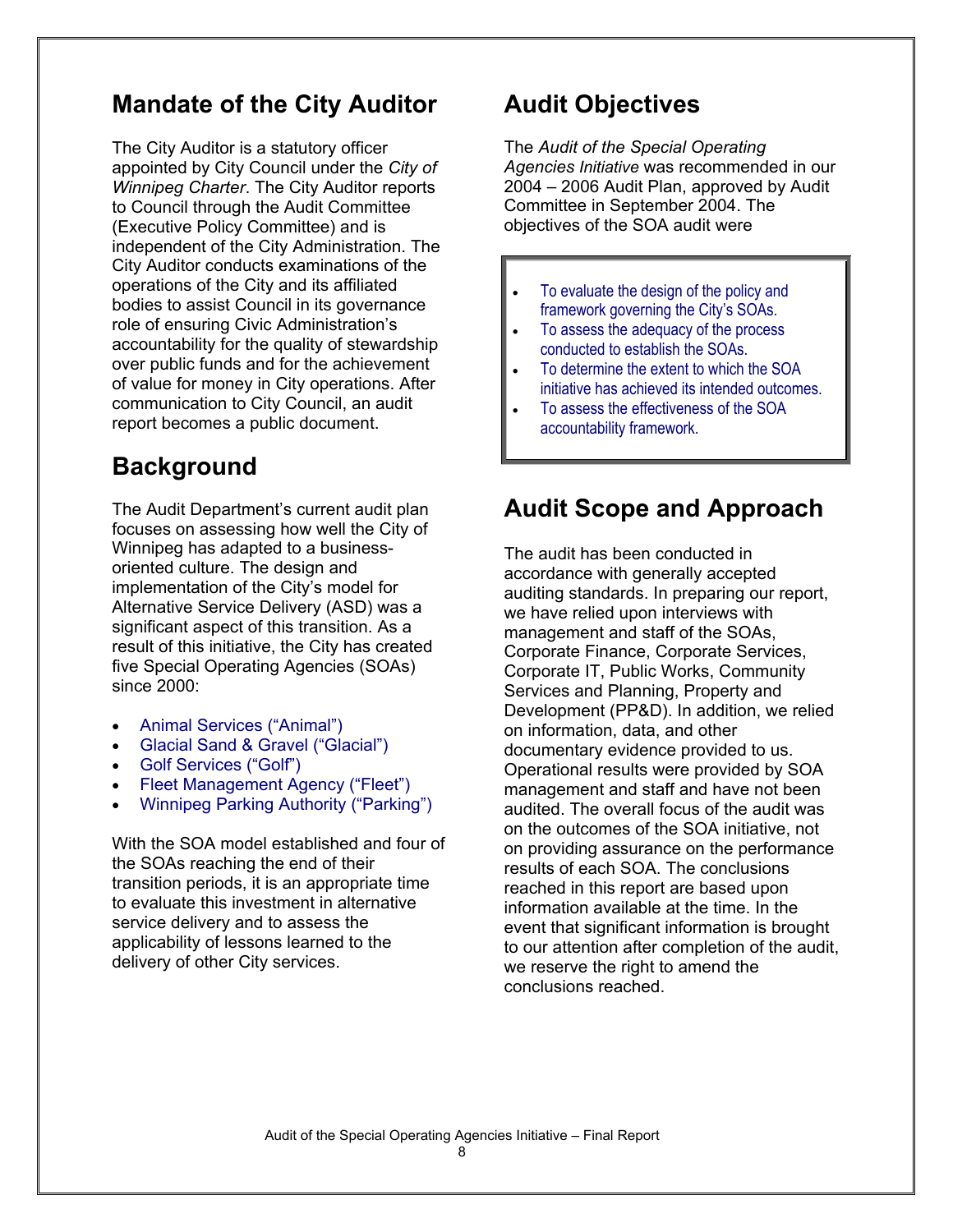## Mandate of the City Auditor

The City Auditor is a statutory officer appointed by City Council under the *City of Winnipeg Charter*. The City Auditor reports to Council through the Audit Committee (Executive Policy Committee) and is independent of the City Administration. The City Auditor conducts examinations of the operations of the City and its affiliated bodies to assist Council in its governance role of ensuring Civic Administration's accountability for the quality of stewardship over public funds and for the achievement of value for money in City operations. After communication to City Council, an audit report becomes a public document.

## Background

The Audit Department's current audit plan focuses on assessing how well the City of Winnipeg has adapted to a business-oriented culture. The design and implementation of the City's model for Alternative Service Delivery (ASD) was a significant aspect of this transition. As a result of this initiative, the City has created five Special Operating Agencies (SOAs) since 2000:

- Animal Services ("Animal")
- Glacial Sand & Gravel ("Glacial")
- Golf Services ("Golf")
- Fleet Management Agency ("Fleet")
- Winnipeg Parking Authority ("Parking")

With the SOA model established and four of the SOAs reaching the end of their transition periods, it is an appropriate time to evaluate this investment in alternative service delivery and to assess the applicability of lessons learned to the delivery of other City services.

## Audit Objectives

The *Audit of the Special Operating Agencies Initiative* was recommended in our 2004 – 2006 Audit Plan, approved by Audit Committee in September 2004. The objectives of the SOA audit were

- To evaluate the design of the policy and framework governing the City's SOAs.
- To assess the adequacy of the process conducted to establish the SOAs.
- To determine the extent to which the SOA initiative has achieved its intended outcomes.
- To assess the effectiveness of the SOA accountability framework.

## Audit Scope and Approach

The audit has been conducted in accordance with generally accepted auditing standards. In preparing our report, we have relied upon interviews with management and staff of the SOAs, Corporate Finance, Corporate Services, Corporate IT, Public Works, Community Services and Planning, Property and Development (PP&D). In addition, we relied on information, data, and other documentary evidence provided to us. Operational results were provided by SOA management and staff and have not been audited. The overall focus of the audit was on the outcomes of the SOA initiative, not on providing assurance on the performance results of each SOA. The conclusions reached in this report are based upon information available at the time. In the event that significant information is brought to our attention after completion of the audit, we reserve the right to amend the conclusions reached.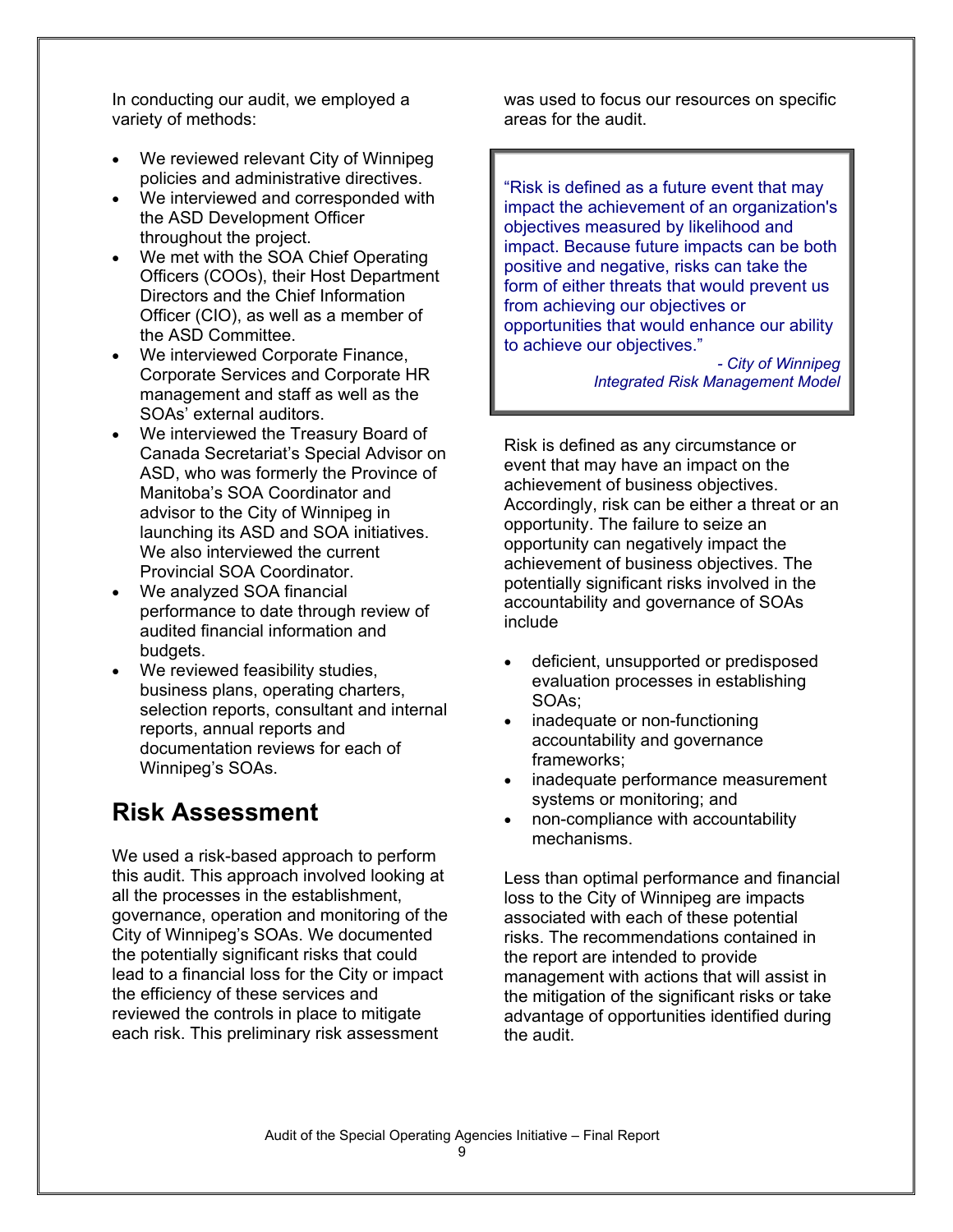In conducting our audit, we employed a variety of methods:

- We reviewed relevant City of Winnipeg policies and administrative directives.
- We interviewed and corresponded with the ASD Development Officer throughout the project.
- We met with the SOA Chief Operating Officers (COOs), their Host Department Directors and the Chief Information Officer (CIO), as well as a member of the ASD Committee.
- We interviewed Corporate Finance, Corporate Services and Corporate HR management and staff as well as the SOAs' external auditors.
- We interviewed the Treasury Board of Canada Secretariat's Special Advisor on ASD, who was formerly the Province of Manitoba's SOA Coordinator and advisor to the City of Winnipeg in launching its ASD and SOA initiatives. We also interviewed the current Provincial SOA Coordinator.
- We analyzed SOA financial performance to date through review of audited financial information and budgets.
- We reviewed feasibility studies, business plans, operating charters, selection reports, consultant and internal reports, annual reports and documentation reviews for each of Winnipeg's SOAs.

## Risk Assessment

We used a risk-based approach to perform this audit. This approach involved looking at all the processes in the establishment, governance, operation and monitoring of the City of Winnipeg's SOAs. We documented the potentially significant risks that could lead to a financial loss for the City or impact the efficiency of these services and reviewed the controls in place to mitigate each risk. This preliminary risk assessment was used to focus our resources on specific areas for the audit.

> "Risk is defined as a future event that may impact the achievement of an organization's objectives measured by likelihood and impact. Because future impacts can be both positive and negative, risks can take the form of either threats that would prevent us from achieving our objectives or opportunities that would enhance our ability to achieve our objectives."
>
> *- City of Winnipeg Integrated Risk Management Model*

Risk is defined as any circumstance or event that may have an impact on the achievement of business objectives. Accordingly, risk can be either a threat or an opportunity. The failure to seize an opportunity can negatively impact the achievement of business objectives. The potentially significant risks involved in the accountability and governance of SOAs include

- deficient, unsupported or predisposed evaluation processes in establishing SOAs;
- inadequate or non-functioning accountability and governance frameworks;
- inadequate performance measurement systems or monitoring; and
- non-compliance with accountability mechanisms.

Less than optimal performance and financial loss to the City of Winnipeg are impacts associated with each of these potential risks. The recommendations contained in the report are intended to provide management with actions that will assist in the mitigation of the significant risks or take advantage of opportunities identified during the audit.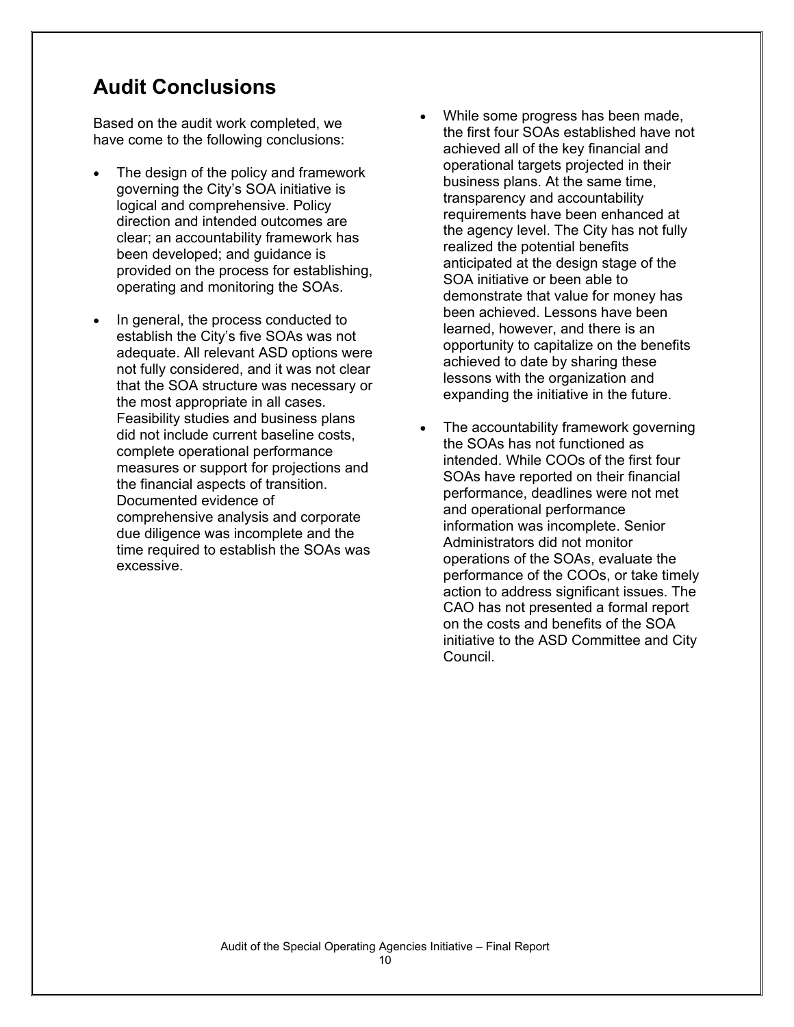## Audit Conclusions

Based on the audit work completed, we have come to the following conclusions:

- The design of the policy and framework governing the City's SOA initiative is logical and comprehensive. Policy direction and intended outcomes are clear; an accountability framework has been developed; and guidance is provided on the process for establishing, operating and monitoring the SOAs.

- In general, the process conducted to establish the City's five SOAs was not adequate. All relevant ASD options were not fully considered, and it was not clear that the SOA structure was necessary or the most appropriate in all cases. Feasibility studies and business plans did not include current baseline costs, complete operational performance measures or support for projections and the financial aspects of transition. Documented evidence of comprehensive analysis and corporate due diligence was incomplete and the time required to establish the SOAs was excessive.

- While some progress has been made, the first four SOAs established have not achieved all of the key financial and operational targets projected in their business plans. At the same time, transparency and accountability requirements have been enhanced at the agency level. The City has not fully realized the potential benefits anticipated at the design stage of the SOA initiative or been able to demonstrate that value for money has been achieved. Lessons have been learned, however, and there is an opportunity to capitalize on the benefits achieved to date by sharing these lessons with the organization and expanding the initiative in the future.

- The accountability framework governing the SOAs has not functioned as intended. While COOs of the first four SOAs have reported on their financial performance, deadlines were not met and operational performance information was incomplete. Senior Administrators did not monitor operations of the SOAs, evaluate the performance of the COOs, or take timely action to address significant issues. The CAO has not presented a formal report on the costs and benefits of the SOA initiative to the ASD Committee and City Council.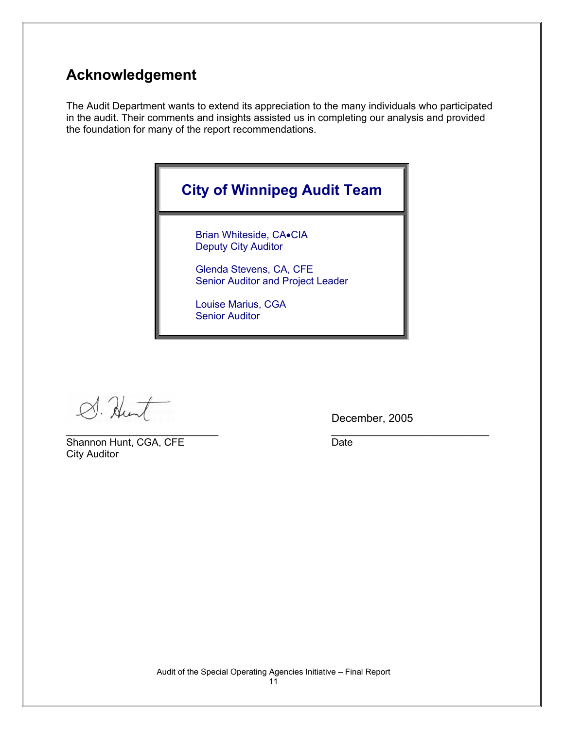## Acknowledgement

The Audit Department wants to extend its appreciation to the many individuals who participated in the audit. Their comments and insights assisted us in completing our analysis and provided the foundation for many of the report recommendations.

**City of Winnipeg Audit Team**

Brian Whiteside, CA•CIA
Deputy City Auditor

Glenda Stevens, CA, CFE
Senior Auditor and Project Leader

Louise Marius, CGA
Senior Auditor

S. Hunt
\_\_\_\_\_\_\_\_\_\_\_\_\_\_\_\_\_\_\_\_\_\_\_\_\_\_
Shannon Hunt, CGA, CFE
City Auditor

December, 2005
\_\_\_\_\_\_\_\_\_\_\_\_\_\_\_\_\_\_\_\_\_\_\_\_\_\_
Date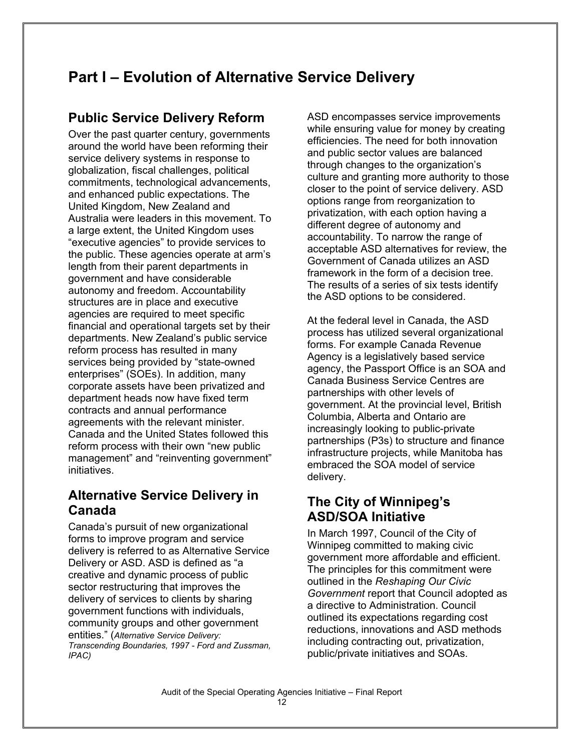# Part I – Evolution of Alternative Service Delivery

## Public Service Delivery Reform

Over the past quarter century, governments around the world have been reforming their service delivery systems in response to globalization, fiscal challenges, political commitments, technological advancements, and enhanced public expectations. The United Kingdom, New Zealand and Australia were leaders in this movement. To a large extent, the United Kingdom uses "executive agencies" to provide services to the public. These agencies operate at arm's length from their parent departments in government and have considerable autonomy and freedom. Accountability structures are in place and executive agencies are required to meet specific financial and operational targets set by their departments. New Zealand's public service reform process has resulted in many services being provided by "state-owned enterprises" (SOEs). In addition, many corporate assets have been privatized and department heads now have fixed term contracts and annual performance agreements with the relevant minister. Canada and the United States followed this reform process with their own "new public management" and "reinventing government" initiatives.

## Alternative Service Delivery in Canada

Canada's pursuit of new organizational forms to improve program and service delivery is referred to as Alternative Service Delivery or ASD. ASD is defined as "a creative and dynamic process of public sector restructuring that improves the delivery of services to clients by sharing government functions with individuals, community groups and other government entities." (*Alternative Service Delivery: Transcending Boundaries, 1997 - Ford and Zussman, IPAC)*

ASD encompasses service improvements while ensuring value for money by creating efficiencies. The need for both innovation and public sector values are balanced through changes to the organization's culture and granting more authority to those closer to the point of service delivery. ASD options range from reorganization to privatization, with each option having a different degree of autonomy and accountability. To narrow the range of acceptable ASD alternatives for review, the Government of Canada utilizes an ASD framework in the form of a decision tree. The results of a series of six tests identify the ASD options to be considered.

At the federal level in Canada, the ASD process has utilized several organizational forms. For example Canada Revenue Agency is a legislatively based service agency, the Passport Office is an SOA and Canada Business Service Centres are partnerships with other levels of government. At the provincial level, British Columbia, Alberta and Ontario are increasingly looking to public-private partnerships (P3s) to structure and finance infrastructure projects, while Manitoba has embraced the SOA model of service delivery.

## The City of Winnipeg's ASD/SOA Initiative

In March 1997, Council of the City of Winnipeg committed to making civic government more affordable and efficient. The principles for this commitment were outlined in the *Reshaping Our Civic Government* report that Council adopted as a directive to Administration. Council outlined its expectations regarding cost reductions, innovations and ASD methods including contracting out, privatization, public/private initiatives and SOAs.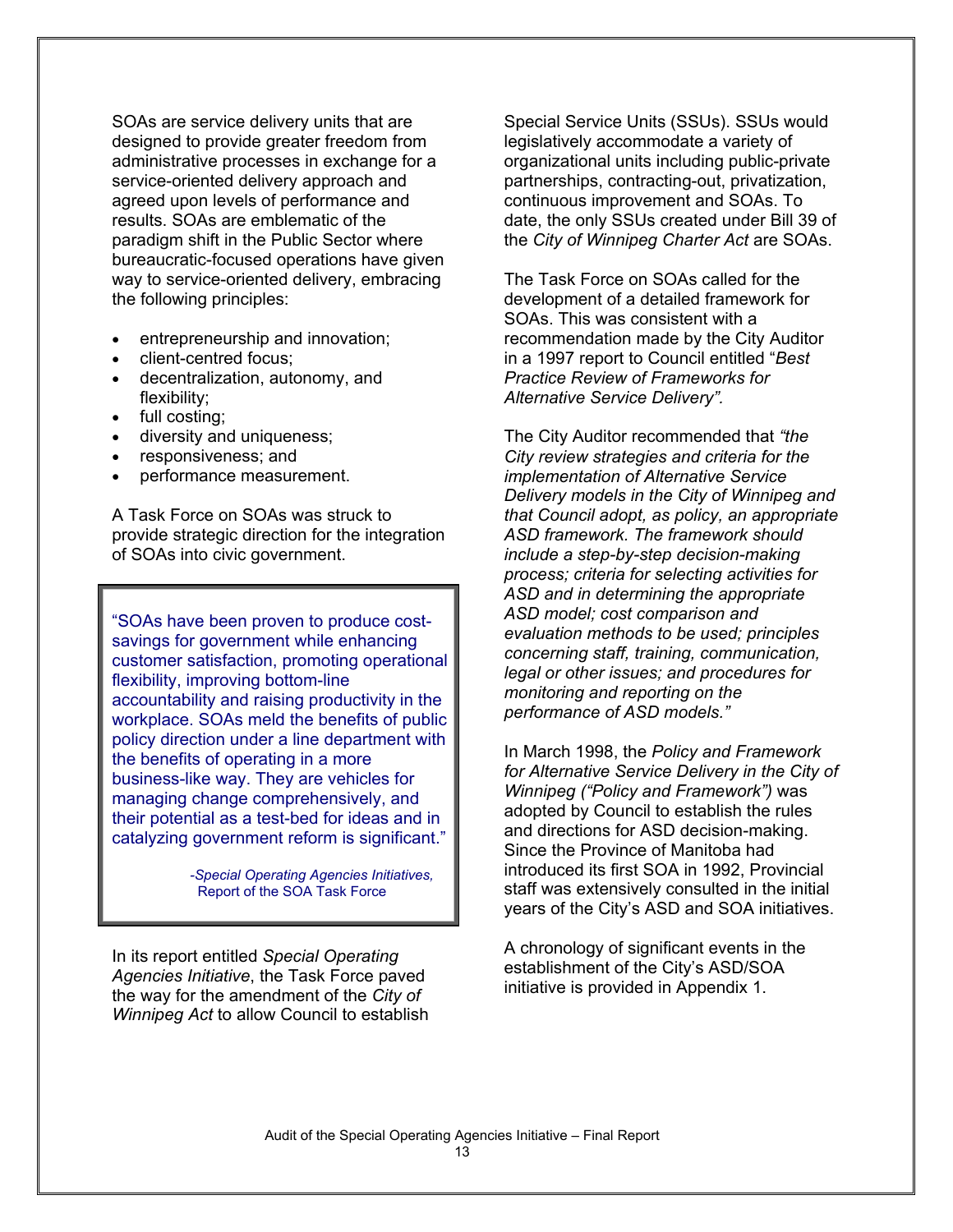SOAs are service delivery units that are designed to provide greater freedom from administrative processes in exchange for a service-oriented delivery approach and agreed upon levels of performance and results. SOAs are emblematic of the paradigm shift in the Public Sector where bureaucratic-focused operations have given way to service-oriented delivery, embracing the following principles:

- entrepreneurship and innovation;
- client-centred focus;
- decentralization, autonomy, and flexibility;
- full costing;
- diversity and uniqueness;
- responsiveness; and
- performance measurement.

A Task Force on SOAs was struck to provide strategic direction for the integration of SOAs into civic government.

> "SOAs have been proven to produce cost-savings for government while enhancing customer satisfaction, promoting operational flexibility, improving bottom-line accountability and raising productivity in the workplace. SOAs meld the benefits of public policy direction under a line department with the benefits of operating in a more business-like way. They are vehicles for managing change comprehensively, and their potential as a test-bed for ideas and in catalyzing government reform is significant."
>
> -*Special Operating Agencies Initiatives,* Report of the SOA Task Force

In its report entitled *Special Operating Agencies Initiative*, the Task Force paved the way for the amendment of the *City of Winnipeg Act* to allow Council to establish Special Service Units (SSUs). SSUs would legislatively accommodate a variety of organizational units including public-private partnerships, contracting-out, privatization, continuous improvement and SOAs. To date, the only SSUs created under Bill 39 of the *City of Winnipeg Charter Act* are SOAs.

The Task Force on SOAs called for the development of a detailed framework for SOAs. This was consistent with a recommendation made by the City Auditor in a 1997 report to Council entitled "*Best Practice Review of Frameworks for Alternative Service Delivery".*

The City Auditor recommended that *"the City review strategies and criteria for the implementation of Alternative Service Delivery models in the City of Winnipeg and that Council adopt, as policy, an appropriate ASD framework. The framework should include a step-by-step decision-making process; criteria for selecting activities for ASD and in determining the appropriate ASD model; cost comparison and evaluation methods to be used; principles concerning staff, training, communication, legal or other issues; and procedures for monitoring and reporting on the performance of ASD models."*

In March 1998, the *Policy and Framework for Alternative Service Delivery in the City of Winnipeg ("Policy and Framework")* was adopted by Council to establish the rules and directions for ASD decision-making. Since the Province of Manitoba had introduced its first SOA in 1992, Provincial staff was extensively consulted in the initial years of the City's ASD and SOA initiatives.

A chronology of significant events in the establishment of the City's ASD/SOA initiative is provided in Appendix 1.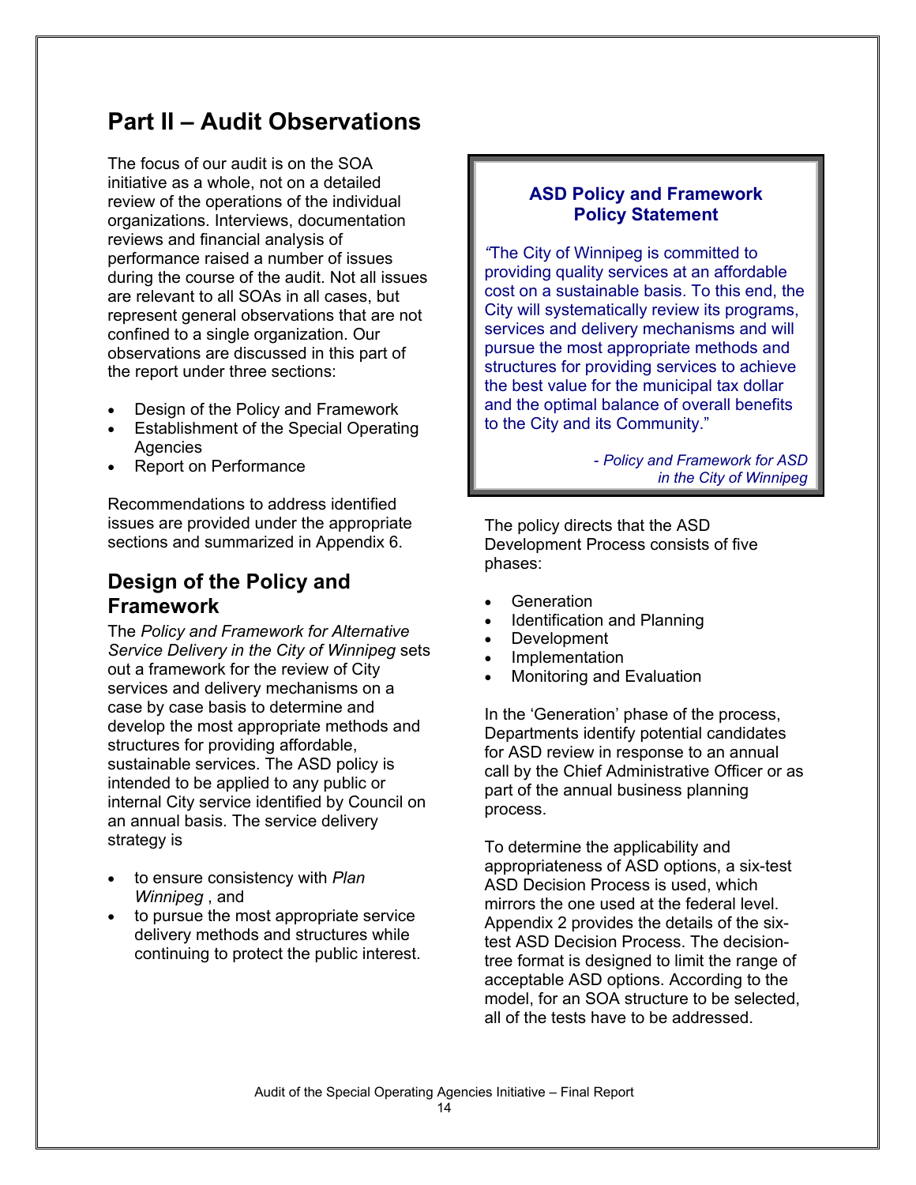# Part II – Audit Observations

The focus of our audit is on the SOA initiative as a whole, not on a detailed review of the operations of the individual organizations. Interviews, documentation reviews and financial analysis of performance raised a number of issues during the course of the audit. Not all issues are relevant to all SOAs in all cases, but represent general observations that are not confined to a single organization. Our observations are discussed in this part of the report under three sections:

- Design of the Policy and Framework
- Establishment of the Special Operating Agencies
- Report on Performance

Recommendations to address identified issues are provided under the appropriate sections and summarized in Appendix 6.

## Design of the Policy and Framework

The *Policy and Framework for Alternative Service Delivery in the City of Winnipeg* sets out a framework for the review of City services and delivery mechanisms on a case by case basis to determine and develop the most appropriate methods and structures for providing affordable, sustainable services. The ASD policy is intended to be applied to any public or internal City service identified by Council on an annual basis. The service delivery strategy is

- to ensure consistency with *Plan Winnipeg* , and
- to pursue the most appropriate service delivery methods and structures while continuing to protect the public interest.

> **ASD Policy and Framework Policy Statement**
>
> *"The City of Winnipeg is committed to providing quality services at an affordable cost on a sustainable basis. To this end, the City will systematically review its programs, services and delivery mechanisms and will pursue the most appropriate methods and structures for providing services to achieve the best value for the municipal tax dollar and the optimal balance of overall benefits to the City and its Community."*
>
> *- Policy and Framework for ASD in the City of Winnipeg*

The policy directs that the ASD Development Process consists of five phases:

- Generation
- Identification and Planning
- Development
- Implementation
- Monitoring and Evaluation

In the 'Generation' phase of the process, Departments identify potential candidates for ASD review in response to an annual call by the Chief Administrative Officer or as part of the annual business planning process.

To determine the applicability and appropriateness of ASD options, a six-test ASD Decision Process is used, which mirrors the one used at the federal level. Appendix 2 provides the details of the six-test ASD Decision Process. The decision-tree format is designed to limit the range of acceptable ASD options. According to the model, for an SOA structure to be selected, all of the tests have to be addressed.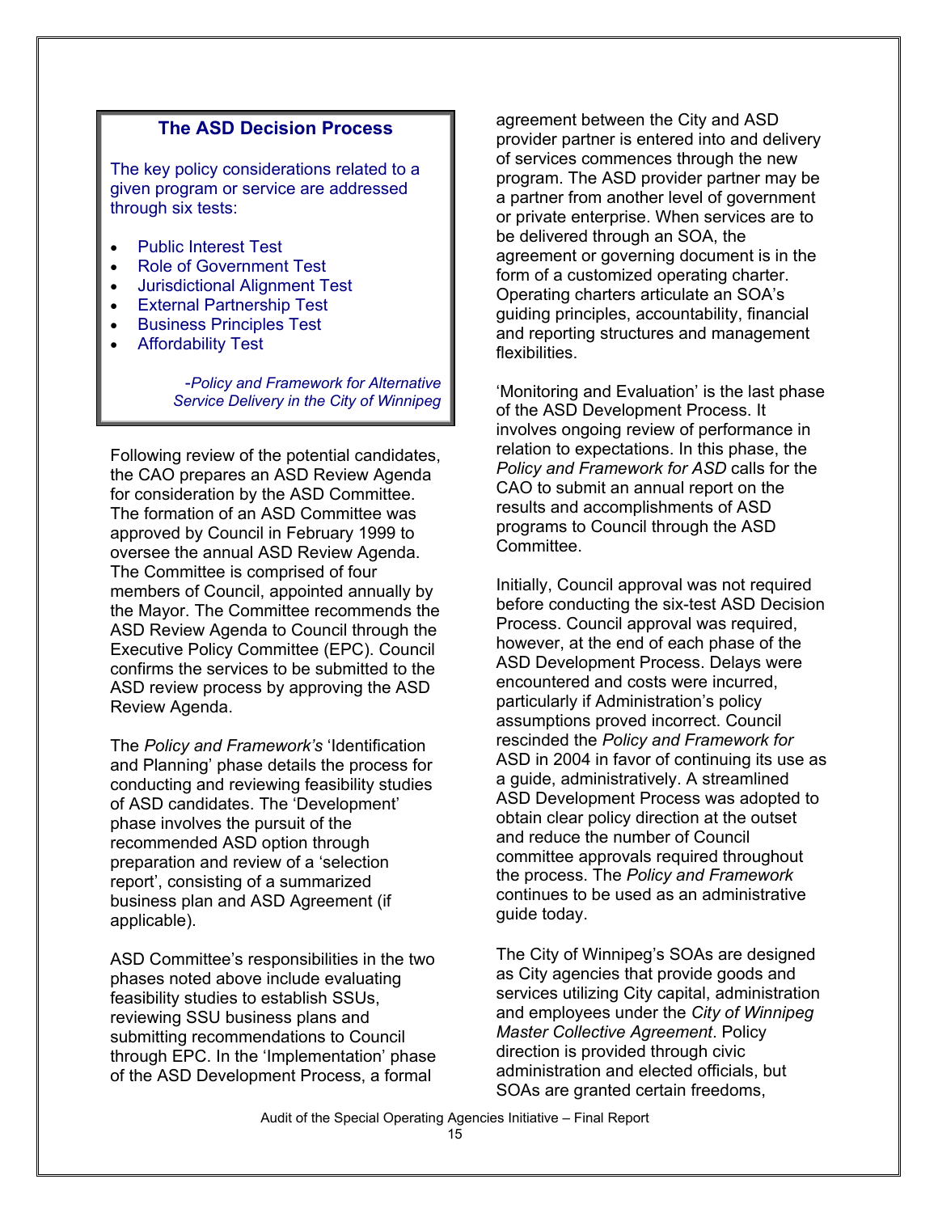### The ASD Decision Process

The key policy considerations related to a given program or service are addressed through six tests:

- Public Interest Test
- Role of Government Test
- Jurisdictional Alignment Test
- External Partnership Test
- Business Principles Test
- Affordability Test

*-Policy and Framework for Alternative Service Delivery in the City of Winnipeg*

Following review of the potential candidates, the CAO prepares an ASD Review Agenda for consideration by the ASD Committee. The formation of an ASD Committee was approved by Council in February 1999 to oversee the annual ASD Review Agenda. The Committee is comprised of four members of Council, appointed annually by the Mayor. The Committee recommends the ASD Review Agenda to Council through the Executive Policy Committee (EPC). Council confirms the services to be submitted to the ASD review process by approving the ASD Review Agenda.

The *Policy and Framework's* 'Identification and Planning' phase details the process for conducting and reviewing feasibility studies of ASD candidates. The 'Development' phase involves the pursuit of the recommended ASD option through preparation and review of a 'selection report', consisting of a summarized business plan and ASD Agreement (if applicable).

ASD Committee's responsibilities in the two phases noted above include evaluating feasibility studies to establish SSUs, reviewing SSU business plans and submitting recommendations to Council through EPC. In the 'Implementation' phase of the ASD Development Process, a formal agreement between the City and ASD provider partner is entered into and delivery of services commences through the new program. The ASD provider partner may be a partner from another level of government or private enterprise. When services are to be delivered through an SOA, the agreement or governing document is in the form of a customized operating charter. Operating charters articulate an SOA's guiding principles, accountability, financial and reporting structures and management flexibilities.

'Monitoring and Evaluation' is the last phase of the ASD Development Process. It involves ongoing review of performance in relation to expectations. In this phase, the *Policy and Framework for ASD* calls for the CAO to submit an annual report on the results and accomplishments of ASD programs to Council through the ASD Committee.

Initially, Council approval was not required before conducting the six-test ASD Decision Process. Council approval was required, however, at the end of each phase of the ASD Development Process. Delays were encountered and costs were incurred, particularly if Administration's policy assumptions proved incorrect. Council rescinded the *Policy and Framework for* ASD in 2004 in favor of continuing its use as a guide, administratively. A streamlined ASD Development Process was adopted to obtain clear policy direction at the outset and reduce the number of Council committee approvals required throughout the process. The *Policy and Framework* continues to be used as an administrative guide today.

The City of Winnipeg's SOAs are designed as City agencies that provide goods and services utilizing City capital, administration and employees under the *City of Winnipeg Master Collective Agreement*. Policy direction is provided through civic administration and elected officials, but SOAs are granted certain freedoms,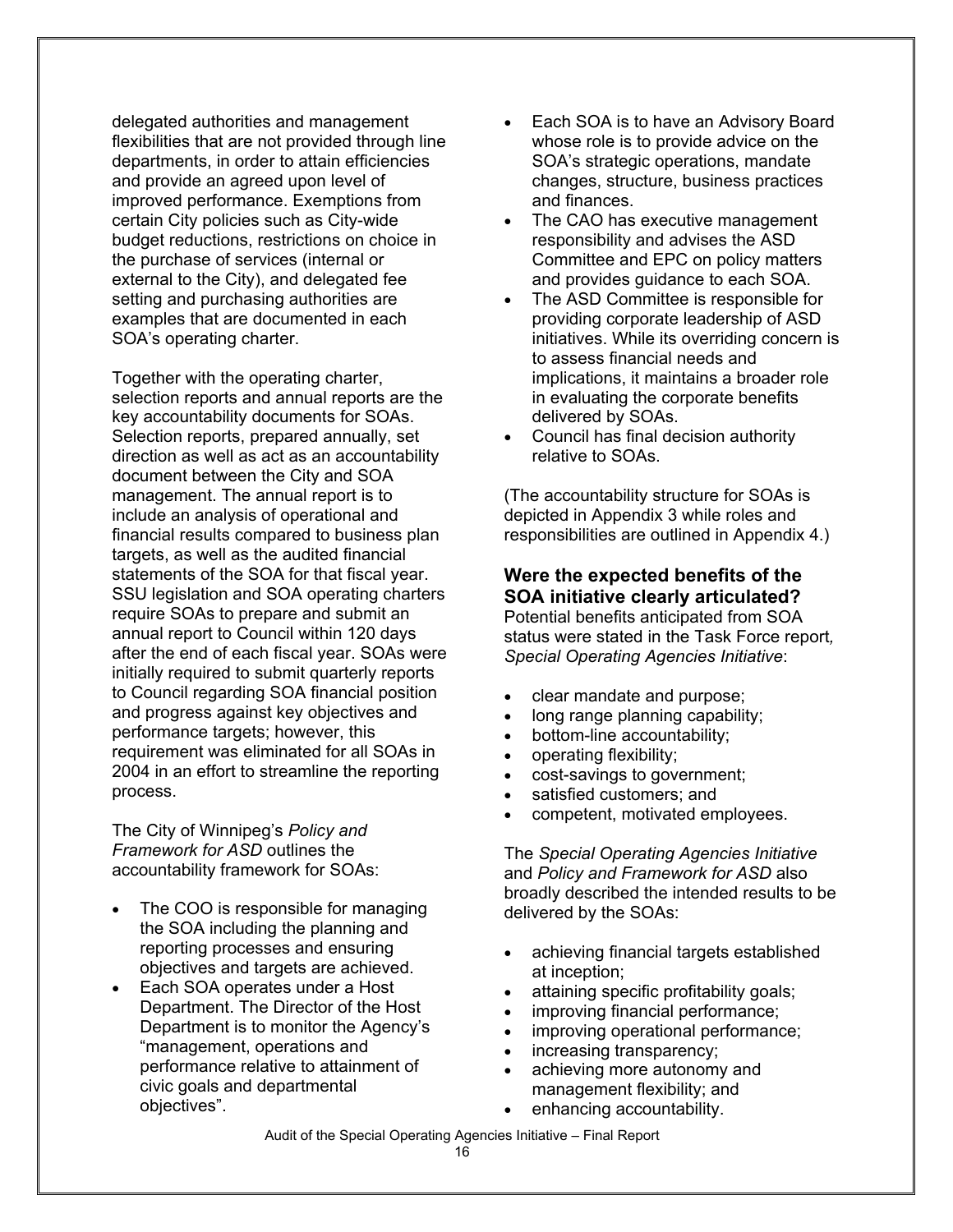delegated authorities and management flexibilities that are not provided through line departments, in order to attain efficiencies and provide an agreed upon level of improved performance. Exemptions from certain City policies such as City-wide budget reductions, restrictions on choice in the purchase of services (internal or external to the City), and delegated fee setting and purchasing authorities are examples that are documented in each SOA's operating charter.

Together with the operating charter, selection reports and annual reports are the key accountability documents for SOAs. Selection reports, prepared annually, set direction as well as act as an accountability document between the City and SOA management. The annual report is to include an analysis of operational and financial results compared to business plan targets, as well as the audited financial statements of the SOA for that fiscal year. SSU legislation and SOA operating charters require SOAs to prepare and submit an annual report to Council within 120 days after the end of each fiscal year. SOAs were initially required to submit quarterly reports to Council regarding SOA financial position and progress against key objectives and performance targets; however, this requirement was eliminated for all SOAs in 2004 in an effort to streamline the reporting process.

The City of Winnipeg's *Policy and Framework for ASD* outlines the accountability framework for SOAs:

- The COO is responsible for managing the SOA including the planning and reporting processes and ensuring objectives and targets are achieved.
- Each SOA operates under a Host Department. The Director of the Host Department is to monitor the Agency's "management, operations and performance relative to attainment of civic goals and departmental objectives".
- Each SOA is to have an Advisory Board whose role is to provide advice on the SOA's strategic operations, mandate changes, structure, business practices and finances.
- The CAO has executive management responsibility and advises the ASD Committee and EPC on policy matters and provides guidance to each SOA.
- The ASD Committee is responsible for providing corporate leadership of ASD initiatives. While its overriding concern is to assess financial needs and implications, it maintains a broader role in evaluating the corporate benefits delivered by SOAs.
- Council has final decision authority relative to SOAs.

(The accountability structure for SOAs is depicted in Appendix 3 while roles and responsibilities are outlined in Appendix 4.)

### Were the expected benefits of the SOA initiative clearly articulated?

Potential benefits anticipated from SOA status were stated in the Task Force report, *Special Operating Agencies Initiative*:

- clear mandate and purpose;
- long range planning capability;
- bottom-line accountability;
- operating flexibility;
- cost-savings to government;
- satisfied customers; and
- competent, motivated employees.

The *Special Operating Agencies Initiative* and *Policy and Framework for ASD* also broadly described the intended results to be delivered by the SOAs:

- achieving financial targets established at inception;
- attaining specific profitability goals;
- improving financial performance;
- improving operational performance;
- increasing transparency;
- achieving more autonomy and management flexibility; and
- enhancing accountability.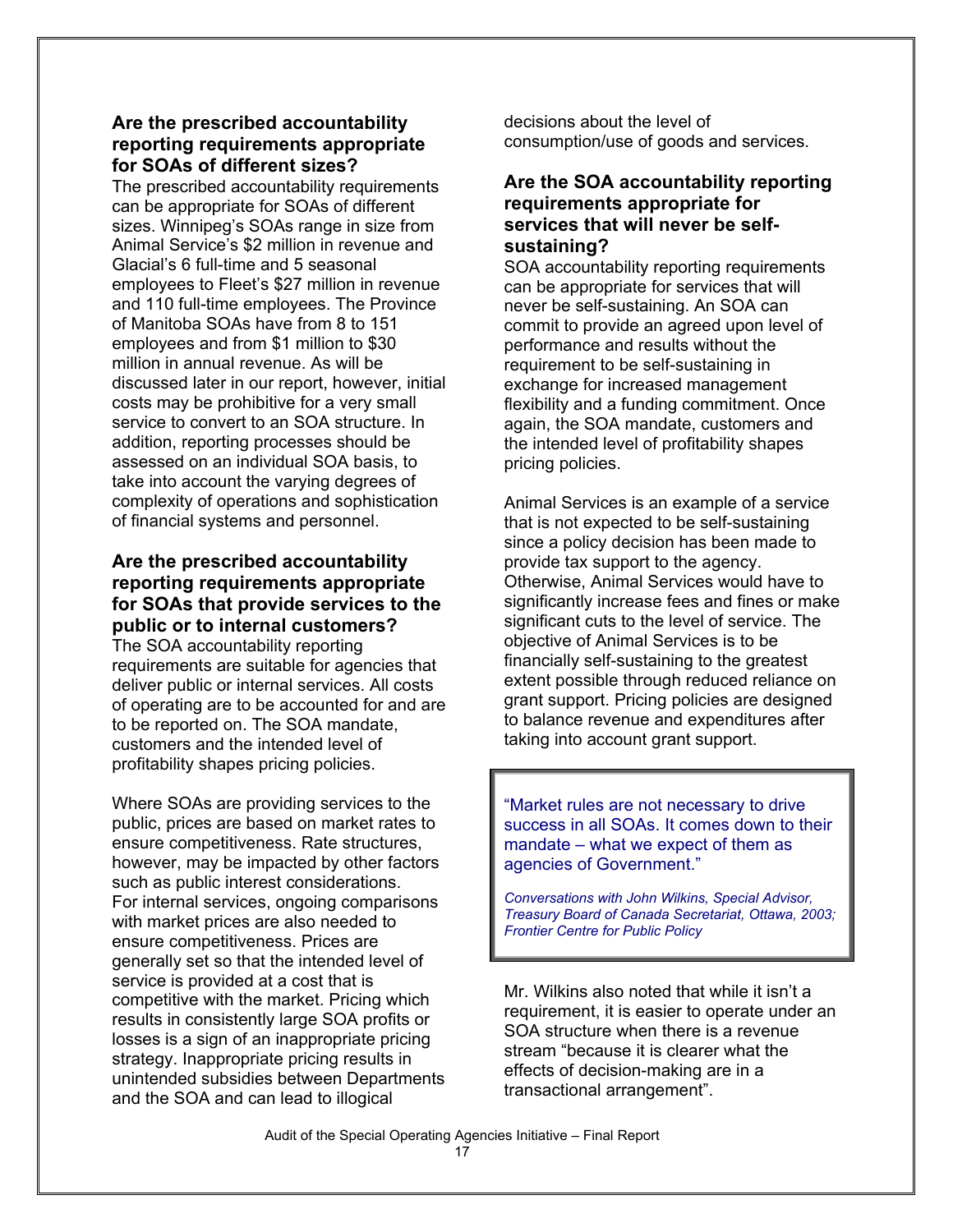### Are the prescribed accountability reporting requirements appropriate for SOAs of different sizes?

The prescribed accountability requirements can be appropriate for SOAs of different sizes. Winnipeg's SOAs range in size from Animal Service's $2 million in revenue and Glacial's 6 full-time and 5 seasonal employees to Fleet's $27 million in revenue and 110 full-time employees. The Province of Manitoba SOAs have from 8 to 151 employees and from $1 million to $30 million in annual revenue. As will be discussed later in our report, however, initial costs may be prohibitive for a very small service to convert to an SOA structure. In addition, reporting processes should be assessed on an individual SOA basis, to take into account the varying degrees of complexity of operations and sophistication of financial systems and personnel.

### Are the prescribed accountability reporting requirements appropriate for SOAs that provide services to the public or to internal customers?

The SOA accountability reporting requirements are suitable for agencies that deliver public or internal services. All costs of operating are to be accounted for and are to be reported on. The SOA mandate, customers and the intended level of profitability shapes pricing policies.

Where SOAs are providing services to the public, prices are based on market rates to ensure competitiveness. Rate structures, however, may be impacted by other factors such as public interest considerations. For internal services, ongoing comparisons with market prices are also needed to ensure competitiveness. Prices are generally set so that the intended level of service is provided at a cost that is competitive with the market. Pricing which results in consistently large SOA profits or losses is a sign of an inappropriate pricing strategy. Inappropriate pricing results in unintended subsidies between Departments and the SOA and can lead to illogical decisions about the level of consumption/use of goods and services.

### Are the SOA accountability reporting requirements appropriate for services that will never be self-sustaining?

SOA accountability reporting requirements can be appropriate for services that will never be self-sustaining. An SOA can commit to provide an agreed upon level of performance and results without the requirement to be self-sustaining in exchange for increased management flexibility and a funding commitment. Once again, the SOA mandate, customers and the intended level of profitability shapes pricing policies.

Animal Services is an example of a service that is not expected to be self-sustaining since a policy decision has been made to provide tax support to the agency. Otherwise, Animal Services would have to significantly increase fees and fines or make significant cuts to the level of service. The objective of Animal Services is to be financially self-sustaining to the greatest extent possible through reduced reliance on grant support. Pricing policies are designed to balance revenue and expenditures after taking into account grant support.

> "Market rules are not necessary to drive success in all SOAs. It comes down to their mandate – what we expect of them as agencies of Government."
>
> *Conversations with John Wilkins, Special Advisor, Treasury Board of Canada Secretariat, Ottawa, 2003; Frontier Centre for Public Policy*

Mr. Wilkins also noted that while it isn't a requirement, it is easier to operate under an SOA structure when there is a revenue stream "because it is clearer what the effects of decision-making are in a transactional arrangement".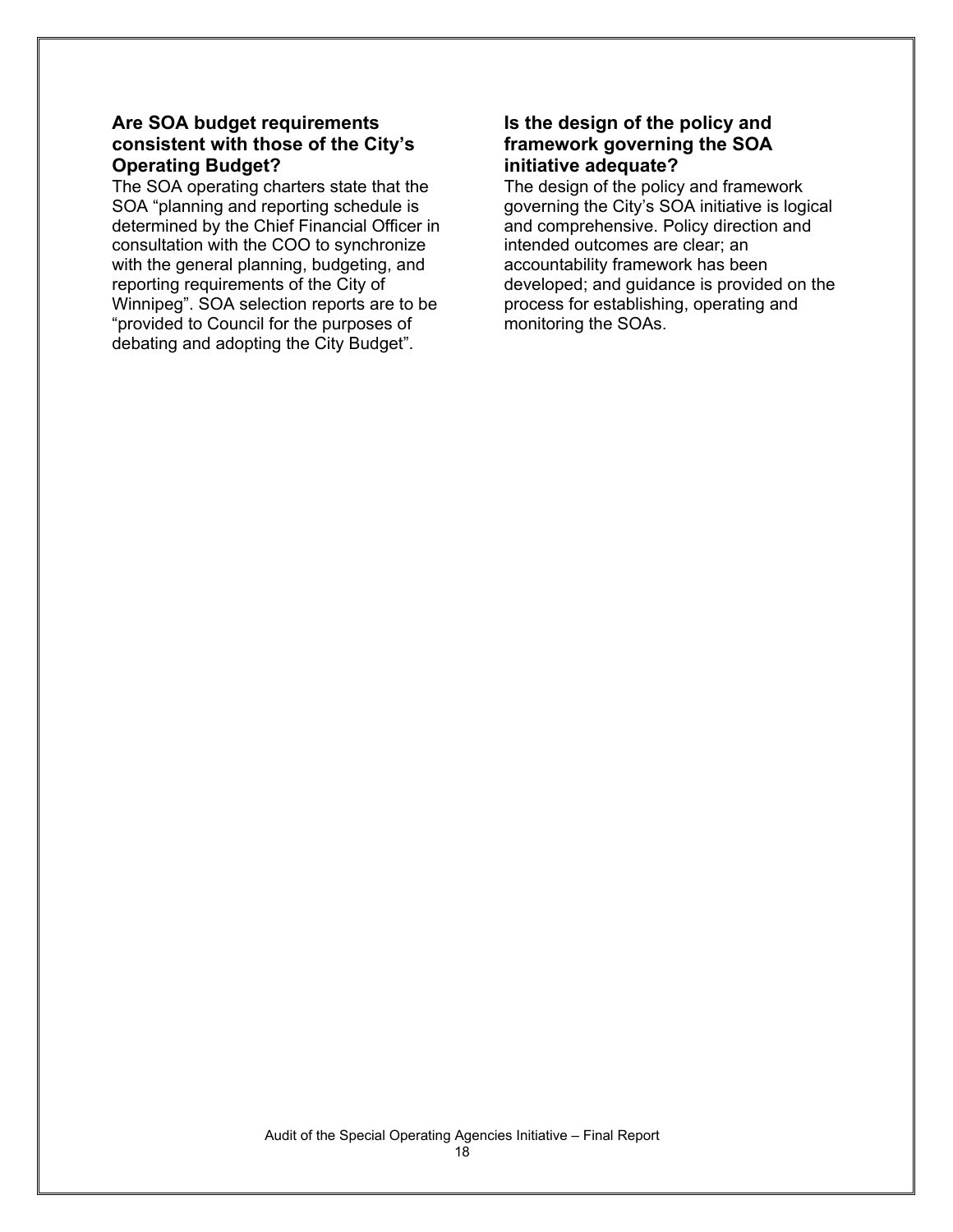### Are SOA budget requirements consistent with those of the City's Operating Budget?

The SOA operating charters state that the SOA "planning and reporting schedule is determined by the Chief Financial Officer in consultation with the COO to synchronize with the general planning, budgeting, and reporting requirements of the City of Winnipeg". SOA selection reports are to be "provided to Council for the purposes of debating and adopting the City Budget".

### Is the design of the policy and framework governing the SOA initiative adequate?

The design of the policy and framework governing the City's SOA initiative is logical and comprehensive. Policy direction and intended outcomes are clear; an accountability framework has been developed; and guidance is provided on the process for establishing, operating and monitoring the SOAs.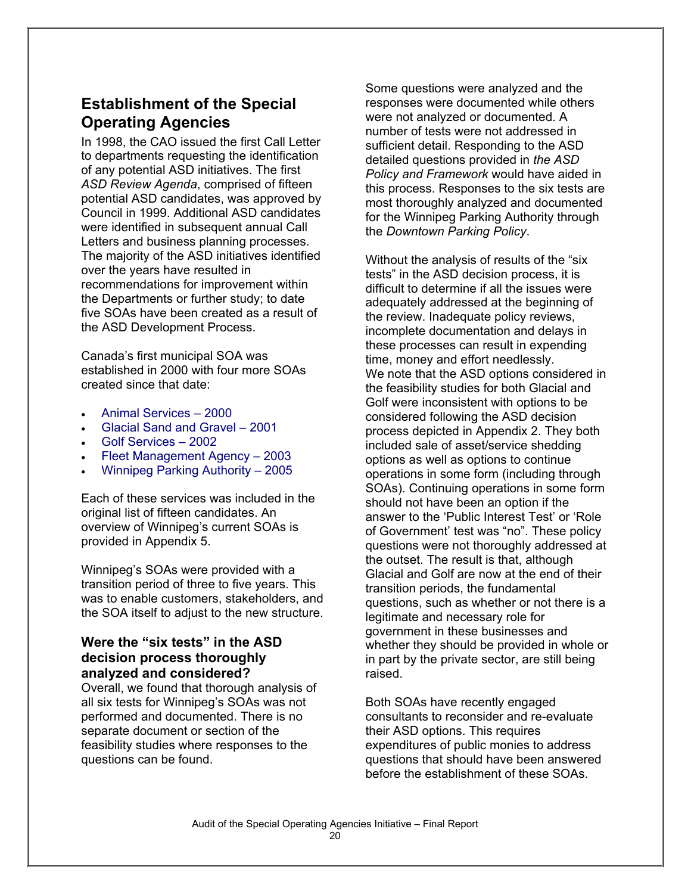## Establishment of the Special Operating Agencies

In 1998, the CAO issued the first Call Letter to departments requesting the identification of any potential ASD initiatives. The first *ASD Review Agenda*, comprised of fifteen potential ASD candidates, was approved by Council in 1999. Additional ASD candidates were identified in subsequent annual Call Letters and business planning processes. The majority of the ASD initiatives identified over the years have resulted in recommendations for improvement within the Departments or further study; to date five SOAs have been created as a result of the ASD Development Process.

Canada's first municipal SOA was established in 2000 with four more SOAs created since that date:

- Animal Services – 2000
- Glacial Sand and Gravel – 2001
- Golf Services – 2002
- Fleet Management Agency – 2003
- Winnipeg Parking Authority – 2005

Each of these services was included in the original list of fifteen candidates. An overview of Winnipeg's current SOAs is provided in Appendix 5.

Winnipeg's SOAs were provided with a transition period of three to five years. This was to enable customers, stakeholders, and the SOA itself to adjust to the new structure.

### Were the "six tests" in the ASD decision process thoroughly analyzed and considered?

Overall, we found that thorough analysis of all six tests for Winnipeg's SOAs was not performed and documented. There is no separate document or section of the feasibility studies where responses to the questions can be found.

Some questions were analyzed and the responses were documented while others were not analyzed or documented. A number of tests were not addressed in sufficient detail. Responding to the ASD detailed questions provided in *the ASD Policy and Framework* would have aided in this process. Responses to the six tests are most thoroughly analyzed and documented for the Winnipeg Parking Authority through the *Downtown Parking Policy*.

Without the analysis of results of the "six tests" in the ASD decision process, it is difficult to determine if all the issues were adequately addressed at the beginning of the review. Inadequate policy reviews, incomplete documentation and delays in these processes can result in expending time, money and effort needlessly.
We note that the ASD options considered in the feasibility studies for both Glacial and Golf were inconsistent with options to be considered following the ASD decision process depicted in Appendix 2. They both included sale of asset/service shedding options as well as options to continue operations in some form (including through SOAs). Continuing operations in some form should not have been an option if the answer to the 'Public Interest Test' or 'Role of Government' test was "no". These policy questions were not thoroughly addressed at the outset. The result is that, although Glacial and Golf are now at the end of their transition periods, the fundamental questions, such as whether or not there is a legitimate and necessary role for government in these businesses and whether they should be provided in whole or in part by the private sector, are still being raised.

Both SOAs have recently engaged consultants to reconsider and re-evaluate their ASD options. This requires expenditures of public monies to address questions that should have been answered before the establishment of these SOAs.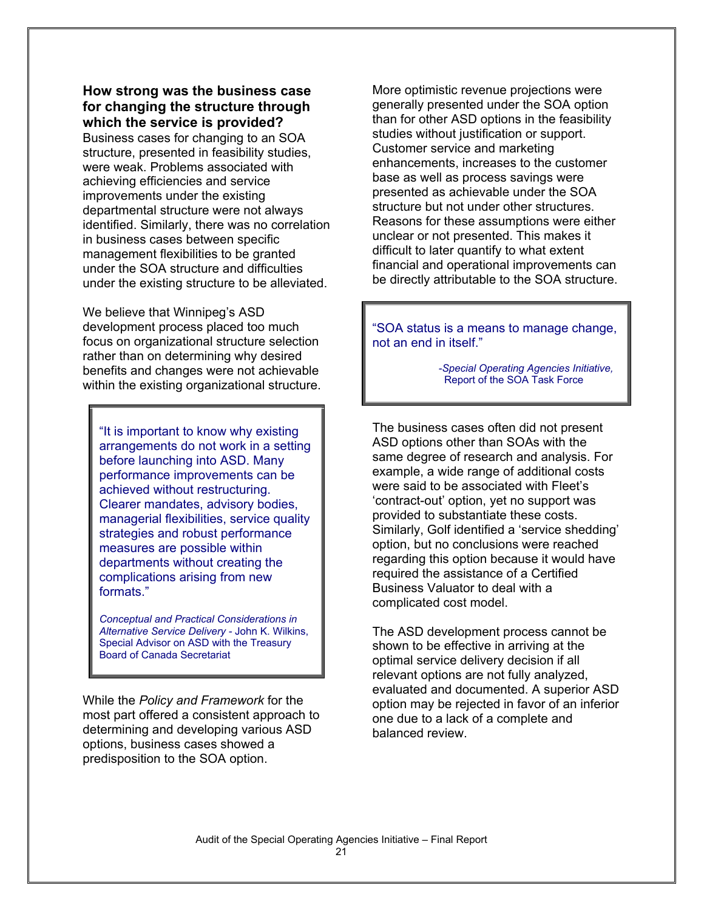### How strong was the business case for changing the structure through which the service is provided?

Business cases for changing to an SOA structure, presented in feasibility studies, were weak. Problems associated with achieving efficiencies and service improvements under the existing departmental structure were not always identified. Similarly, there was no correlation in business cases between specific management flexibilities to be granted under the SOA structure and difficulties under the existing structure to be alleviated.

We believe that Winnipeg's ASD development process placed too much focus on organizational structure selection rather than on determining why desired benefits and changes were not achievable within the existing organizational structure.

> "It is important to know why existing arrangements do not work in a setting before launching into ASD. Many performance improvements can be achieved without restructuring. Clearer mandates, advisory bodies, managerial flexibilities, service quality strategies and robust performance measures are possible within departments without creating the complications arising from new formats."
>
> *Conceptual and Practical Considerations in Alternative Service Delivery* - John K. Wilkins, Special Advisor on ASD with the Treasury Board of Canada Secretariat

While the *Policy and Framework* for the most part offered a consistent approach to determining and developing various ASD options, business cases showed a predisposition to the SOA option.

More optimistic revenue projections were generally presented under the SOA option than for other ASD options in the feasibility studies without justification or support. Customer service and marketing enhancements, increases to the customer base as well as process savings were presented as achievable under the SOA structure but not under other structures. Reasons for these assumptions were either unclear or not presented. This makes it difficult to later quantify to what extent financial and operational improvements can be directly attributable to the SOA structure.

> "SOA status is a means to manage change, not an end in itself."
>
> -*Special Operating Agencies Initiative,* Report of the SOA Task Force

The business cases often did not present ASD options other than SOAs with the same degree of research and analysis. For example, a wide range of additional costs were said to be associated with Fleet's 'contract-out' option, yet no support was provided to substantiate these costs. Similarly, Golf identified a 'service shedding' option, but no conclusions were reached regarding this option because it would have required the assistance of a Certified Business Valuator to deal with a complicated cost model.

The ASD development process cannot be shown to be effective in arriving at the optimal service delivery decision if all relevant options are not fully analyzed, evaluated and documented. A superior ASD option may be rejected in favor of an inferior one due to a lack of a complete and balanced review.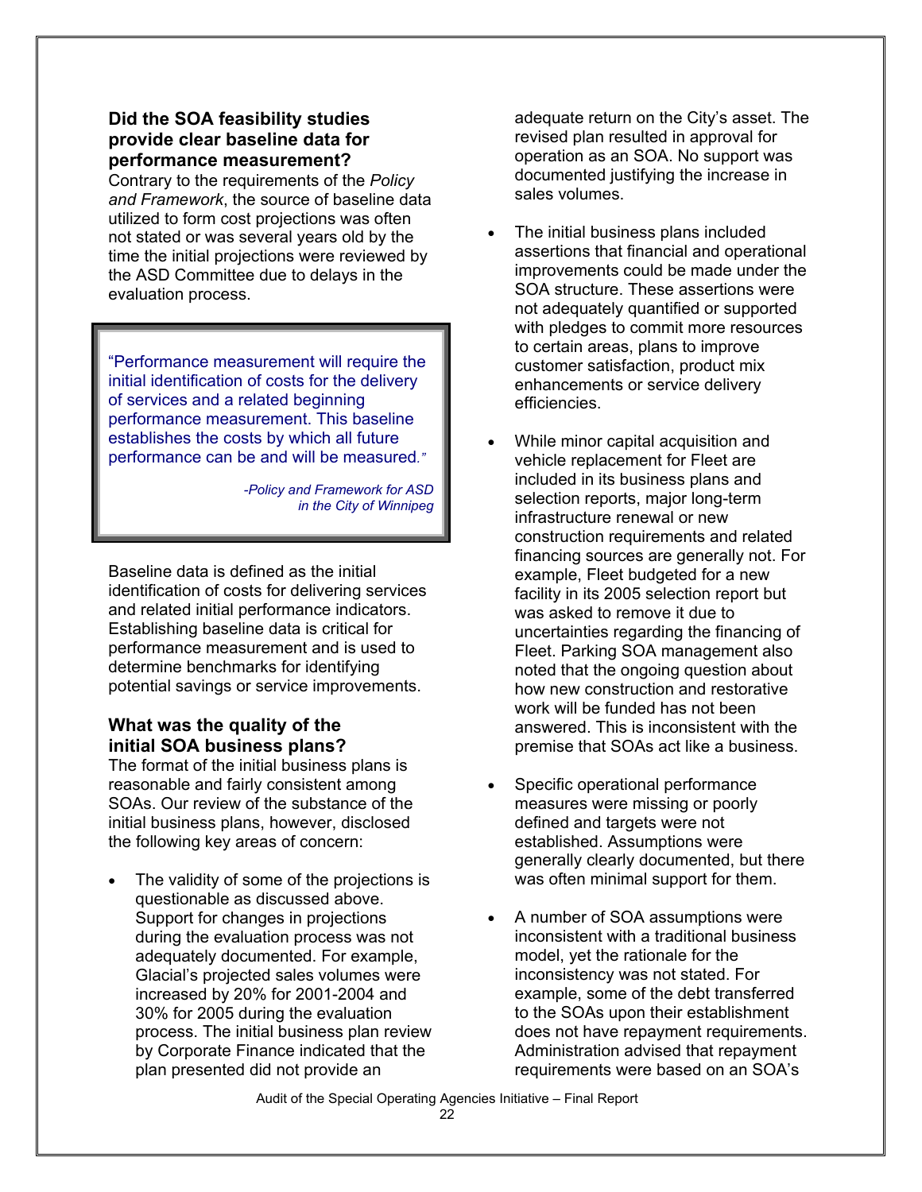### Did the SOA feasibility studies provide clear baseline data for performance measurement?

Contrary to the requirements of the *Policy and Framework*, the source of baseline data utilized to form cost projections was often not stated or was several years old by the time the initial projections were reviewed by the ASD Committee due to delays in the evaluation process.

> "Performance measurement will require the initial identification of costs for the delivery of services and a related beginning performance measurement. This baseline establishes the costs by which all future performance can be and will be measured."
>
> *-Policy and Framework for ASD in the City of Winnipeg*

Baseline data is defined as the initial identification of costs for delivering services and related initial performance indicators. Establishing baseline data is critical for performance measurement and is used to determine benchmarks for identifying potential savings or service improvements.

### What was the quality of the initial SOA business plans?

The format of the initial business plans is reasonable and fairly consistent among SOAs. Our review of the substance of the initial business plans, however, disclosed the following key areas of concern:

- The validity of some of the projections is questionable as discussed above. Support for changes in projections during the evaluation process was not adequately documented. For example, Glacial's projected sales volumes were increased by 20% for 2001-2004 and 30% for 2005 during the evaluation process. The initial business plan review by Corporate Finance indicated that the plan presented did not provide an adequate return on the City's asset. The revised plan resulted in approval for operation as an SOA. No support was documented justifying the increase in sales volumes.

- The initial business plans included assertions that financial and operational improvements could be made under the SOA structure. These assertions were not adequately quantified or supported with pledges to commit more resources to certain areas, plans to improve customer satisfaction, product mix enhancements or service delivery efficiencies.

- While minor capital acquisition and vehicle replacement for Fleet are included in its business plans and selection reports, major long-term infrastructure renewal or new construction requirements and related financing sources are generally not. For example, Fleet budgeted for a new facility in its 2005 selection report but was asked to remove it due to uncertainties regarding the financing of Fleet. Parking SOA management also noted that the ongoing question about how new construction and restorative work will be funded has not been answered. This is inconsistent with the premise that SOAs act like a business.

- Specific operational performance measures were missing or poorly defined and targets were not established. Assumptions were generally clearly documented, but there was often minimal support for them.

- A number of SOA assumptions were inconsistent with a traditional business model, yet the rationale for the inconsistency was not stated. For example, some of the debt transferred to the SOAs upon their establishment does not have repayment requirements. Administration advised that repayment requirements were based on an SOA's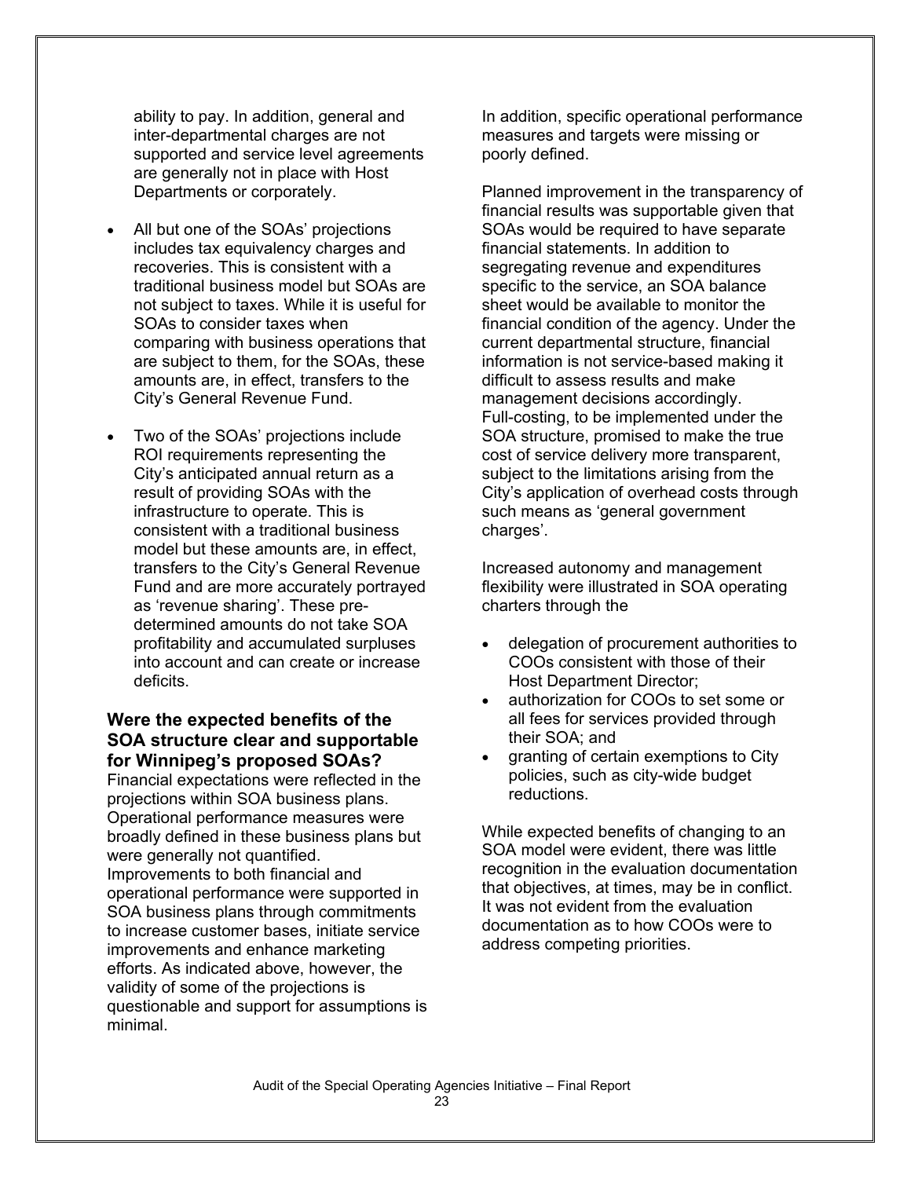ability to pay. In addition, general and inter-departmental charges are not supported and service level agreements are generally not in place with Host Departments or corporately.

- All but one of the SOAs' projections includes tax equivalency charges and recoveries. This is consistent with a traditional business model but SOAs are not subject to taxes. While it is useful for SOAs to consider taxes when comparing with business operations that are subject to them, for the SOAs, these amounts are, in effect, transfers to the City's General Revenue Fund.
- Two of the SOAs' projections include ROI requirements representing the City's anticipated annual return as a result of providing SOAs with the infrastructure to operate. This is consistent with a traditional business model but these amounts are, in effect, transfers to the City's General Revenue Fund and are more accurately portrayed as 'revenue sharing'. These pre-determined amounts do not take SOA profitability and accumulated surpluses into account and can create or increase deficits.

### Were the expected benefits of the SOA structure clear and supportable for Winnipeg's proposed SOAs?

Financial expectations were reflected in the projections within SOA business plans. Operational performance measures were broadly defined in these business plans but were generally not quantified. Improvements to both financial and operational performance were supported in SOA business plans through commitments to increase customer bases, initiate service improvements and enhance marketing efforts. As indicated above, however, the validity of some of the projections is questionable and support for assumptions is minimal.

In addition, specific operational performance measures and targets were missing or poorly defined.

Planned improvement in the transparency of financial results was supportable given that SOAs would be required to have separate financial statements. In addition to segregating revenue and expenditures specific to the service, an SOA balance sheet would be available to monitor the financial condition of the agency. Under the current departmental structure, financial information is not service-based making it difficult to assess results and make management decisions accordingly. Full-costing, to be implemented under the SOA structure, promised to make the true cost of service delivery more transparent, subject to the limitations arising from the City's application of overhead costs through such means as 'general government charges'.

Increased autonomy and management flexibility were illustrated in SOA operating charters through the

- delegation of procurement authorities to COOs consistent with those of their Host Department Director;
- authorization for COOs to set some or all fees for services provided through their SOA; and
- granting of certain exemptions to City policies, such as city-wide budget reductions.

While expected benefits of changing to an SOA model were evident, there was little recognition in the evaluation documentation that objectives, at times, may be in conflict. It was not evident from the evaluation documentation as to how COOs were to address competing priorities.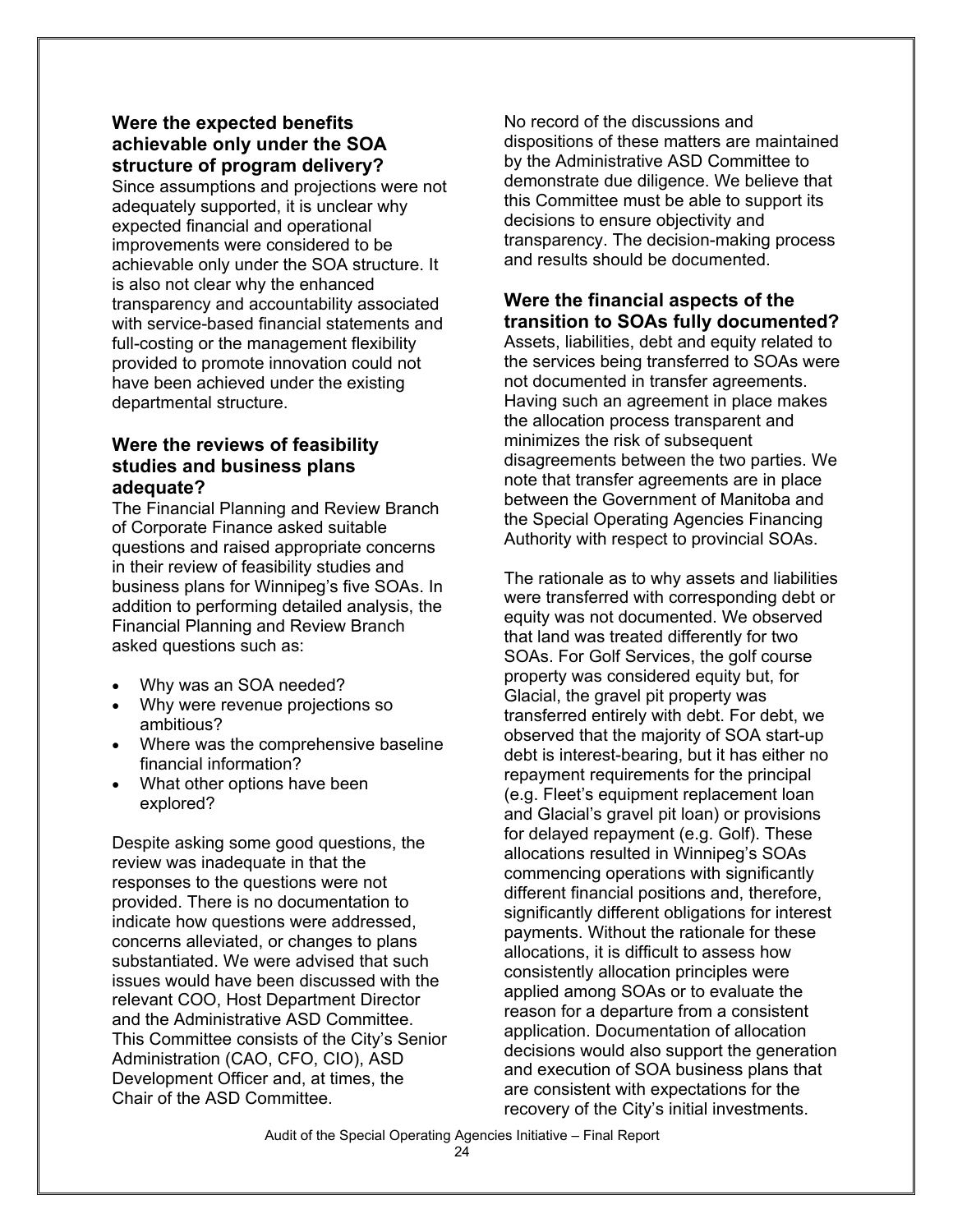### Were the expected benefits achievable only under the SOA structure of program delivery?

Since assumptions and projections were not adequately supported, it is unclear why expected financial and operational improvements were considered to be achievable only under the SOA structure. It is also not clear why the enhanced transparency and accountability associated with service-based financial statements and full-costing or the management flexibility provided to promote innovation could not have been achieved under the existing departmental structure.

### Were the reviews of feasibility studies and business plans adequate?

The Financial Planning and Review Branch of Corporate Finance asked suitable questions and raised appropriate concerns in their review of feasibility studies and business plans for Winnipeg's five SOAs. In addition to performing detailed analysis, the Financial Planning and Review Branch asked questions such as:

- Why was an SOA needed?
- Why were revenue projections so ambitious?
- Where was the comprehensive baseline financial information?
- What other options have been explored?

Despite asking some good questions, the review was inadequate in that the responses to the questions were not provided. There is no documentation to indicate how questions were addressed, concerns alleviated, or changes to plans substantiated. We were advised that such issues would have been discussed with the relevant COO, Host Department Director and the Administrative ASD Committee. This Committee consists of the City's Senior Administration (CAO, CFO, CIO), ASD Development Officer and, at times, the Chair of the ASD Committee.

No record of the discussions and dispositions of these matters are maintained by the Administrative ASD Committee to demonstrate due diligence. We believe that this Committee must be able to support its decisions to ensure objectivity and transparency. The decision-making process and results should be documented.

### Were the financial aspects of the transition to SOAs fully documented?

Assets, liabilities, debt and equity related to the services being transferred to SOAs were not documented in transfer agreements. Having such an agreement in place makes the allocation process transparent and minimizes the risk of subsequent disagreements between the two parties. We note that transfer agreements are in place between the Government of Manitoba and the Special Operating Agencies Financing Authority with respect to provincial SOAs.

The rationale as to why assets and liabilities were transferred with corresponding debt or equity was not documented. We observed that land was treated differently for two SOAs. For Golf Services, the golf course property was considered equity but, for Glacial, the gravel pit property was transferred entirely with debt. For debt, we observed that the majority of SOA start-up debt is interest-bearing, but it has either no repayment requirements for the principal (e.g. Fleet's equipment replacement loan and Glacial's gravel pit loan) or provisions for delayed repayment (e.g. Golf). These allocations resulted in Winnipeg's SOAs commencing operations with significantly different financial positions and, therefore, significantly different obligations for interest payments. Without the rationale for these allocations, it is difficult to assess how consistently allocation principles were applied among SOAs or to evaluate the reason for a departure from a consistent application. Documentation of allocation decisions would also support the generation and execution of SOA business plans that are consistent with expectations for the recovery of the City's initial investments.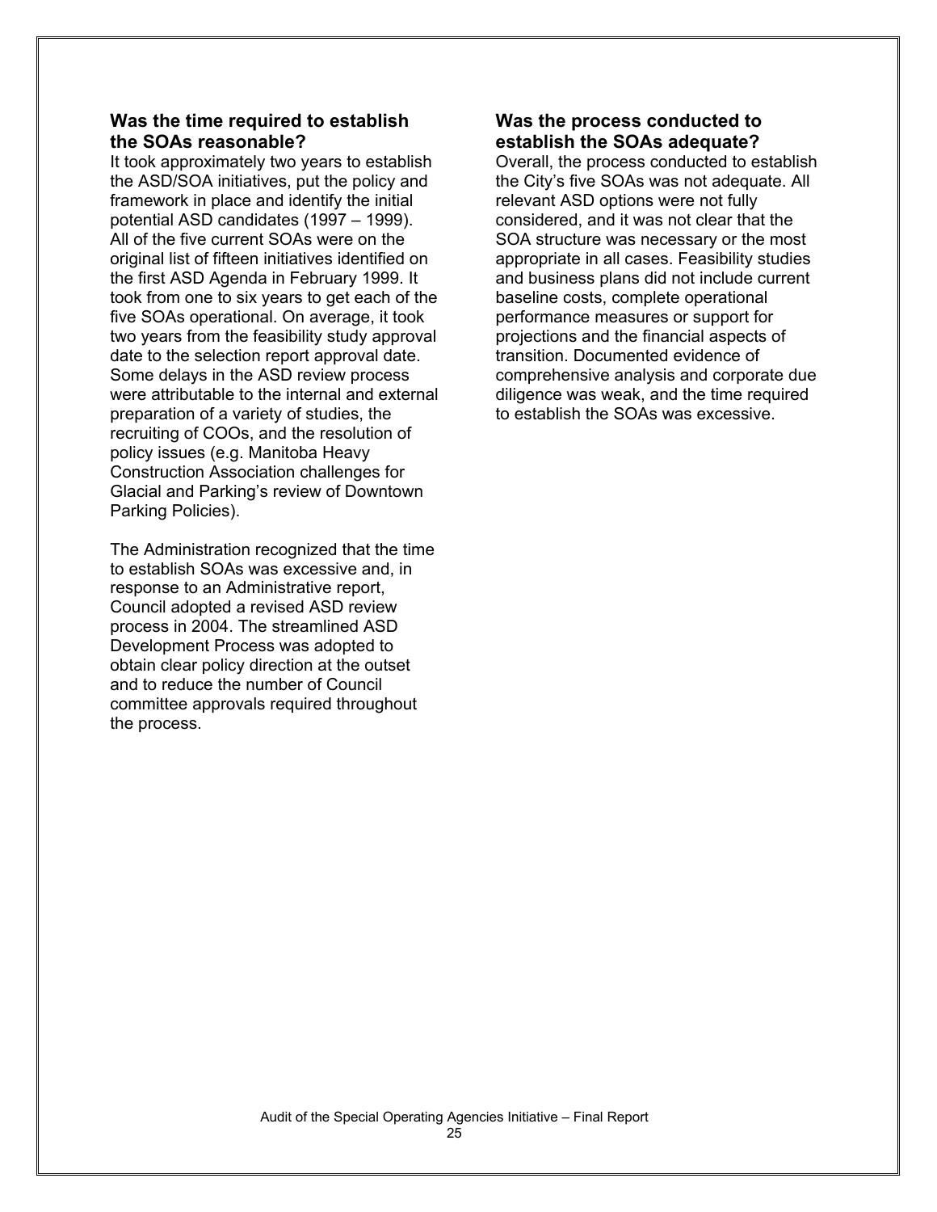### Was the time required to establish the SOAs reasonable?

It took approximately two years to establish the ASD/SOA initiatives, put the policy and framework in place and identify the initial potential ASD candidates (1997 – 1999). All of the five current SOAs were on the original list of fifteen initiatives identified on the first ASD Agenda in February 1999. It took from one to six years to get each of the five SOAs operational. On average, it took two years from the feasibility study approval date to the selection report approval date. Some delays in the ASD review process were attributable to the internal and external preparation of a variety of studies, the recruiting of COOs, and the resolution of policy issues (e.g. Manitoba Heavy Construction Association challenges for Glacial and Parking's review of Downtown Parking Policies).

The Administration recognized that the time to establish SOAs was excessive and, in response to an Administrative report, Council adopted a revised ASD review process in 2004. The streamlined ASD Development Process was adopted to obtain clear policy direction at the outset and to reduce the number of Council committee approvals required throughout the process.

### Was the process conducted to establish the SOAs adequate?

Overall, the process conducted to establish the City's five SOAs was not adequate. All relevant ASD options were not fully considered, and it was not clear that the SOA structure was necessary or the most appropriate in all cases. Feasibility studies and business plans did not include current baseline costs, complete operational performance measures or support for projections and the financial aspects of transition. Documented evidence of comprehensive analysis and corporate due diligence was weak, and the time required to establish the SOAs was excessive.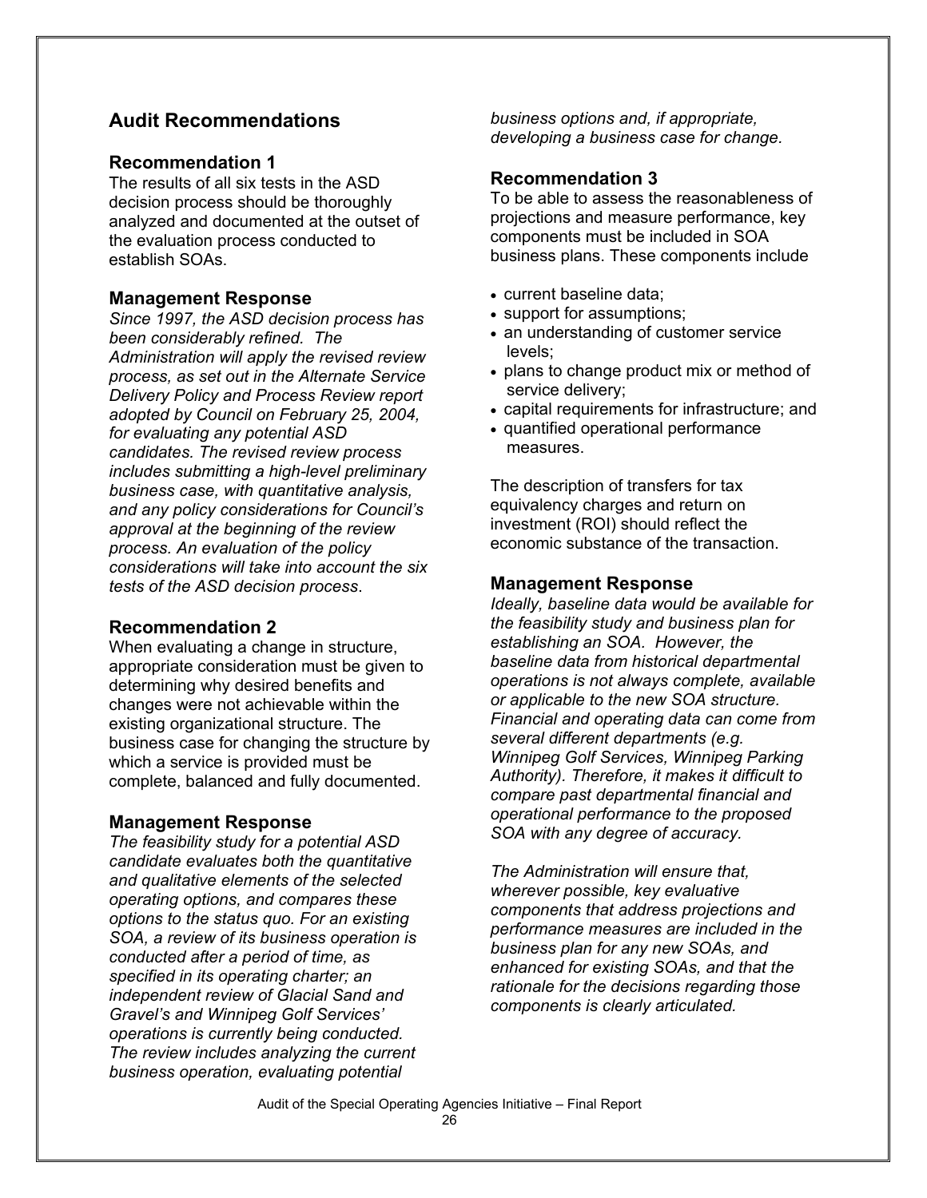## Audit Recommendations

### Recommendation 1

The results of all six tests in the ASD decision process should be thoroughly analyzed and documented at the outset of the evaluation process conducted to establish SOAs.

### Management Response

*Since 1997, the ASD decision process has been considerably refined. The Administration will apply the revised review process, as set out in the Alternate Service Delivery Policy and Process Review report adopted by Council on February 25, 2004, for evaluating any potential ASD candidates. The revised review process includes submitting a high-level preliminary business case, with quantitative analysis, and any policy considerations for Council's approval at the beginning of the review process. An evaluation of the policy considerations will take into account the six tests of the ASD decision process.*

### Recommendation 2

When evaluating a change in structure, appropriate consideration must be given to determining why desired benefits and changes were not achievable within the existing organizational structure. The business case for changing the structure by which a service is provided must be complete, balanced and fully documented.

### Management Response

*The feasibility study for a potential ASD candidate evaluates both the quantitative and qualitative elements of the selected operating options, and compares these options to the status quo. For an existing SOA, a review of its business operation is conducted after a period of time, as specified in its operating charter; an independent review of Glacial Sand and Gravel's and Winnipeg Golf Services' operations is currently being conducted. The review includes analyzing the current business operation, evaluating potential business options and, if appropriate, developing a business case for change.*

### Recommendation 3

To be able to assess the reasonableness of projections and measure performance, key components must be included in SOA business plans. These components include

- current baseline data;
- support for assumptions;
- an understanding of customer service levels;
- plans to change product mix or method of service delivery;
- capital requirements for infrastructure; and
- quantified operational performance measures.

The description of transfers for tax equivalency charges and return on investment (ROI) should reflect the economic substance of the transaction.

### Management Response

*Ideally, baseline data would be available for the feasibility study and business plan for establishing an SOA. However, the baseline data from historical departmental operations is not always complete, available or applicable to the new SOA structure. Financial and operating data can come from several different departments (e.g. Winnipeg Golf Services, Winnipeg Parking Authority). Therefore, it makes it difficult to compare past departmental financial and operational performance to the proposed SOA with any degree of accuracy.*

*The Administration will ensure that, wherever possible, key evaluative components that address projections and performance measures are included in the business plan for any new SOAs, and enhanced for existing SOAs, and that the rationale for the decisions regarding those components is clearly articulated.*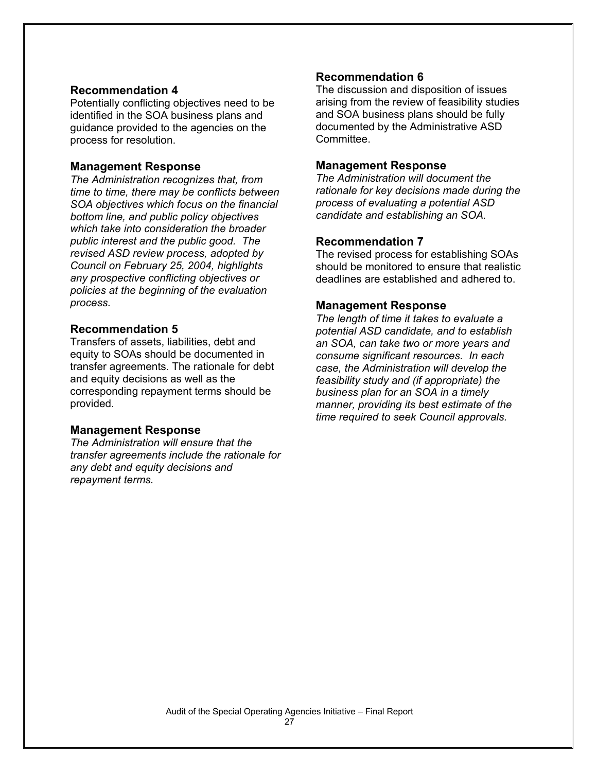### Recommendation 4

Potentially conflicting objectives need to be identified in the SOA business plans and guidance provided to the agencies on the process for resolution.

### Management Response

*The Administration recognizes that, from time to time, there may be conflicts between SOA objectives which focus on the financial bottom line, and public policy objectives which take into consideration the broader public interest and the public good. The revised ASD review process, adopted by Council on February 25, 2004, highlights any prospective conflicting objectives or policies at the beginning of the evaluation process.*

### Recommendation 5

Transfers of assets, liabilities, debt and equity to SOAs should be documented in transfer agreements. The rationale for debt and equity decisions as well as the corresponding repayment terms should be provided.

### Management Response

*The Administration will ensure that the transfer agreements include the rationale for any debt and equity decisions and repayment terms.*

### Recommendation 6

The discussion and disposition of issues arising from the review of feasibility studies and SOA business plans should be fully documented by the Administrative ASD Committee.

### Management Response

*The Administration will document the rationale for key decisions made during the process of evaluating a potential ASD candidate and establishing an SOA.*

### Recommendation 7

The revised process for establishing SOAs should be monitored to ensure that realistic deadlines are established and adhered to.

### Management Response

*The length of time it takes to evaluate a potential ASD candidate, and to establish an SOA, can take two or more years and consume significant resources. In each case, the Administration will develop the feasibility study and (if appropriate) the business plan for an SOA in a timely manner, providing its best estimate of the time required to seek Council approvals.*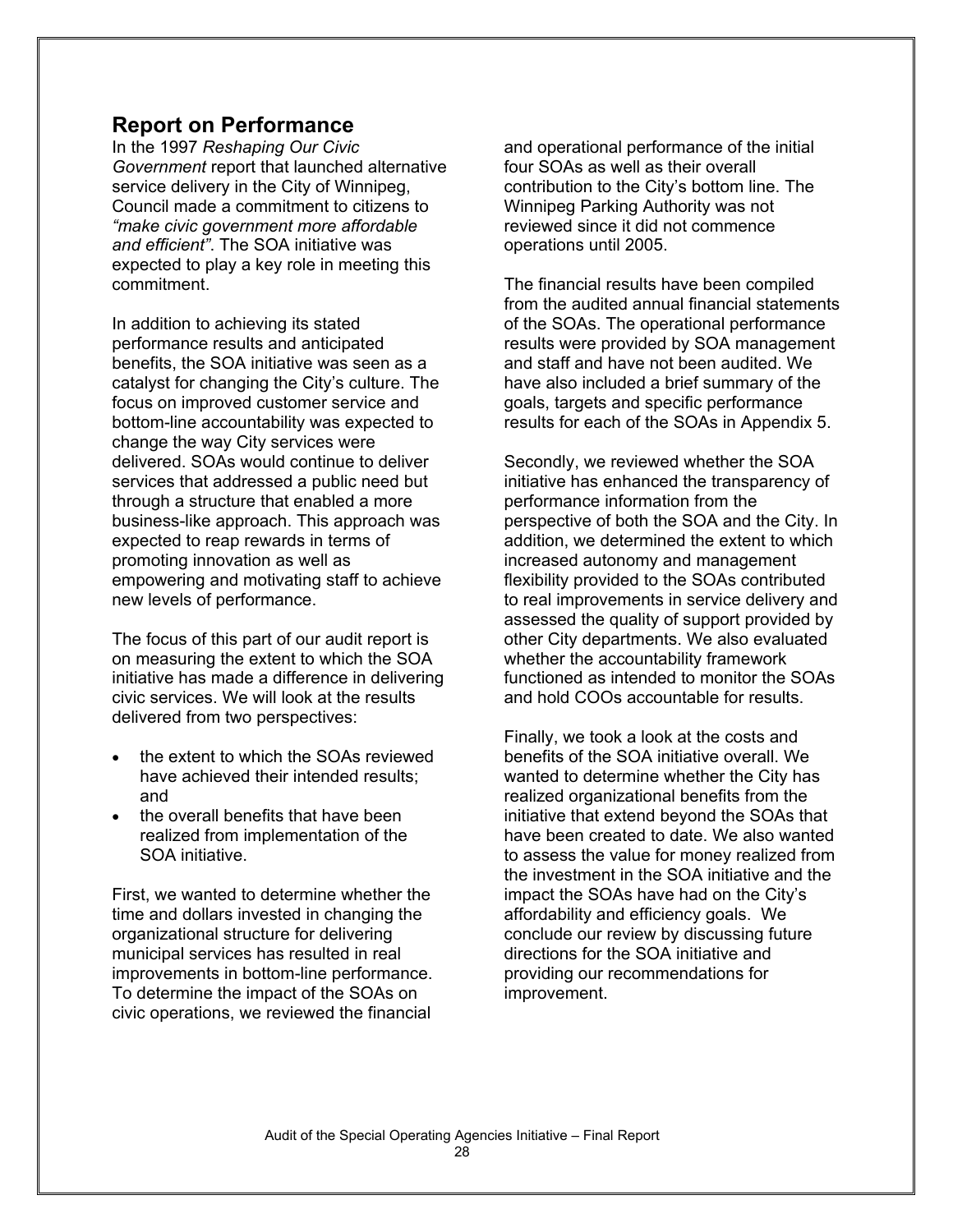## Report on Performance

In the 1997 *Reshaping Our Civic Government* report that launched alternative service delivery in the City of Winnipeg, Council made a commitment to citizens to *"make civic government more affordable and efficient"*. The SOA initiative was expected to play a key role in meeting this commitment.

In addition to achieving its stated performance results and anticipated benefits, the SOA initiative was seen as a catalyst for changing the City's culture. The focus on improved customer service and bottom-line accountability was expected to change the way City services were delivered. SOAs would continue to deliver services that addressed a public need but through a structure that enabled a more business-like approach. This approach was expected to reap rewards in terms of promoting innovation as well as empowering and motivating staff to achieve new levels of performance.

The focus of this part of our audit report is on measuring the extent to which the SOA initiative has made a difference in delivering civic services. We will look at the results delivered from two perspectives:

- the extent to which the SOAs reviewed have achieved their intended results; and
- the overall benefits that have been realized from implementation of the SOA initiative.

First, we wanted to determine whether the time and dollars invested in changing the organizational structure for delivering municipal services has resulted in real improvements in bottom-line performance. To determine the impact of the SOAs on civic operations, we reviewed the financial and operational performance of the initial four SOAs as well as their overall contribution to the City's bottom line. The Winnipeg Parking Authority was not reviewed since it did not commence operations until 2005.

The financial results have been compiled from the audited annual financial statements of the SOAs. The operational performance results were provided by SOA management and staff and have not been audited. We have also included a brief summary of the goals, targets and specific performance results for each of the SOAs in Appendix 5.

Secondly, we reviewed whether the SOA initiative has enhanced the transparency of performance information from the perspective of both the SOA and the City. In addition, we determined the extent to which increased autonomy and management flexibility provided to the SOAs contributed to real improvements in service delivery and assessed the quality of support provided by other City departments. We also evaluated whether the accountability framework functioned as intended to monitor the SOAs and hold COOs accountable for results.

Finally, we took a look at the costs and benefits of the SOA initiative overall. We wanted to determine whether the City has realized organizational benefits from the initiative that extend beyond the SOAs that have been created to date. We also wanted to assess the value for money realized from the investment in the SOA initiative and the impact the SOAs have had on the City's affordability and efficiency goals. We conclude our review by discussing future directions for the SOA initiative and providing our recommendations for improvement.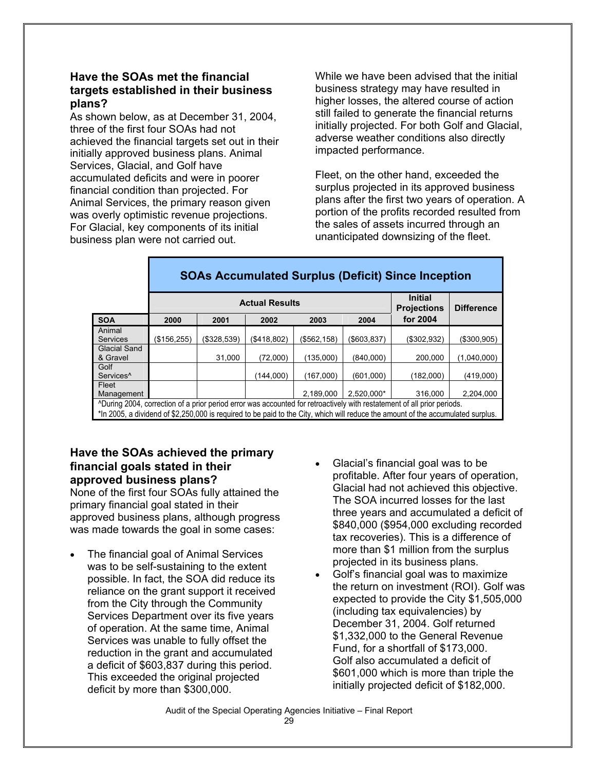## Have the SOAs met the financial targets established in their business plans?

As shown below, as at December 31, 2004, three of the first four SOAs had not achieved the financial targets set out in their initially approved business plans. Animal Services, Glacial, and Golf have accumulated deficits and were in poorer financial condition than projected. For Animal Services, the primary reason given was overly optimistic revenue projections. For Glacial, key components of its initial business plan were not carried out.

While we have been advised that the initial business strategy may have resulted in higher losses, the altered course of action still failed to generate the financial returns initially projected. For both Golf and Glacial, adverse weather conditions also directly impacted performance.

Fleet, on the other hand, exceeded the surplus projected in its approved business plans after the first two years of operation. A portion of the profits recorded resulted from the sales of assets incurred through an unanticipated downsizing of the fleet.

**SOAs Accumulated Surplus (Deficit) Since Inception**

| | Actual Results | | | | | Initial Projections | Difference |
|---|---|---|---|---|---|---|---|
| **SOA** | **2000** | **2001** | **2002** | **2003** | **2004** | **for 2004** | |
| Animal Services | ($156,255) | ($328,539) | ($418,802) | ($562,158) | ($603,837) | ($302,932) | ($300,905) |
| Glacial Sand & Gravel | | 31,000 | (72,000) | (135,000) | (840,000) | 200,000 | (1,040,000) |
| Golf Services^ | | | (144,000) | (167,000) | (601,000) | (182,000) | (419,000) |
| Fleet Management | | | | 2,189,000 | 2,520,000* | 316,000 | 2,204,000 |

^During 2004, correction of a prior period error was accounted for retroactively with restatement of all prior periods.
*In 2005, a dividend of $2,250,000 is required to be paid to the City, which will reduce the amount of the accumulated surplus.

## Have the SOAs achieved the primary financial goals stated in their approved business plans?

None of the first four SOAs fully attained the primary financial goal stated in their approved business plans, although progress was made towards the goal in some cases:

- The financial goal of Animal Services was to be self-sustaining to the extent possible. In fact, the SOA did reduce its reliance on the grant support it received from the City through the Community Services Department over its five years of operation. At the same time, Animal Services was unable to fully offset the reduction in the grant and accumulated a deficit of $603,837 during this period. This exceeded the original projected deficit by more than $300,000.
- Glacial's financial goal was to be profitable. After four years of operation, Glacial had not achieved this objective. The SOA incurred losses for the last three years and accumulated a deficit of $840,000 ($954,000 excluding recorded tax recoveries). This is a difference of more than $1 million from the surplus projected in its business plans.
- Golf's financial goal was to maximize the return on investment (ROI). Golf was expected to provide the City $1,505,000 (including tax equivalencies) by December 31, 2004. Golf returned $1,332,000 to the General Revenue Fund, for a shortfall of $173,000. Golf also accumulated a deficit of $601,000 which is more than triple the initially projected deficit of $182,000.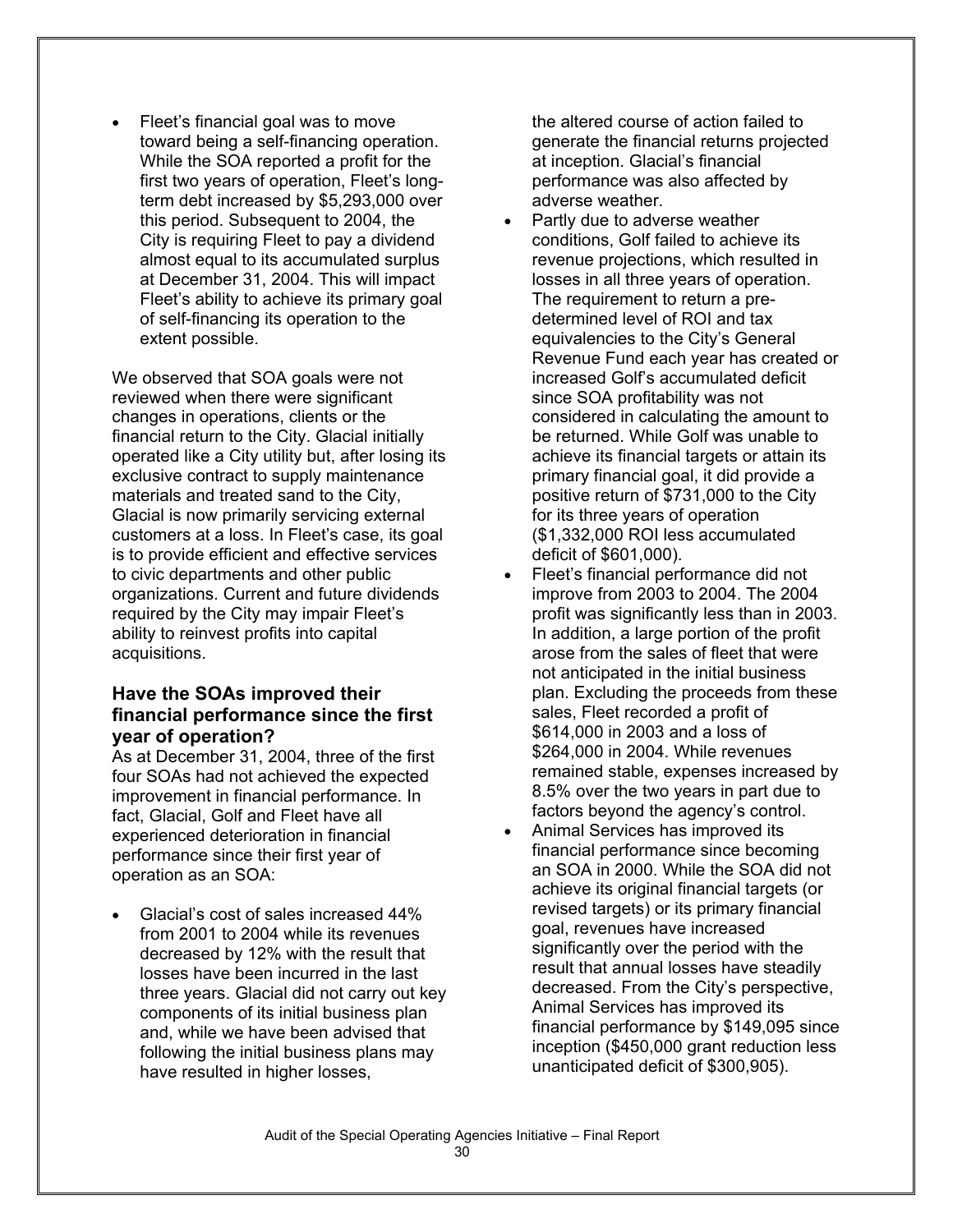- Fleet's financial goal was to move toward being a self-financing operation. While the SOA reported a profit for the first two years of operation, Fleet's long-term debt increased by $5,293,000 over this period. Subsequent to 2004, the City is requiring Fleet to pay a dividend almost equal to its accumulated surplus at December 31, 2004. This will impact Fleet's ability to achieve its primary goal of self-financing its operation to the extent possible.

We observed that SOA goals were not reviewed when there were significant changes in operations, clients or the financial return to the City. Glacial initially operated like a City utility but, after losing its exclusive contract to supply maintenance materials and treated sand to the City, Glacial is now primarily servicing external customers at a loss. In Fleet's case, its goal is to provide efficient and effective services to civic departments and other public organizations. Current and future dividends required by the City may impair Fleet's ability to reinvest profits into capital acquisitions.

### Have the SOAs improved their financial performance since the first year of operation?

As at December 31, 2004, three of the first four SOAs had not achieved the expected improvement in financial performance. In fact, Glacial, Golf and Fleet have all experienced deterioration in financial performance since their first year of operation as an SOA:

- Glacial's cost of sales increased 44% from 2001 to 2004 while its revenues decreased by 12% with the result that losses have been incurred in the last three years. Glacial did not carry out key components of its initial business plan and, while we have been advised that following the initial business plans may have resulted in higher losses, the altered course of action failed to generate the financial returns projected at inception. Glacial's financial performance was also affected by adverse weather.
- Partly due to adverse weather conditions, Golf failed to achieve its revenue projections, which resulted in losses in all three years of operation. The requirement to return a pre-determined level of ROI and tax equivalencies to the City's General Revenue Fund each year has created or increased Golf's accumulated deficit since SOA profitability was not considered in calculating the amount to be returned. While Golf was unable to achieve its financial targets or attain its primary financial goal, it did provide a positive return of $731,000 to the City for its three years of operation ($1,332,000 ROI less accumulated deficit of $601,000).
- Fleet's financial performance did not improve from 2003 to 2004. The 2004 profit was significantly less than in 2003. In addition, a large portion of the profit arose from the sales of fleet that were not anticipated in the initial business plan. Excluding the proceeds from these sales, Fleet recorded a profit of $614,000 in 2003 and a loss of $264,000 in 2004. While revenues remained stable, expenses increased by 8.5% over the two years in part due to factors beyond the agency's control.
- Animal Services has improved its financial performance since becoming an SOA in 2000. While the SOA did not achieve its original financial targets (or revised targets) or its primary financial goal, revenues have increased significantly over the period with the result that annual losses have steadily decreased. From the City's perspective, Animal Services has improved its financial performance by $149,095 since inception ($450,000 grant reduction less unanticipated deficit of $300,905).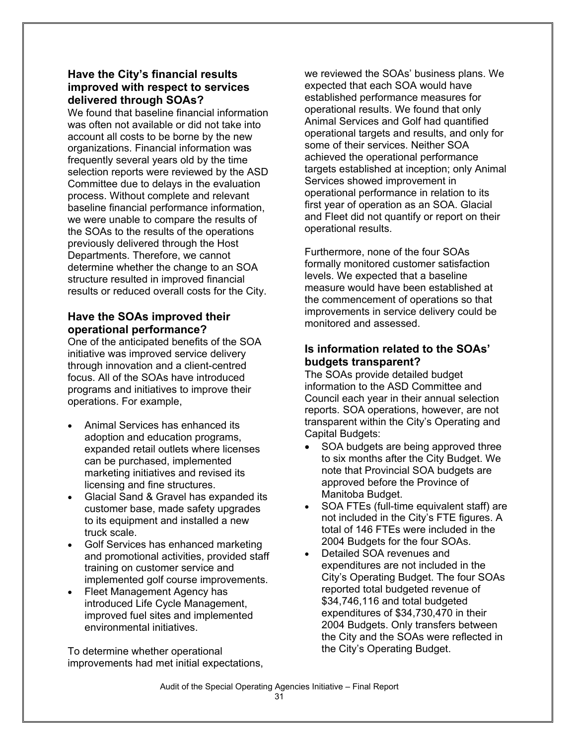### Have the City's financial results improved with respect to services delivered through SOAs?

We found that baseline financial information was often not available or did not take into account all costs to be borne by the new organizations. Financial information was frequently several years old by the time selection reports were reviewed by the ASD Committee due to delays in the evaluation process. Without complete and relevant baseline financial performance information, we were unable to compare the results of the SOAs to the results of the operations previously delivered through the Host Departments. Therefore, we cannot determine whether the change to an SOA structure resulted in improved financial results or reduced overall costs for the City.

### Have the SOAs improved their operational performance?

One of the anticipated benefits of the SOA initiative was improved service delivery through innovation and a client-centred focus. All of the SOAs have introduced programs and initiatives to improve their operations. For example,

- Animal Services has enhanced its adoption and education programs, expanded retail outlets where licenses can be purchased, implemented marketing initiatives and revised its licensing and fine structures.
- Glacial Sand & Gravel has expanded its customer base, made safety upgrades to its equipment and installed a new truck scale.
- Golf Services has enhanced marketing and promotional activities, provided staff training on customer service and implemented golf course improvements.
- Fleet Management Agency has introduced Life Cycle Management, improved fuel sites and implemented environmental initiatives.

To determine whether operational improvements had met initial expectations, we reviewed the SOAs' business plans. We expected that each SOA would have established performance measures for operational results. We found that only Animal Services and Golf had quantified operational targets and results, and only for some of their services. Neither SOA achieved the operational performance targets established at inception; only Animal Services showed improvement in operational performance in relation to its first year of operation as an SOA. Glacial and Fleet did not quantify or report on their operational results.

Furthermore, none of the four SOAs formally monitored customer satisfaction levels. We expected that a baseline measure would have been established at the commencement of operations so that improvements in service delivery could be monitored and assessed.

### Is information related to the SOAs' budgets transparent?

The SOAs provide detailed budget information to the ASD Committee and Council each year in their annual selection reports. SOA operations, however, are not transparent within the City's Operating and Capital Budgets:

- SOA budgets are being approved three to six months after the City Budget. We note that Provincial SOA budgets are approved before the Province of Manitoba Budget.
- SOA FTEs (full-time equivalent staff) are not included in the City's FTE figures. A total of 146 FTEs were included in the 2004 Budgets for the four SOAs.
- Detailed SOA revenues and expenditures are not included in the City's Operating Budget. The four SOAs reported total budgeted revenue of $34,746,116 and total budgeted expenditures of $34,730,470 in their 2004 Budgets. Only transfers between the City and the SOAs were reflected in the City's Operating Budget.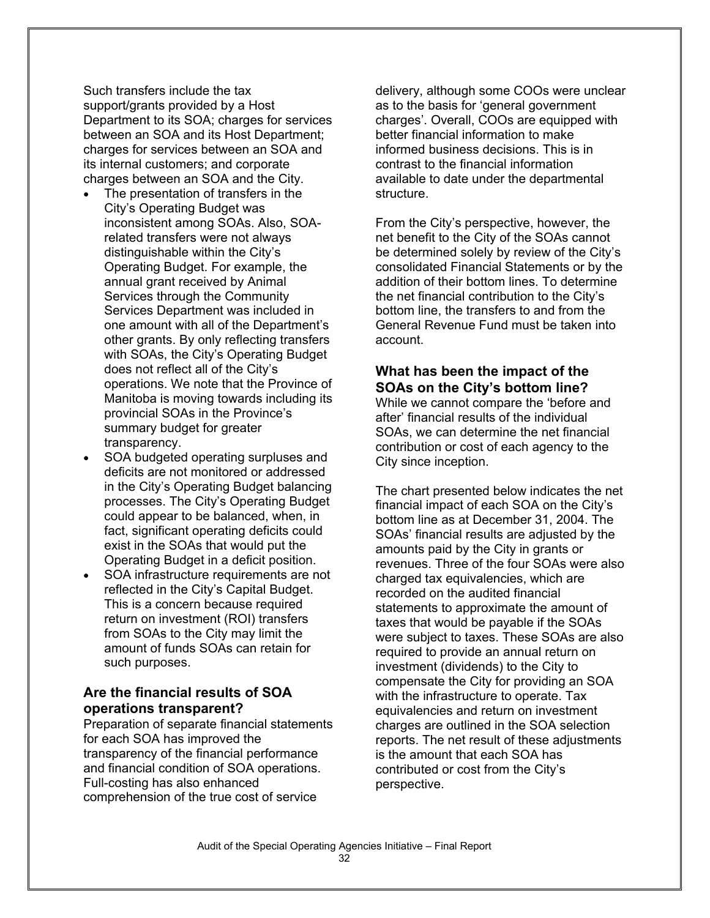Such transfers include the tax support/grants provided by a Host Department to its SOA; charges for services between an SOA and its Host Department; charges for services between an SOA and its internal customers; and corporate charges between an SOA and the City.

- The presentation of transfers in the City's Operating Budget was inconsistent among SOAs. Also, SOA-related transfers were not always distinguishable within the City's Operating Budget. For example, the annual grant received by Animal Services through the Community Services Department was included in one amount with all of the Department's other grants. By only reflecting transfers with SOAs, the City's Operating Budget does not reflect all of the City's operations. We note that the Province of Manitoba is moving towards including its provincial SOAs in the Province's summary budget for greater transparency.
- SOA budgeted operating surpluses and deficits are not monitored or addressed in the City's Operating Budget balancing processes. The City's Operating Budget could appear to be balanced, when, in fact, significant operating deficits could exist in the SOAs that would put the Operating Budget in a deficit position.
- SOA infrastructure requirements are not reflected in the City's Capital Budget. This is a concern because required return on investment (ROI) transfers from SOAs to the City may limit the amount of funds SOAs can retain for such purposes.

### Are the financial results of SOA operations transparent?

Preparation of separate financial statements for each SOA has improved the transparency of the financial performance and financial condition of SOA operations. Full-costing has also enhanced comprehension of the true cost of service delivery, although some COOs were unclear as to the basis for 'general government charges'. Overall, COOs are equipped with better financial information to make informed business decisions. This is in contrast to the financial information available to date under the departmental structure.

From the City's perspective, however, the net benefit to the City of the SOAs cannot be determined solely by review of the City's consolidated Financial Statements or by the addition of their bottom lines. To determine the net financial contribution to the City's bottom line, the transfers to and from the General Revenue Fund must be taken into account.

### What has been the impact of the SOAs on the City's bottom line?

While we cannot compare the 'before and after' financial results of the individual SOAs, we can determine the net financial contribution or cost of each agency to the City since inception.

The chart presented below indicates the net financial impact of each SOA on the City's bottom line as at December 31, 2004. The SOAs' financial results are adjusted by the amounts paid by the City in grants or revenues. Three of the four SOAs were also charged tax equivalencies, which are recorded on the audited financial statements to approximate the amount of taxes that would be payable if the SOAs were subject to taxes. These SOAs are also required to provide an annual return on investment (dividends) to the City to compensate the City for providing an SOA with the infrastructure to operate. Tax equivalencies and return on investment charges are outlined in the SOA selection reports. The net result of these adjustments is the amount that each SOA has contributed or cost from the City's perspective.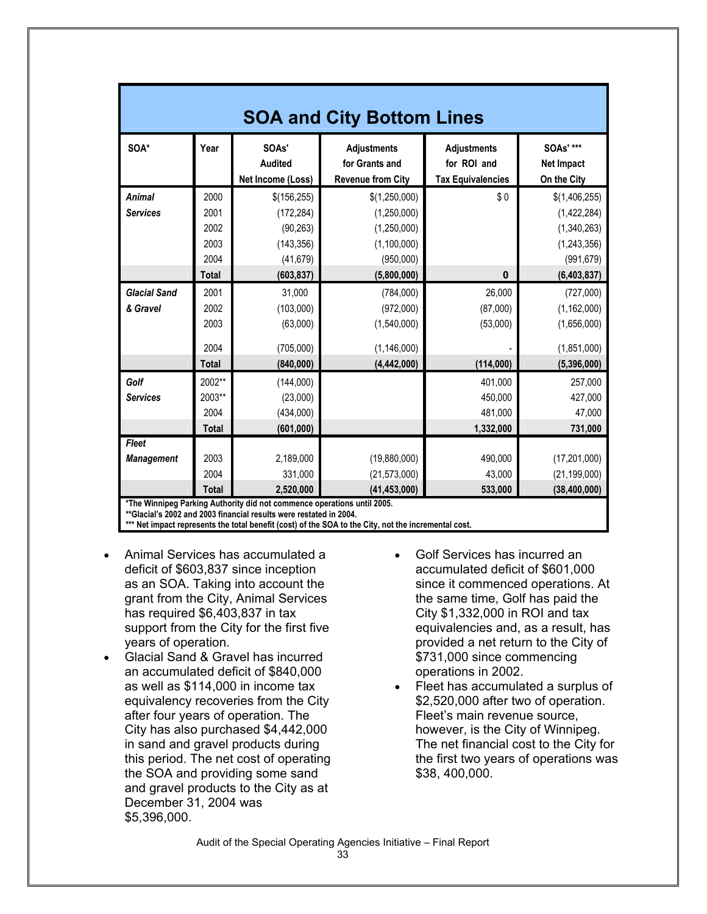## SOA and City Bottom Lines

| SOA* | Year | SOAs' Audited Net Income (Loss) | Adjustments for Grants and Revenue from City | Adjustments for ROI and Tax Equivalencies | SOAs' *** Net Impact On the City |
|---|---|---|---|---|---|
| ***Animal Services*** | 2000 | $(156,255) | $(1,250,000) | $ 0 | $(1,406,255) |
| | 2001 | (172,284) | (1,250,000) | | (1,422,284) |
| | 2002 | (90,263) | (1,250,000) | | (1,340,263) |
| | 2003 | (143,356) | (1,100,000) | | (1,243,356) |
| | 2004 | (41,679) | (950,000) | | (991,679) |
| | **Total** | **(603,837)** | **(5,800,000)** | **0** | **(6,403,837)** |
| ***Glacial Sand & Gravel*** | 2001 | 31,000 | (784,000) | 26,000 | (727,000) |
| | 2002 | (103,000) | (972,000) | (87,000) | (1,162,000) |
| | 2003 | (63,000) | (1,540,000) | (53,000) | (1,656,000) |
| | 2004 | (705,000) | (1,146,000) | - | (1,851,000) |
| | **Total** | **(840,000)** | **(4,442,000)** | **(114,000)** | **(5,396,000)** |
| ***Golf Services*** | 2002** | (144,000) | | 401,000 | 257,000 |
| | 2003** | (23,000) | | 450,000 | 427,000 |
| | 2004 | (434,000) | | 481,000 | 47,000 |
| | **Total** | **(601,000)** | | **1,332,000** | **731,000** |
| ***Fleet Management*** | 2003 | 2,189,000 | (19,880,000) | 490,000 | (17,201,000) |
| | 2004 | 331,000 | (21,573,000) | 43,000 | (21,199,000) |
| | **Total** | **2,520,000** | **(41,453,000)** | **533,000** | **(38,400,000)** |

**\*The Winnipeg Parking Authority did not commence operations until 2005.**
**\*\*Glacial's 2002 and 2003 financial results were restated in 2004.**
**\*\*\* Net impact represents the total benefit (cost) of the SOA to the City, not the incremental cost.**

- Animal Services has accumulated a deficit of $603,837 since inception as an SOA. Taking into account the grant from the City, Animal Services has required $6,403,837 in tax support from the City for the first five years of operation.
- Glacial Sand & Gravel has incurred an accumulated deficit of $840,000 as well as $114,000 in income tax equivalency recoveries from the City after four years of operation. The City has also purchased $4,442,000 in sand and gravel products during this period. The net cost of operating the SOA and providing some sand and gravel products to the City as at December 31, 2004 was $5,396,000.
- Golf Services has incurred an accumulated deficit of $601,000 since it commenced operations. At the same time, Golf has paid the City $1,332,000 in ROI and tax equivalencies and, as a result, has provided a net return to the City of $731,000 since commencing operations in 2002.
- Fleet has accumulated a surplus of $2,520,000 after two of operation. Fleet's main revenue source, however, is the City of Winnipeg. The net financial cost to the City for the first two years of operations was $38, 400,000.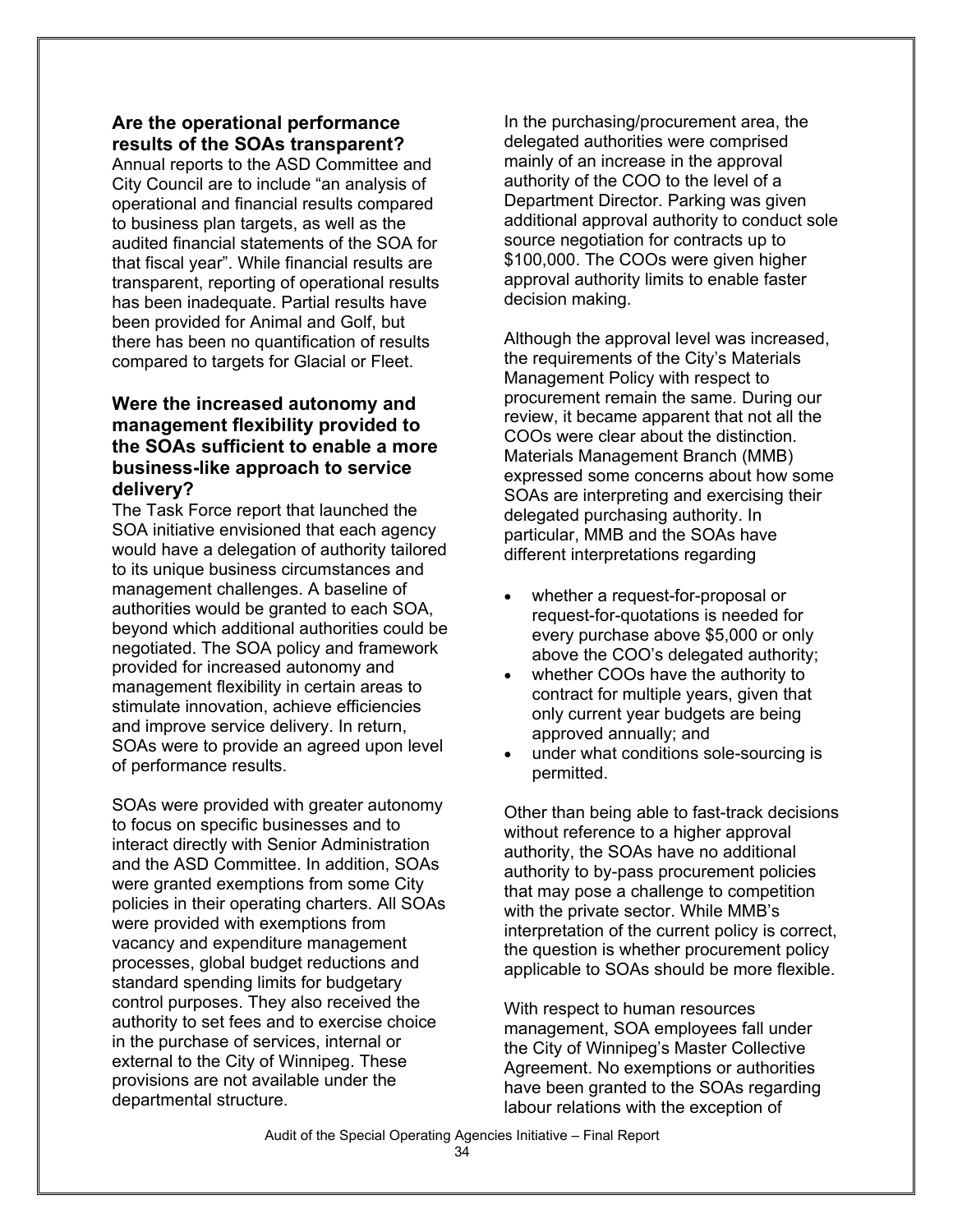### Are the operational performance results of the SOAs transparent?

Annual reports to the ASD Committee and City Council are to include "an analysis of operational and financial results compared to business plan targets, as well as the audited financial statements of the SOA for that fiscal year". While financial results are transparent, reporting of operational results has been inadequate. Partial results have been provided for Animal and Golf, but there has been no quantification of results compared to targets for Glacial or Fleet.

### Were the increased autonomy and management flexibility provided to the SOAs sufficient to enable a more business-like approach to service delivery?

The Task Force report that launched the SOA initiative envisioned that each agency would have a delegation of authority tailored to its unique business circumstances and management challenges. A baseline of authorities would be granted to each SOA, beyond which additional authorities could be negotiated. The SOA policy and framework provided for increased autonomy and management flexibility in certain areas to stimulate innovation, achieve efficiencies and improve service delivery. In return, SOAs were to provide an agreed upon level of performance results.

SOAs were provided with greater autonomy to focus on specific businesses and to interact directly with Senior Administration and the ASD Committee. In addition, SOAs were granted exemptions from some City policies in their operating charters. All SOAs were provided with exemptions from vacancy and expenditure management processes, global budget reductions and standard spending limits for budgetary control purposes. They also received the authority to set fees and to exercise choice in the purchase of services, internal or external to the City of Winnipeg. These provisions are not available under the departmental structure.

In the purchasing/procurement area, the delegated authorities were comprised mainly of an increase in the approval authority of the COO to the level of a Department Director. Parking was given additional approval authority to conduct sole source negotiation for contracts up to $100,000. The COOs were given higher approval authority limits to enable faster decision making.

Although the approval level was increased, the requirements of the City's Materials Management Policy with respect to procurement remain the same. During our review, it became apparent that not all the COOs were clear about the distinction. Materials Management Branch (MMB) expressed some concerns about how some SOAs are interpreting and exercising their delegated purchasing authority. In particular, MMB and the SOAs have different interpretations regarding

- whether a request-for-proposal or request-for-quotations is needed for every purchase above $5,000 or only above the COO's delegated authority;
- whether COOs have the authority to contract for multiple years, given that only current year budgets are being approved annually; and
- under what conditions sole-sourcing is permitted.

Other than being able to fast-track decisions without reference to a higher approval authority, the SOAs have no additional authority to by-pass procurement policies that may pose a challenge to competition with the private sector. While MMB's interpretation of the current policy is correct, the question is whether procurement policy applicable to SOAs should be more flexible.

With respect to human resources management, SOA employees fall under the City of Winnipeg's Master Collective Agreement. No exemptions or authorities have been granted to the SOAs regarding labour relations with the exception of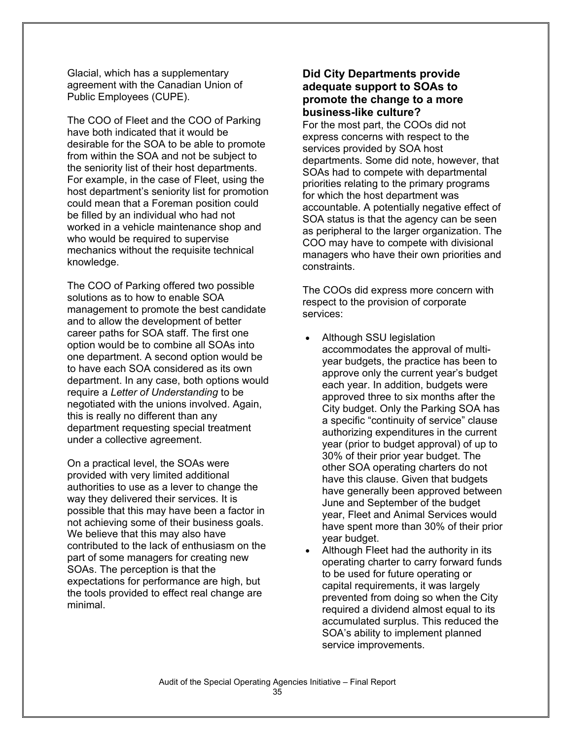Glacial, which has a supplementary agreement with the Canadian Union of Public Employees (CUPE).

The COO of Fleet and the COO of Parking have both indicated that it would be desirable for the SOA to be able to promote from within the SOA and not be subject to the seniority list of their host departments. For example, in the case of Fleet, using the host department's seniority list for promotion could mean that a Foreman position could be filled by an individual who had not worked in a vehicle maintenance shop and who would be required to supervise mechanics without the requisite technical knowledge.

The COO of Parking offered two possible solutions as to how to enable SOA management to promote the best candidate and to allow the development of better career paths for SOA staff. The first one option would be to combine all SOAs into one department. A second option would be to have each SOA considered as its own department. In any case, both options would require a *Letter of Understanding* to be negotiated with the unions involved. Again, this is really no different than any department requesting special treatment under a collective agreement.

On a practical level, the SOAs were provided with very limited additional authorities to use as a lever to change the way they delivered their services. It is possible that this may have been a factor in not achieving some of their business goals. We believe that this may also have contributed to the lack of enthusiasm on the part of some managers for creating new SOAs. The perception is that the expectations for performance are high, but the tools provided to effect real change are minimal.

### Did City Departments provide adequate support to SOAs to promote the change to a more business-like culture?

For the most part, the COOs did not express concerns with respect to the services provided by SOA host departments. Some did note, however, that SOAs had to compete with departmental priorities relating to the primary programs for which the host department was accountable. A potentially negative effect of SOA status is that the agency can be seen as peripheral to the larger organization. The COO may have to compete with divisional managers who have their own priorities and constraints.

The COOs did express more concern with respect to the provision of corporate services:

- Although SSU legislation accommodates the approval of multi-year budgets, the practice has been to approve only the current year's budget each year. In addition, budgets were approved three to six months after the City budget. Only the Parking SOA has a specific "continuity of service" clause authorizing expenditures in the current year (prior to budget approval) of up to 30% of their prior year budget. The other SOA operating charters do not have this clause. Given that budgets have generally been approved between June and September of the budget year, Fleet and Animal Services would have spent more than 30% of their prior year budget.
- Although Fleet had the authority in its operating charter to carry forward funds to be used for future operating or capital requirements, it was largely prevented from doing so when the City required a dividend almost equal to its accumulated surplus. This reduced the SOA's ability to implement planned service improvements.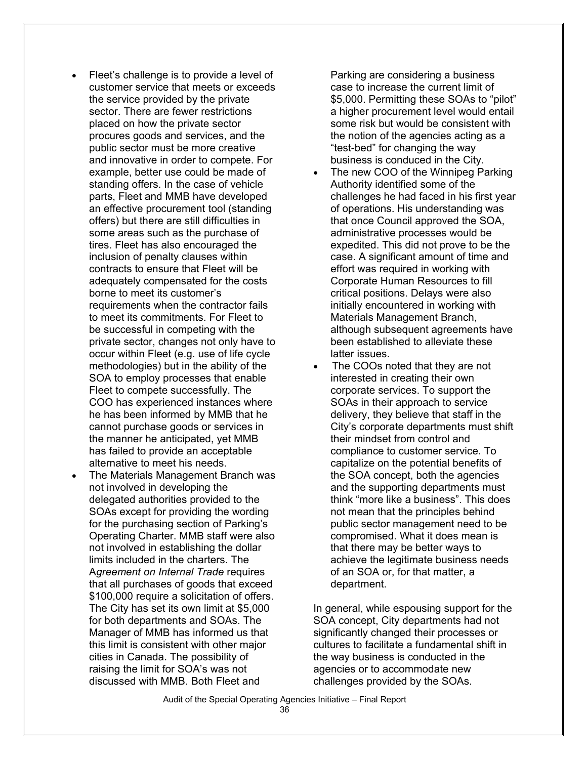- Fleet's challenge is to provide a level of customer service that meets or exceeds the service provided by the private sector. There are fewer restrictions placed on how the private sector procures goods and services, and the public sector must be more creative and innovative in order to compete. For example, better use could be made of standing offers. In the case of vehicle parts, Fleet and MMB have developed an effective procurement tool (standing offers) but there are still difficulties in some areas such as the purchase of tires. Fleet has also encouraged the inclusion of penalty clauses within contracts to ensure that Fleet will be adequately compensated for the costs borne to meet its customer's requirements when the contractor fails to meet its commitments. For Fleet to be successful in competing with the private sector, changes not only have to occur within Fleet (e.g. use of life cycle methodologies) but in the ability of the SOA to employ processes that enable Fleet to compete successfully. The COO has experienced instances where he has been informed by MMB that he cannot purchase goods or services in the manner he anticipated, yet MMB has failed to provide an acceptable alternative to meet his needs.
- The Materials Management Branch was not involved in developing the delegated authorities provided to the SOAs except for providing the wording for the purchasing section of Parking's Operating Charter. MMB staff were also not involved in establishing the dollar limits included in the charters. The A*greement on Internal Trade* requires that all purchases of goods that exceed $100,000 require a solicitation of offers. The City has set its own limit at $5,000 for both departments and SOAs. The Manager of MMB has informed us that this limit is consistent with other major cities in Canada. The possibility of raising the limit for SOA's was not discussed with MMB. Both Fleet and Parking are considering a business case to increase the current limit of $5,000. Permitting these SOAs to "pilot" a higher procurement level would entail some risk but would be consistent with the notion of the agencies acting as a "test-bed" for changing the way business is conduced in the City.
- The new COO of the Winnipeg Parking Authority identified some of the challenges he had faced in his first year of operations. His understanding was that once Council approved the SOA, administrative processes would be expedited. This did not prove to be the case. A significant amount of time and effort was required in working with Corporate Human Resources to fill critical positions. Delays were also initially encountered in working with Materials Management Branch, although subsequent agreements have been established to alleviate these latter issues.
- The COOs noted that they are not interested in creating their own corporate services. To support the SOAs in their approach to service delivery, they believe that staff in the City's corporate departments must shift their mindset from control and compliance to customer service. To capitalize on the potential benefits of the SOA concept, both the agencies and the supporting departments must think "more like a business". This does not mean that the principles behind public sector management need to be compromised. What it does mean is that there may be better ways to achieve the legitimate business needs of an SOA or, for that matter, a department.

In general, while espousing support for the SOA concept, City departments had not significantly changed their processes or cultures to facilitate a fundamental shift in the way business is conducted in the agencies or to accommodate new challenges provided by the SOAs.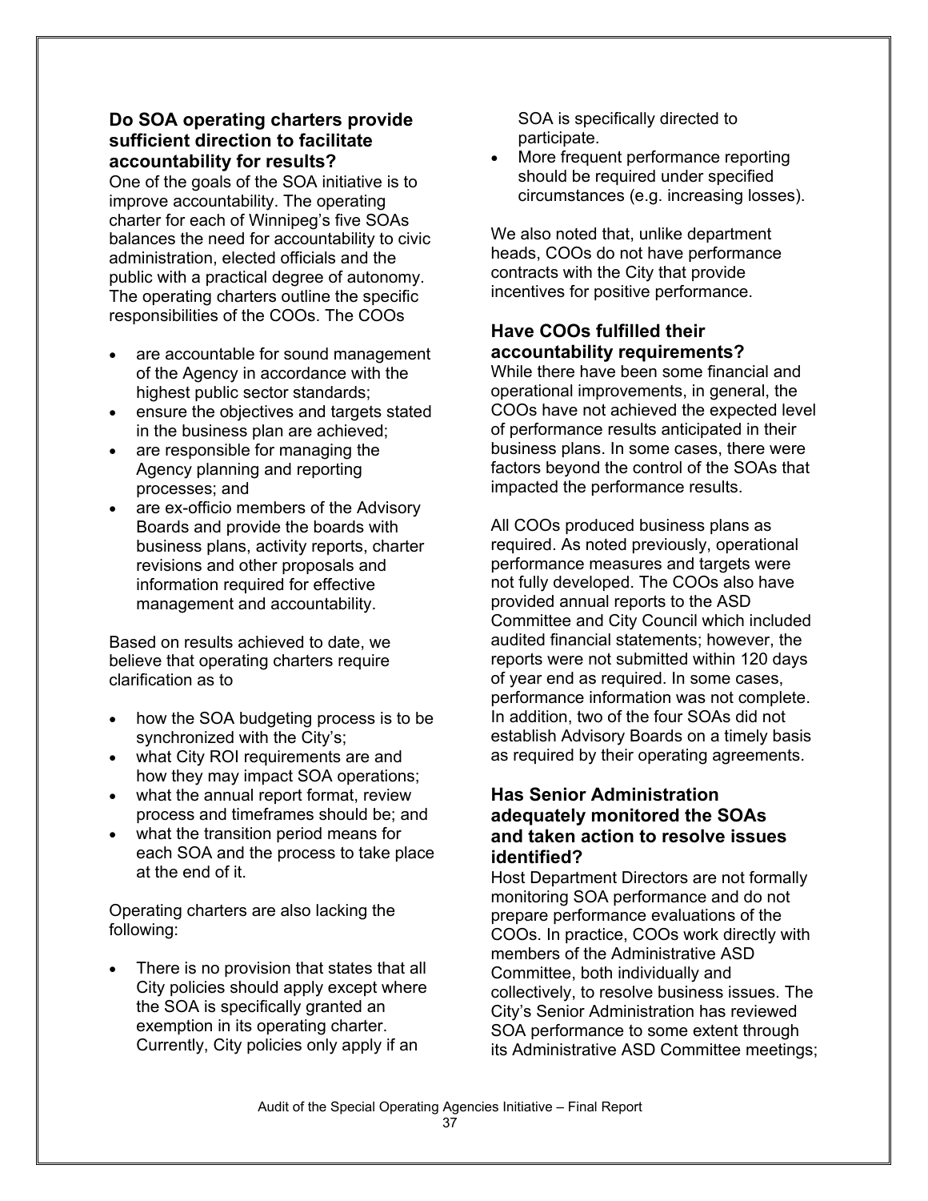### Do SOA operating charters provide sufficient direction to facilitate accountability for results?

One of the goals of the SOA initiative is to improve accountability. The operating charter for each of Winnipeg's five SOAs balances the need for accountability to civic administration, elected officials and the public with a practical degree of autonomy. The operating charters outline the specific responsibilities of the COOs. The COOs

- are accountable for sound management of the Agency in accordance with the highest public sector standards;
- ensure the objectives and targets stated in the business plan are achieved;
- are responsible for managing the Agency planning and reporting processes; and
- are ex-officio members of the Advisory Boards and provide the boards with business plans, activity reports, charter revisions and other proposals and information required for effective management and accountability.

Based on results achieved to date, we believe that operating charters require clarification as to

- how the SOA budgeting process is to be synchronized with the City's;
- what City ROI requirements are and how they may impact SOA operations;
- what the annual report format, review process and timeframes should be; and
- what the transition period means for each SOA and the process to take place at the end of it.

Operating charters are also lacking the following:

- There is no provision that states that all City policies should apply except where the SOA is specifically granted an exemption in its operating charter. Currently, City policies only apply if an SOA is specifically directed to participate.
- More frequent performance reporting should be required under specified circumstances (e.g. increasing losses).

We also noted that, unlike department heads, COOs do not have performance contracts with the City that provide incentives for positive performance.

### Have COOs fulfilled their accountability requirements?

While there have been some financial and operational improvements, in general, the COOs have not achieved the expected level of performance results anticipated in their business plans. In some cases, there were factors beyond the control of the SOAs that impacted the performance results.

All COOs produced business plans as required. As noted previously, operational performance measures and targets were not fully developed. The COOs also have provided annual reports to the ASD Committee and City Council which included audited financial statements; however, the reports were not submitted within 120 days of year end as required. In some cases, performance information was not complete. In addition, two of the four SOAs did not establish Advisory Boards on a timely basis as required by their operating agreements.

### Has Senior Administration adequately monitored the SOAs and taken action to resolve issues identified?

Host Department Directors are not formally monitoring SOA performance and do not prepare performance evaluations of the COOs. In practice, COOs work directly with members of the Administrative ASD Committee, both individually and collectively, to resolve business issues. The City's Senior Administration has reviewed SOA performance to some extent through its Administrative ASD Committee meetings;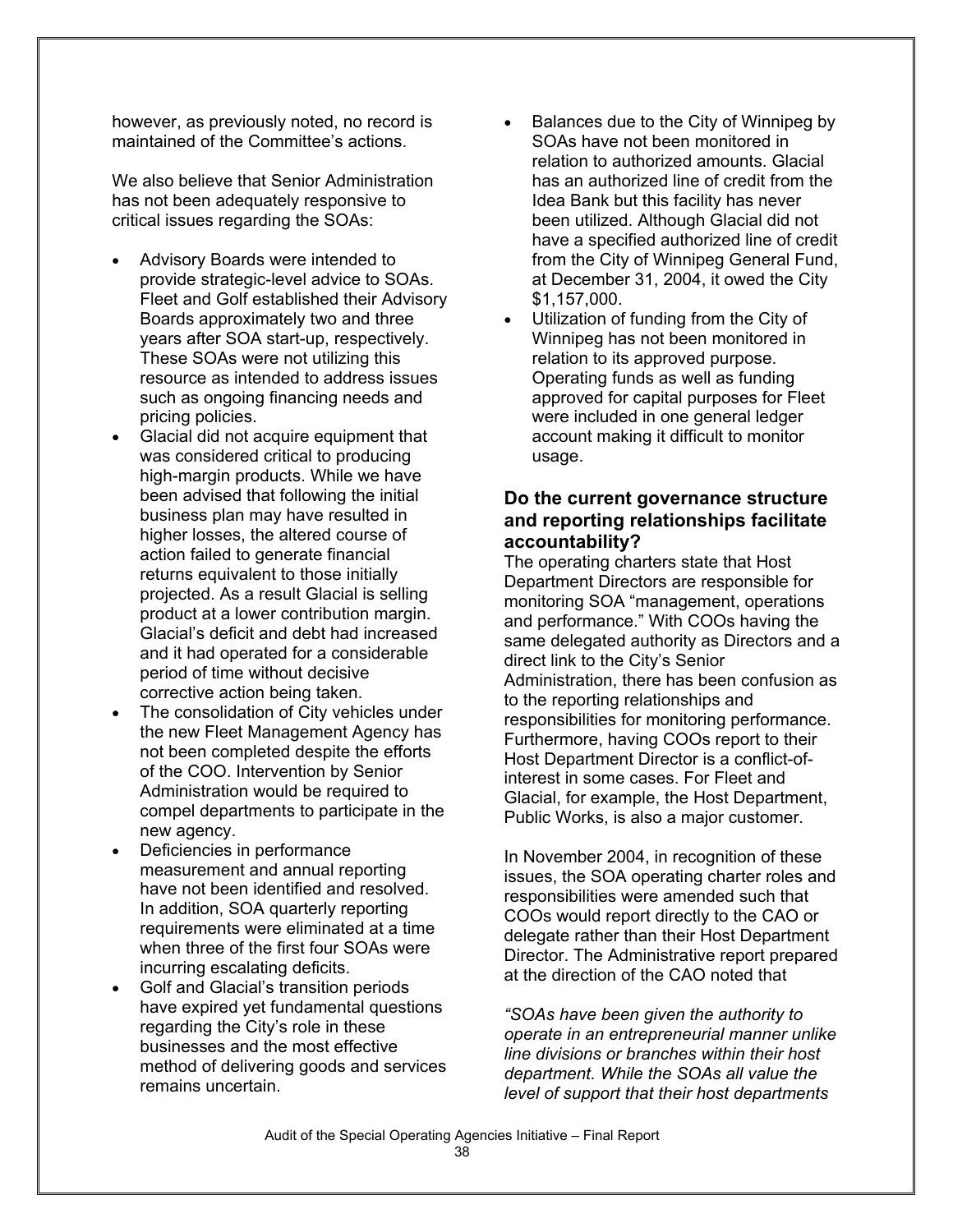however, as previously noted, no record is maintained of the Committee's actions.

We also believe that Senior Administration has not been adequately responsive to critical issues regarding the SOAs:

- Advisory Boards were intended to provide strategic-level advice to SOAs. Fleet and Golf established their Advisory Boards approximately two and three years after SOA start-up, respectively. These SOAs were not utilizing this resource as intended to address issues such as ongoing financing needs and pricing policies.
- Glacial did not acquire equipment that was considered critical to producing high-margin products. While we have been advised that following the initial business plan may have resulted in higher losses, the altered course of action failed to generate financial returns equivalent to those initially projected. As a result Glacial is selling product at a lower contribution margin. Glacial's deficit and debt had increased and it had operated for a considerable period of time without decisive corrective action being taken.
- The consolidation of City vehicles under the new Fleet Management Agency has not been completed despite the efforts of the COO. Intervention by Senior Administration would be required to compel departments to participate in the new agency.
- Deficiencies in performance measurement and annual reporting have not been identified and resolved. In addition, SOA quarterly reporting requirements were eliminated at a time when three of the first four SOAs were incurring escalating deficits.
- Golf and Glacial's transition periods have expired yet fundamental questions regarding the City's role in these businesses and the most effective method of delivering goods and services remains uncertain.
- Balances due to the City of Winnipeg by SOAs have not been monitored in relation to authorized amounts. Glacial has an authorized line of credit from the Idea Bank but this facility has never been utilized. Although Glacial did not have a specified authorized line of credit from the City of Winnipeg General Fund, at December 31, 2004, it owed the City $1,157,000.
- Utilization of funding from the City of Winnipeg has not been monitored in relation to its approved purpose. Operating funds as well as funding approved for capital purposes for Fleet were included in one general ledger account making it difficult to monitor usage.

### Do the current governance structure and reporting relationships facilitate accountability?

The operating charters state that Host Department Directors are responsible for monitoring SOA "management, operations and performance." With COOs having the same delegated authority as Directors and a direct link to the City's Senior Administration, there has been confusion as to the reporting relationships and responsibilities for monitoring performance. Furthermore, having COOs report to their Host Department Director is a conflict-of-interest in some cases. For Fleet and Glacial, for example, the Host Department, Public Works, is also a major customer.

In November 2004, in recognition of these issues, the SOA operating charter roles and responsibilities were amended such that COOs would report directly to the CAO or delegate rather than their Host Department Director. The Administrative report prepared at the direction of the CAO noted that

*"SOAs have been given the authority to operate in an entrepreneurial manner unlike line divisions or branches within their host department. While the SOAs all value the level of support that their host departments*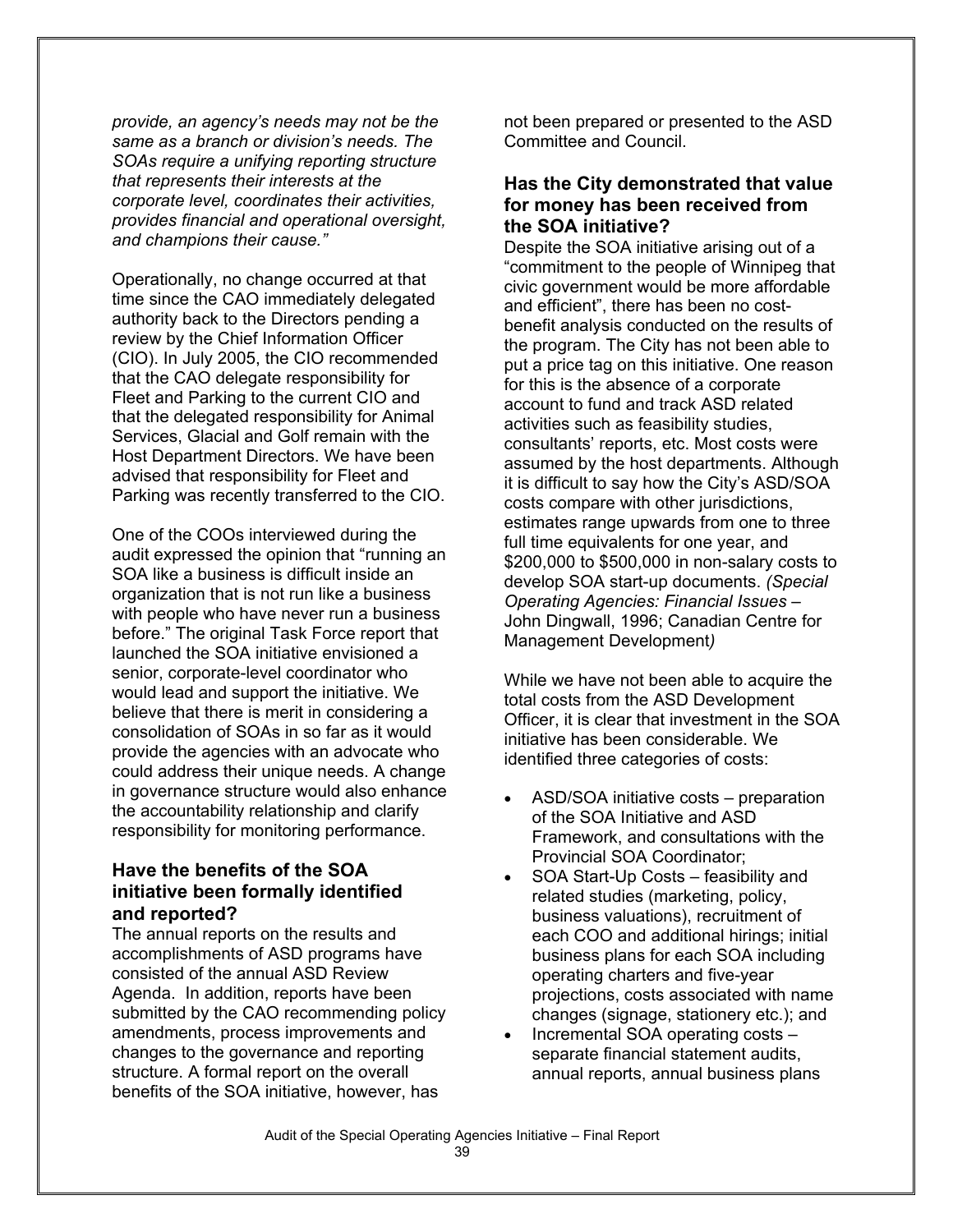*provide, an agency's needs may not be the same as a branch or division's needs. The SOAs require a unifying reporting structure that represents their interests at the corporate level, coordinates their activities, provides financial and operational oversight, and champions their cause."*

Operationally, no change occurred at that time since the CAO immediately delegated authority back to the Directors pending a review by the Chief Information Officer (CIO). In July 2005, the CIO recommended that the CAO delegate responsibility for Fleet and Parking to the current CIO and that the delegated responsibility for Animal Services, Glacial and Golf remain with the Host Department Directors. We have been advised that responsibility for Fleet and Parking was recently transferred to the CIO.

One of the COOs interviewed during the audit expressed the opinion that "running an SOA like a business is difficult inside an organization that is not run like a business with people who have never run a business before." The original Task Force report that launched the SOA initiative envisioned a senior, corporate-level coordinator who would lead and support the initiative. We believe that there is merit in considering a consolidation of SOAs in so far as it would provide the agencies with an advocate who could address their unique needs. A change in governance structure would also enhance the accountability relationship and clarify responsibility for monitoring performance.

### Have the benefits of the SOA initiative been formally identified and reported?

The annual reports on the results and accomplishments of ASD programs have consisted of the annual ASD Review Agenda. In addition, reports have been submitted by the CAO recommending policy amendments, process improvements and changes to the governance and reporting structure. A formal report on the overall benefits of the SOA initiative, however, has not been prepared or presented to the ASD Committee and Council.

### Has the City demonstrated that value for money has been received from the SOA initiative?

Despite the SOA initiative arising out of a "commitment to the people of Winnipeg that civic government would be more affordable and efficient", there has been no cost-benefit analysis conducted on the results of the program. The City has not been able to put a price tag on this initiative. One reason for this is the absence of a corporate account to fund and track ASD related activities such as feasibility studies, consultants' reports, etc. Most costs were assumed by the host departments. Although it is difficult to say how the City's ASD/SOA costs compare with other jurisdictions, estimates range upwards from one to three full time equivalents for one year, and $200,000 to $500,000 in non-salary costs to develop SOA start-up documents. *(Special Operating Agencies: Financial Issues –* John Dingwall, 1996; Canadian Centre for Management Development*)*

While we have not been able to acquire the total costs from the ASD Development Officer, it is clear that investment in the SOA initiative has been considerable. We identified three categories of costs:

- ASD/SOA initiative costs – preparation of the SOA Initiative and ASD Framework, and consultations with the Provincial SOA Coordinator;
- SOA Start-Up Costs – feasibility and related studies (marketing, policy, business valuations), recruitment of each COO and additional hirings; initial business plans for each SOA including operating charters and five-year projections, costs associated with name changes (signage, stationery etc.); and
- Incremental SOA operating costs – separate financial statement audits, annual reports, annual business plans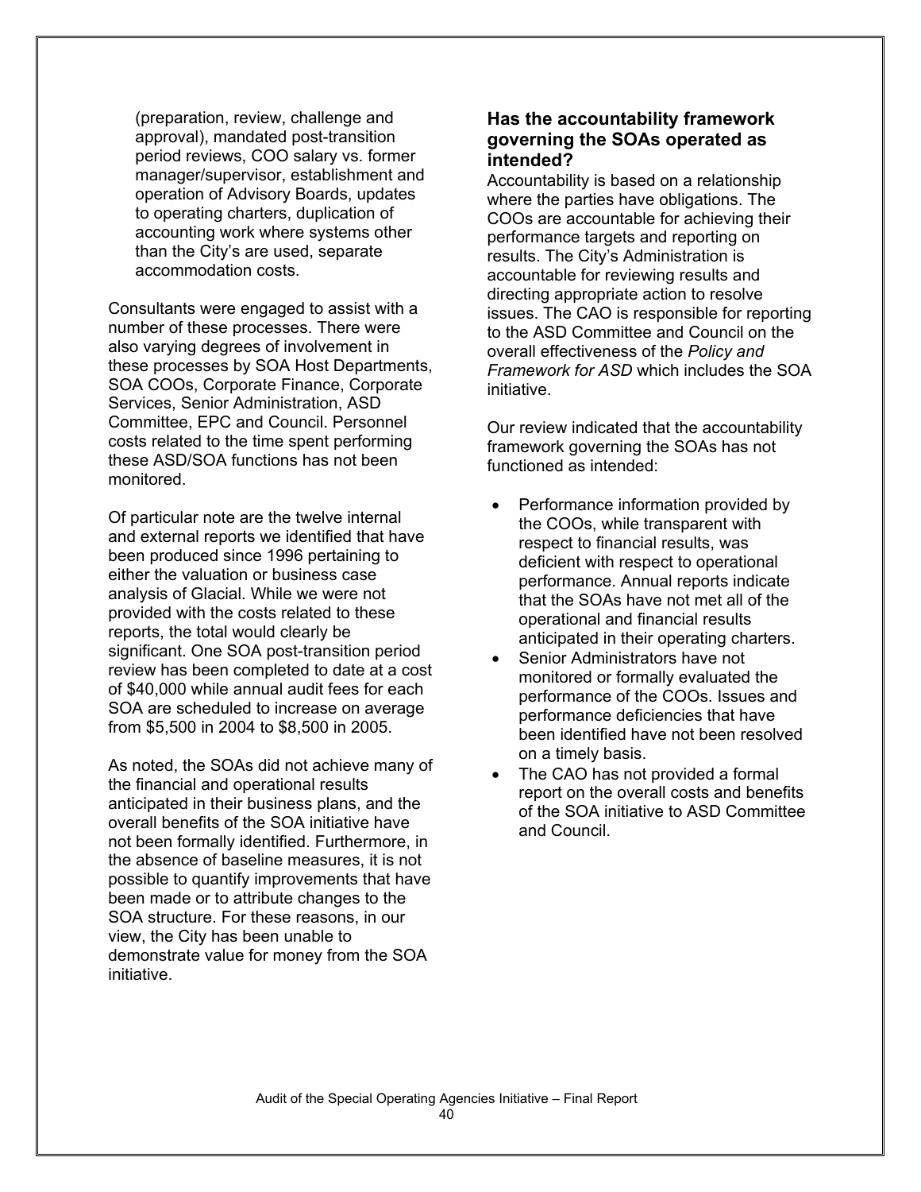(preparation, review, challenge and approval), mandated post-transition period reviews, COO salary vs. former manager/supervisor, establishment and operation of Advisory Boards, updates to operating charters, duplication of accounting work where systems other than the City's are used, separate accommodation costs.

Consultants were engaged to assist with a number of these processes. There were also varying degrees of involvement in these processes by SOA Host Departments, SOA COOs, Corporate Finance, Corporate Services, Senior Administration, ASD Committee, EPC and Council. Personnel costs related to the time spent performing these ASD/SOA functions has not been monitored.

Of particular note are the twelve internal and external reports we identified that have been produced since 1996 pertaining to either the valuation or business case analysis of Glacial. While we were not provided with the costs related to these reports, the total would clearly be significant. One SOA post-transition period review has been completed to date at a cost of $40,000 while annual audit fees for each SOA are scheduled to increase on average from $5,500 in 2004 to $8,500 in 2005.

As noted, the SOAs did not achieve many of the financial and operational results anticipated in their business plans, and the overall benefits of the SOA initiative have not been formally identified. Furthermore, in the absence of baseline measures, it is not possible to quantify improvements that have been made or to attribute changes to the SOA structure. For these reasons, in our view, the City has been unable to demonstrate value for money from the SOA initiative.

### Has the accountability framework governing the SOAs operated as intended?

Accountability is based on a relationship where the parties have obligations. The COOs are accountable for achieving their performance targets and reporting on results. The City's Administration is accountable for reviewing results and directing appropriate action to resolve issues. The CAO is responsible for reporting to the ASD Committee and Council on the overall effectiveness of the *Policy and Framework for ASD* which includes the SOA initiative.

Our review indicated that the accountability framework governing the SOAs has not functioned as intended:

- Performance information provided by the COOs, while transparent with respect to financial results, was deficient with respect to operational performance. Annual reports indicate that the SOAs have not met all of the operational and financial results anticipated in their operating charters.
- Senior Administrators have not monitored or formally evaluated the performance of the COOs. Issues and performance deficiencies that have been identified have not been resolved on a timely basis.
- The CAO has not provided a formal report on the overall costs and benefits of the SOA initiative to ASD Committee and Council.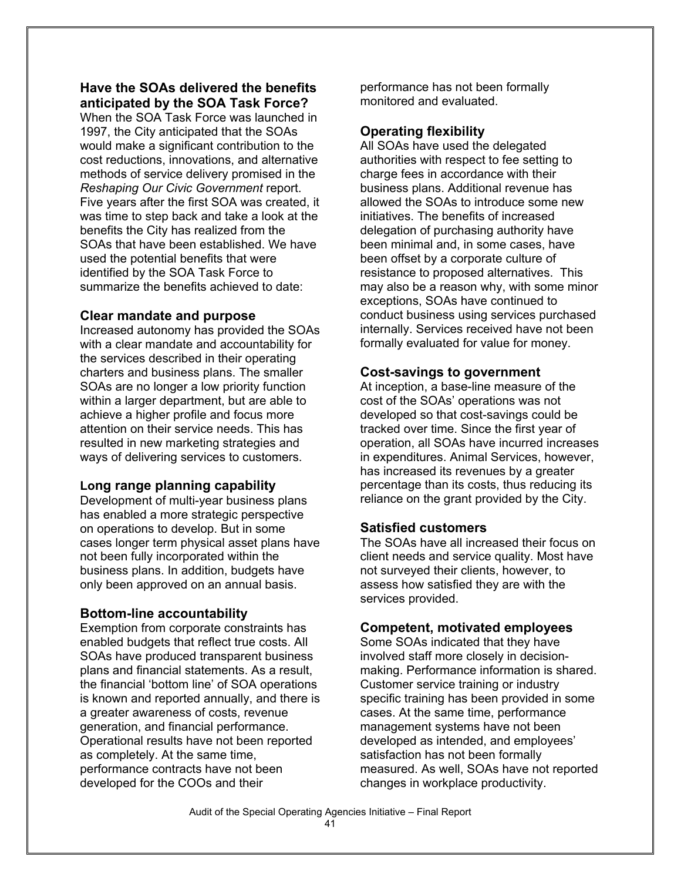### Have the SOAs delivered the benefits anticipated by the SOA Task Force?

When the SOA Task Force was launched in 1997, the City anticipated that the SOAs would make a significant contribution to the cost reductions, innovations, and alternative methods of service delivery promised in the *Reshaping Our Civic Government* report. Five years after the first SOA was created, it was time to step back and take a look at the benefits the City has realized from the SOAs that have been established. We have used the potential benefits that were identified by the SOA Task Force to summarize the benefits achieved to date:

### Clear mandate and purpose

Increased autonomy has provided the SOAs with a clear mandate and accountability for the services described in their operating charters and business plans. The smaller SOAs are no longer a low priority function within a larger department, but are able to achieve a higher profile and focus more attention on their service needs. This has resulted in new marketing strategies and ways of delivering services to customers.

### Long range planning capability

Development of multi-year business plans has enabled a more strategic perspective on operations to develop. But in some cases longer term physical asset plans have not been fully incorporated within the business plans. In addition, budgets have only been approved on an annual basis.

### Bottom-line accountability

Exemption from corporate constraints has enabled budgets that reflect true costs. All SOAs have produced transparent business plans and financial statements. As a result, the financial 'bottom line' of SOA operations is known and reported annually, and there is a greater awareness of costs, revenue generation, and financial performance. Operational results have not been reported as completely. At the same time, performance contracts have not been developed for the COOs and their performance has not been formally monitored and evaluated.

### Operating flexibility

All SOAs have used the delegated authorities with respect to fee setting to charge fees in accordance with their business plans. Additional revenue has allowed the SOAs to introduce some new initiatives. The benefits of increased delegation of purchasing authority have been minimal and, in some cases, have been offset by a corporate culture of resistance to proposed alternatives. This may also be a reason why, with some minor exceptions, SOAs have continued to conduct business using services purchased internally. Services received have not been formally evaluated for value for money.

### Cost-savings to government

At inception, a base-line measure of the cost of the SOAs' operations was not developed so that cost-savings could be tracked over time. Since the first year of operation, all SOAs have incurred increases in expenditures. Animal Services, however, has increased its revenues by a greater percentage than its costs, thus reducing its reliance on the grant provided by the City.

### Satisfied customers

The SOAs have all increased their focus on client needs and service quality. Most have not surveyed their clients, however, to assess how satisfied they are with the services provided.

### Competent, motivated employees

Some SOAs indicated that they have involved staff more closely in decision-making. Performance information is shared. Customer service training or industry specific training has been provided in some cases. At the same time, performance management systems have not been developed as intended, and employees' satisfaction has not been formally measured. As well, SOAs have not reported changes in workplace productivity.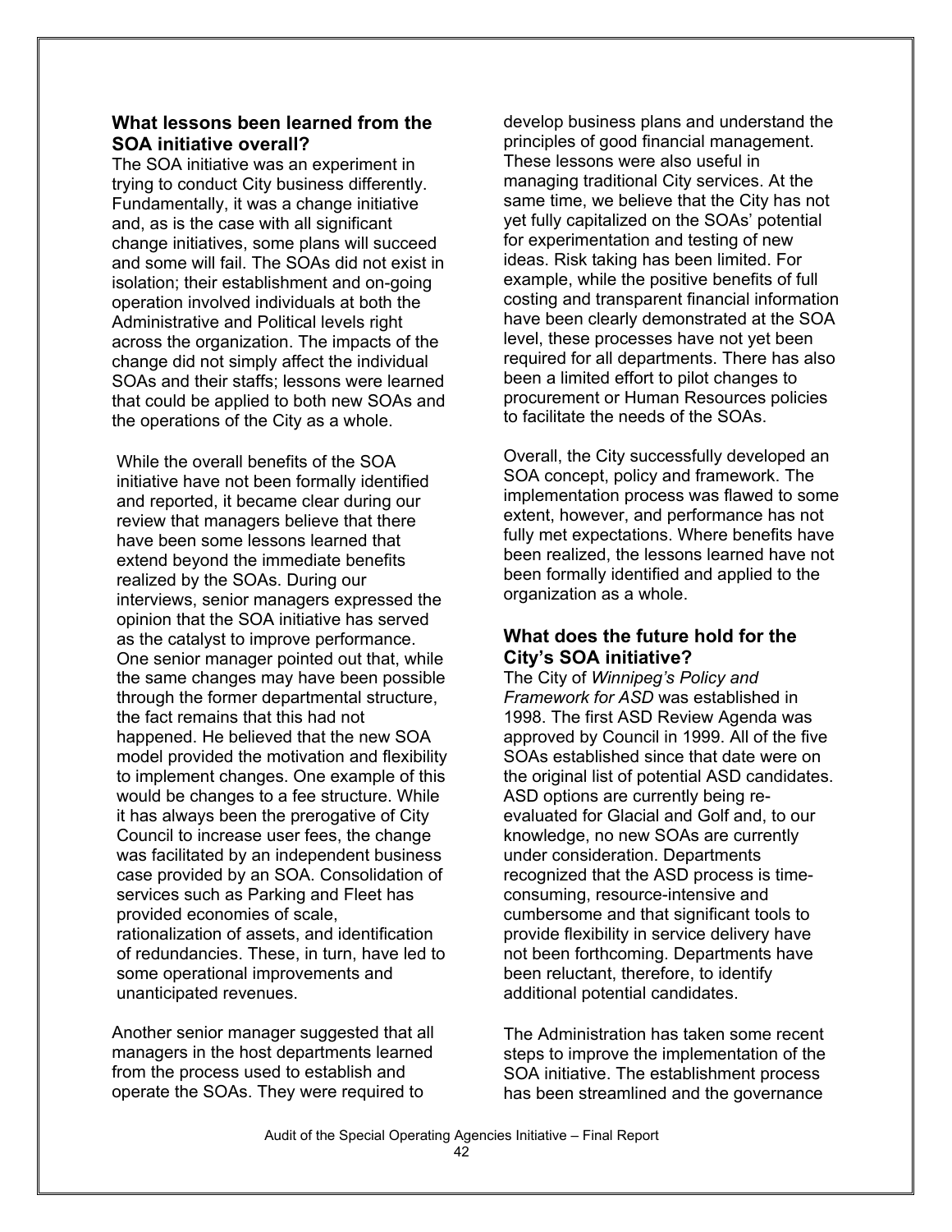### What lessons been learned from the SOA initiative overall?

The SOA initiative was an experiment in trying to conduct City business differently. Fundamentally, it was a change initiative and, as is the case with all significant change initiatives, some plans will succeed and some will fail. The SOAs did not exist in isolation; their establishment and on-going operation involved individuals at both the Administrative and Political levels right across the organization. The impacts of the change did not simply affect the individual SOAs and their staffs; lessons were learned that could be applied to both new SOAs and the operations of the City as a whole.

While the overall benefits of the SOA initiative have not been formally identified and reported, it became clear during our review that managers believe that there have been some lessons learned that extend beyond the immediate benefits realized by the SOAs. During our interviews, senior managers expressed the opinion that the SOA initiative has served as the catalyst to improve performance. One senior manager pointed out that, while the same changes may have been possible through the former departmental structure, the fact remains that this had not happened. He believed that the new SOA model provided the motivation and flexibility to implement changes. One example of this would be changes to a fee structure. While it has always been the prerogative of City Council to increase user fees, the change was facilitated by an independent business case provided by an SOA. Consolidation of services such as Parking and Fleet has provided economies of scale, rationalization of assets, and identification of redundancies. These, in turn, have led to some operational improvements and unanticipated revenues.

Another senior manager suggested that all managers in the host departments learned from the process used to establish and operate the SOAs. They were required to develop business plans and understand the principles of good financial management. These lessons were also useful in managing traditional City services. At the same time, we believe that the City has not yet fully capitalized on the SOAs' potential for experimentation and testing of new ideas. Risk taking has been limited. For example, while the positive benefits of full costing and transparent financial information have been clearly demonstrated at the SOA level, these processes have not yet been required for all departments. There has also been a limited effort to pilot changes to procurement or Human Resources policies to facilitate the needs of the SOAs.

Overall, the City successfully developed an SOA concept, policy and framework. The implementation process was flawed to some extent, however, and performance has not fully met expectations. Where benefits have been realized, the lessons learned have not been formally identified and applied to the organization as a whole.

### What does the future hold for the City's SOA initiative?

The City of *Winnipeg's Policy and Framework for ASD* was established in 1998. The first ASD Review Agenda was approved by Council in 1999. All of the five SOAs established since that date were on the original list of potential ASD candidates. ASD options are currently being re-evaluated for Glacial and Golf and, to our knowledge, no new SOAs are currently under consideration. Departments recognized that the ASD process is time-consuming, resource-intensive and cumbersome and that significant tools to provide flexibility in service delivery have not been forthcoming. Departments have been reluctant, therefore, to identify additional potential candidates.

The Administration has taken some recent steps to improve the implementation of the SOA initiative. The establishment process has been streamlined and the governance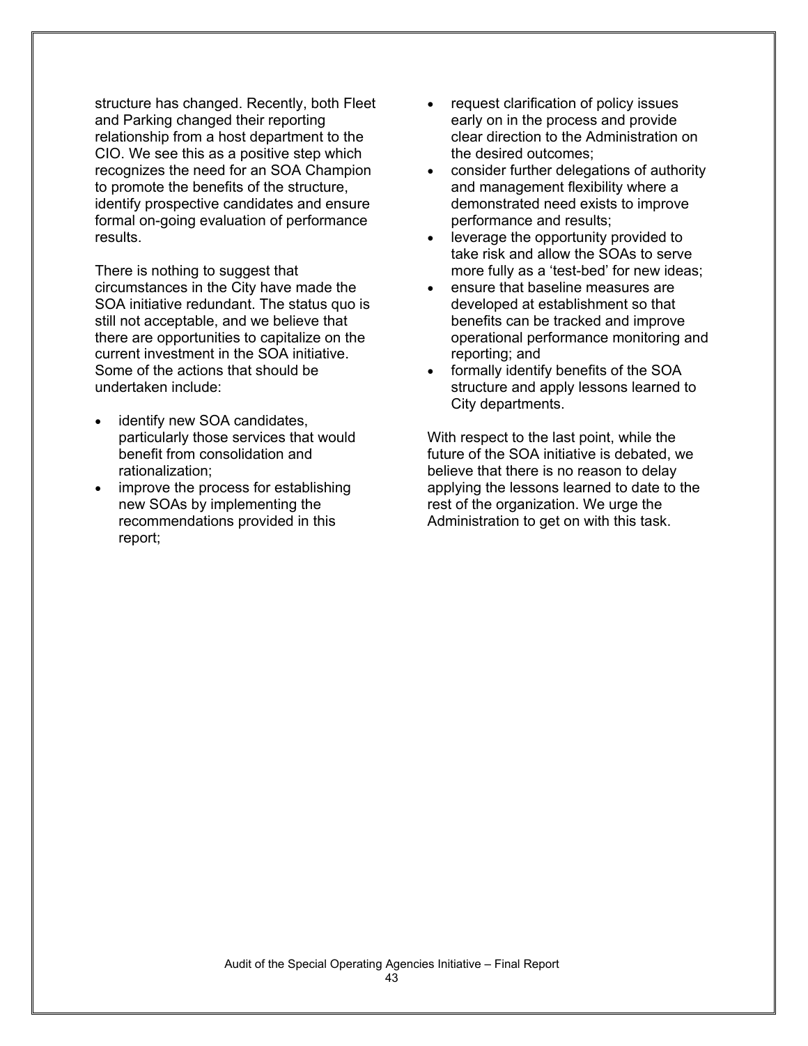structure has changed. Recently, both Fleet and Parking changed their reporting relationship from a host department to the CIO. We see this as a positive step which recognizes the need for an SOA Champion to promote the benefits of the structure, identify prospective candidates and ensure formal on-going evaluation of performance results.

There is nothing to suggest that circumstances in the City have made the SOA initiative redundant. The status quo is still not acceptable, and we believe that there are opportunities to capitalize on the current investment in the SOA initiative. Some of the actions that should be undertaken include:

- identify new SOA candidates, particularly those services that would benefit from consolidation and rationalization;
- improve the process for establishing new SOAs by implementing the recommendations provided in this report;
- request clarification of policy issues early on in the process and provide clear direction to the Administration on the desired outcomes;
- consider further delegations of authority and management flexibility where a demonstrated need exists to improve performance and results;
- leverage the opportunity provided to take risk and allow the SOAs to serve more fully as a 'test-bed' for new ideas;
- ensure that baseline measures are developed at establishment so that benefits can be tracked and improve operational performance monitoring and reporting; and
- formally identify benefits of the SOA structure and apply lessons learned to City departments.

With respect to the last point, while the future of the SOA initiative is debated, we believe that there is no reason to delay applying the lessons learned to date to the rest of the organization. We urge the Administration to get on with this task.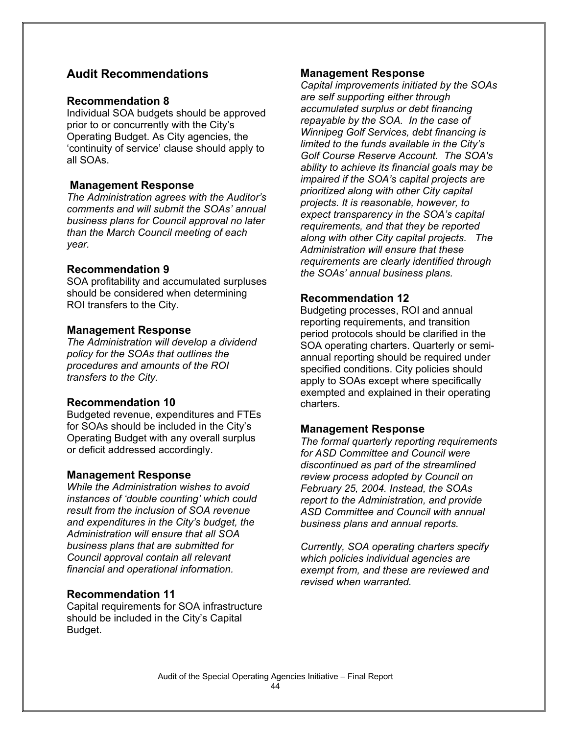## Audit Recommendations

### Recommendation 8

Individual SOA budgets should be approved prior to or concurrently with the City's Operating Budget. As City agencies, the 'continuity of service' clause should apply to all SOAs.

### Management Response

*The Administration agrees with the Auditor's comments and will submit the SOAs' annual business plans for Council approval no later than the March Council meeting of each year.*

### Recommendation 9

SOA profitability and accumulated surpluses should be considered when determining ROI transfers to the City.

### Management Response

*The Administration will develop a dividend policy for the SOAs that outlines the procedures and amounts of the ROI transfers to the City.*

### Recommendation 10

Budgeted revenue, expenditures and FTEs for SOAs should be included in the City's Operating Budget with any overall surplus or deficit addressed accordingly.

### Management Response

*While the Administration wishes to avoid instances of 'double counting' which could result from the inclusion of SOA revenue and expenditures in the City's budget, the Administration will ensure that all SOA business plans that are submitted for Council approval contain all relevant financial and operational information.*

### Recommendation 11

Capital requirements for SOA infrastructure should be included in the City's Capital Budget.

### Management Response

*Capital improvements initiated by the SOAs are self supporting either through accumulated surplus or debt financing repayable by the SOA. In the case of Winnipeg Golf Services, debt financing is limited to the funds available in the City's Golf Course Reserve Account. The SOA's ability to achieve its financial goals may be impaired if the SOA's capital projects are prioritized along with other City capital projects. It is reasonable, however, to expect transparency in the SOA's capital requirements, and that they be reported along with other City capital projects. The Administration will ensure that these requirements are clearly identified through the SOAs' annual business plans.*

### Recommendation 12

Budgeting processes, ROI and annual reporting requirements, and transition period protocols should be clarified in the SOA operating charters. Quarterly or semi-annual reporting should be required under specified conditions. City policies should apply to SOAs except where specifically exempted and explained in their operating charters.

### Management Response

*The formal quarterly reporting requirements for ASD Committee and Council were discontinued as part of the streamlined review process adopted by Council on February 25, 2004. Instead, the SOAs report to the Administration, and provide ASD Committee and Council with annual business plans and annual reports.*

*Currently, SOA operating charters specify which policies individual agencies are exempt from, and these are reviewed and revised when warranted.*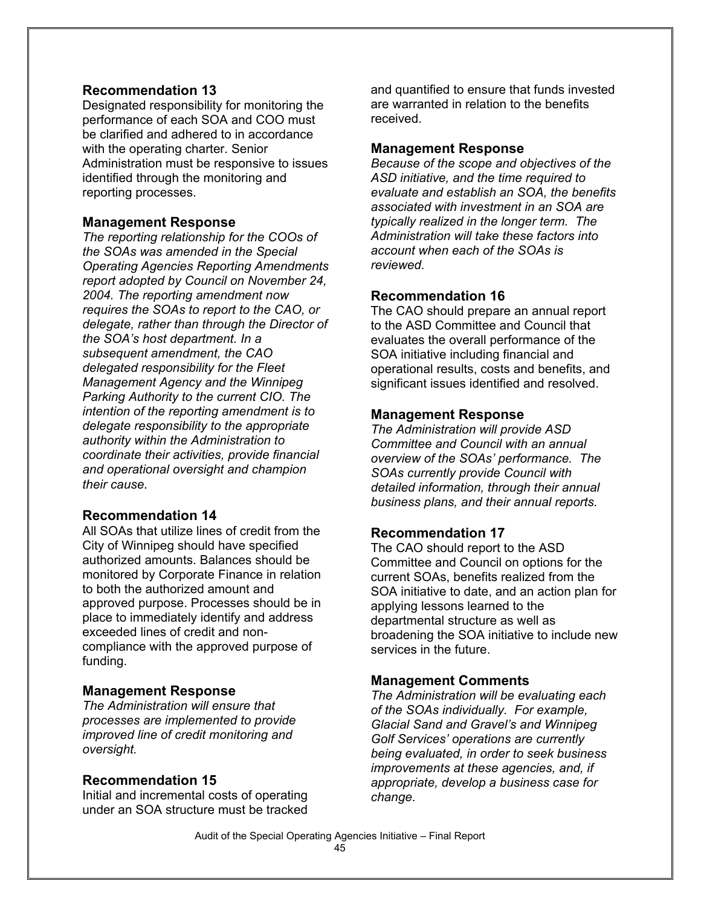### Recommendation 13

Designated responsibility for monitoring the performance of each SOA and COO must be clarified and adhered to in accordance with the operating charter. Senior Administration must be responsive to issues identified through the monitoring and reporting processes.

### Management Response

*The reporting relationship for the COOs of the SOAs was amended in the Special Operating Agencies Reporting Amendments report adopted by Council on November 24, 2004. The reporting amendment now requires the SOAs to report to the CAO, or delegate, rather than through the Director of the SOA's host department. In a subsequent amendment, the CAO delegated responsibility for the Fleet Management Agency and the Winnipeg Parking Authority to the current CIO. The intention of the reporting amendment is to delegate responsibility to the appropriate authority within the Administration to coordinate their activities, provide financial and operational oversight and champion their cause.*

### Recommendation 14

All SOAs that utilize lines of credit from the City of Winnipeg should have specified authorized amounts. Balances should be monitored by Corporate Finance in relation to both the authorized amount and approved purpose. Processes should be in place to immediately identify and address exceeded lines of credit and non-compliance with the approved purpose of funding.

### Management Response

*The Administration will ensure that processes are implemented to provide improved line of credit monitoring and oversight.*

### Recommendation 15

Initial and incremental costs of operating under an SOA structure must be tracked and quantified to ensure that funds invested are warranted in relation to the benefits received.

### Management Response

*Because of the scope and objectives of the ASD initiative, and the time required to evaluate and establish an SOA, the benefits associated with investment in an SOA are typically realized in the longer term. The Administration will take these factors into account when each of the SOAs is reviewed.*

### Recommendation 16

The CAO should prepare an annual report to the ASD Committee and Council that evaluates the overall performance of the SOA initiative including financial and operational results, costs and benefits, and significant issues identified and resolved.

### Management Response

*The Administration will provide ASD Committee and Council with an annual overview of the SOAs' performance. The SOAs currently provide Council with detailed information, through their annual business plans, and their annual reports.*

### Recommendation 17

The CAO should report to the ASD Committee and Council on options for the current SOAs, benefits realized from the SOA initiative to date, and an action plan for applying lessons learned to the departmental structure as well as broadening the SOA initiative to include new services in the future.

### Management Comments

*The Administration will be evaluating each of the SOAs individually. For example, Glacial Sand and Gravel's and Winnipeg Golf Services' operations are currently being evaluated, in order to seek business improvements at these agencies, and, if appropriate, develop a business case for change.*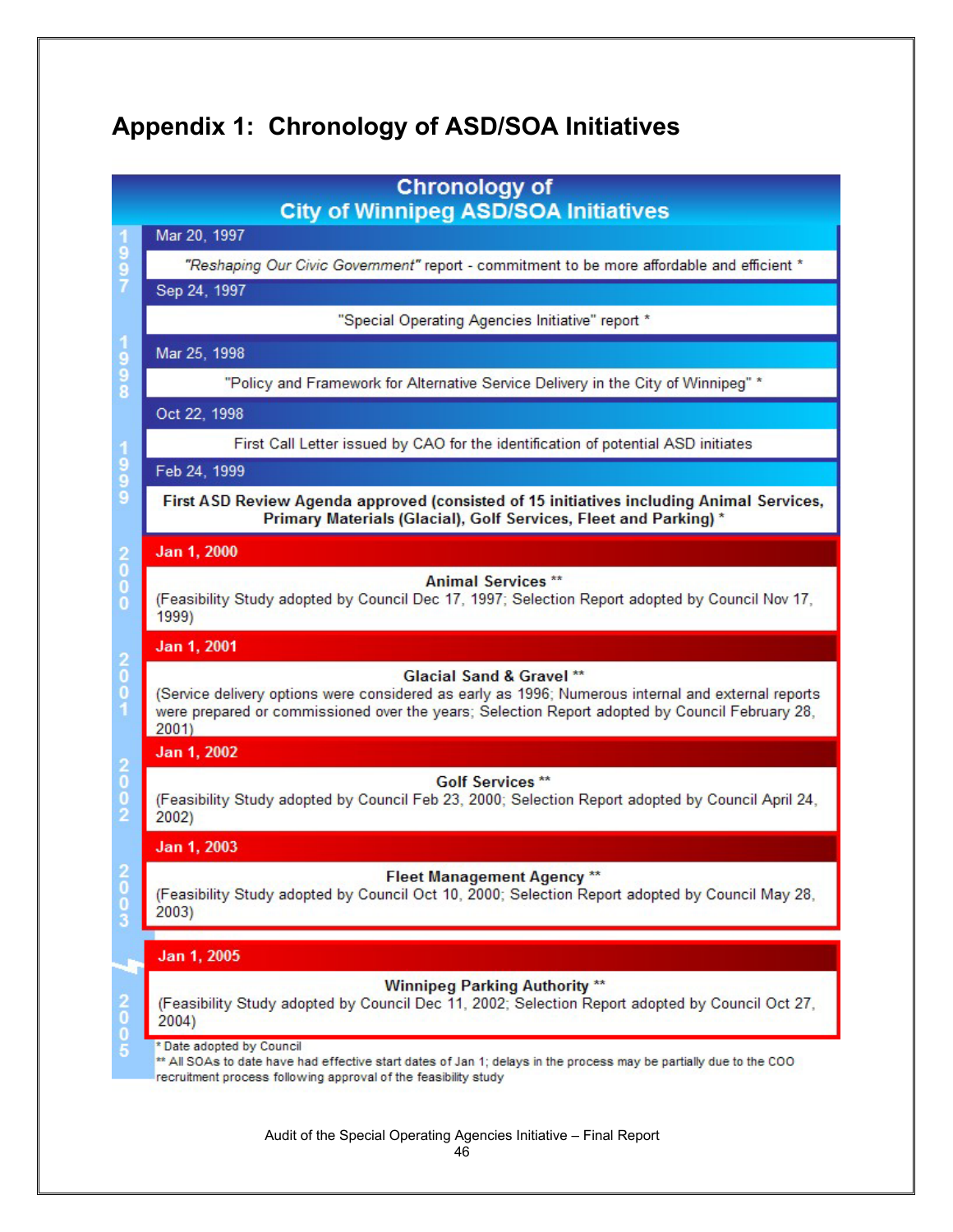# Appendix 1: Chronology of ASD/SOA Initiatives

## Chronology of City of Winnipeg ASD/SOA Initiatives

### 1997

**Mar 20, 1997**

*"Reshaping Our Civic Government"* report - commitment to be more affordable and efficient *

**Sep 24, 1997**

"Special Operating Agencies Initiative" report *

### 1998

**Mar 25, 1998**

"Policy and Framework for Alternative Service Delivery in the City of Winnipeg" *

**Oct 22, 1998**

First Call Letter issued by CAO for the identification of potential ASD initiates

### 1999

**Feb 24, 1999**

**First ASD Review Agenda approved (consisted of 15 initiatives including Animal Services, Primary Materials (Glacial), Golf Services, Fleet and Parking) ***

### 2000

**Jan 1, 2000**

**Animal Services ****

(Feasibility Study adopted by Council Dec 17, 1997; Selection Report adopted by Council Nov 17, 1999)

### 2001

**Jan 1, 2001**

**Glacial Sand & Gravel ****

(Service delivery options were considered as early as 1996; Numerous internal and external reports were prepared or commissioned over the years; Selection Report adopted by Council February 28, 2001)

### 2002

**Jan 1, 2002**

**Golf Services ****

(Feasibility Study adopted by Council Feb 23, 2000; Selection Report adopted by Council April 24, 2002)

### 2003

**Jan 1, 2003**

**Fleet Management Agency ****

(Feasibility Study adopted by Council Oct 10, 2000; Selection Report adopted by Council May 28, 2003)

### 2005

**Jan 1, 2005**

**Winnipeg Parking Authority ****

(Feasibility Study adopted by Council Dec 11, 2002; Selection Report adopted by Council Oct 27, 2004)

* Date adopted by Council

** All SOAs to date have had effective start dates of Jan 1; delays in the process may be partially due to the COO recruitment process following approval of the feasibility study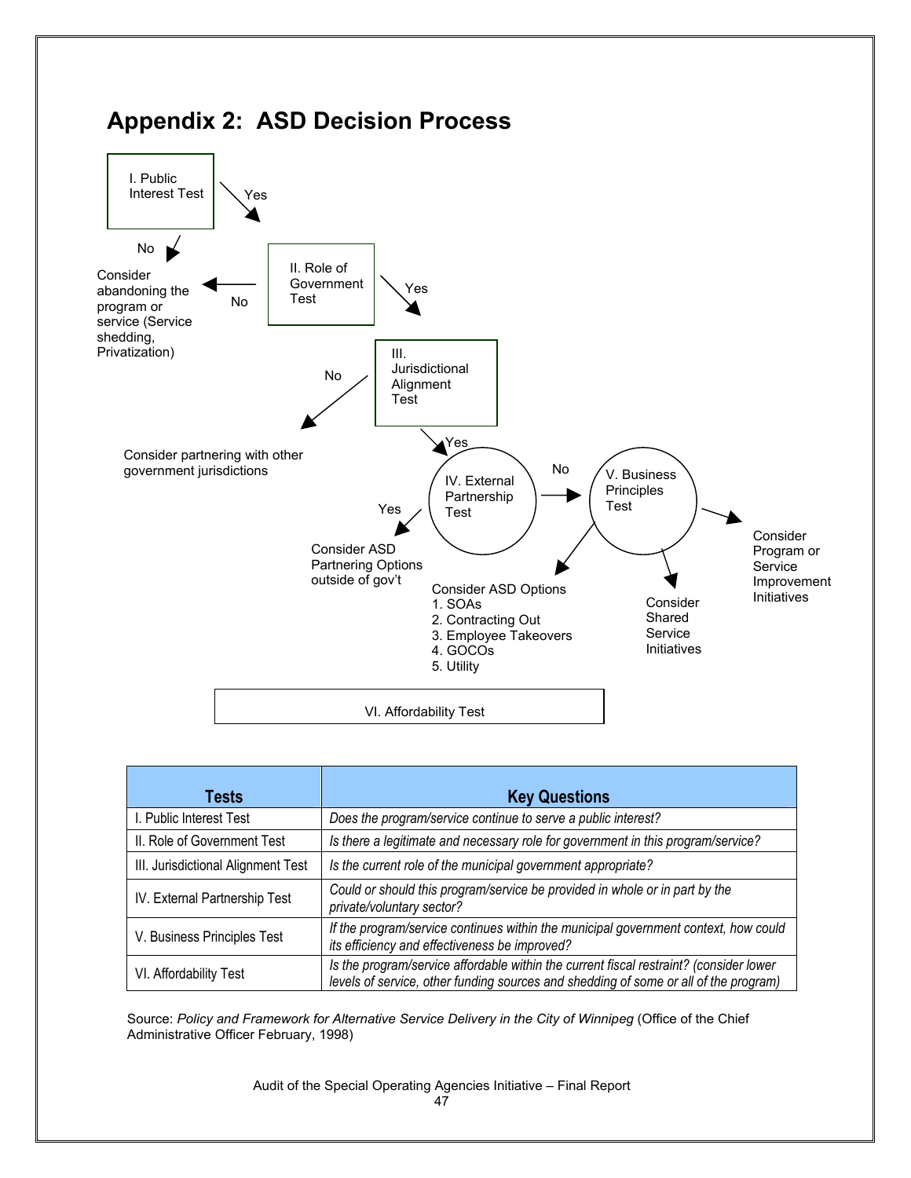# Appendix 2: ASD Decision Process

I. Public Interest Test

Yes →

No → Consider abandoning the program or service (Service shedding, Privatization)

II. Role of Government Test

No → Consider abandoning the program or service (Service shedding, Privatization)

Yes →

III. Jurisdictional Alignment Test

No → Consider partnering with other government jurisdictions

Yes →

IV. External Partnership Test

Yes → Consider ASD Partnering Options outside of gov't

No →

V. Business Principles Test

→ Consider ASD Options
1. SOAs
2. Contracting Out
3. Employee Takeovers
4. GOCOs
5. Utility

→ Consider Shared Service Initiatives

→ Consider Program or Service Improvement Initiatives

VI. Affordability Test

| Tests | Key Questions |
|---|---|
| I. Public Interest Test | *Does the program/service continue to serve a public interest?* |
| II. Role of Government Test | *Is there a legitimate and necessary role for government in this program/service?* |
| III. Jurisdictional Alignment Test | *Is the current role of the municipal government appropriate?* |
| IV. External Partnership Test | *Could or should this program/service be provided in whole or in part by the private/voluntary sector?* |
| V. Business Principles Test | *If the program/service continues within the municipal government context, how could its efficiency and effectiveness be improved?* |
| VI. Affordability Test | *Is the program/service affordable within the current fiscal restraint? (consider lower levels of service, other funding sources and shedding of some or all of the program)* |

Source: *Policy and Framework for Alternative Service Delivery in the City of Winnipeg* (Office of the Chief Administrative Officer February, 1998)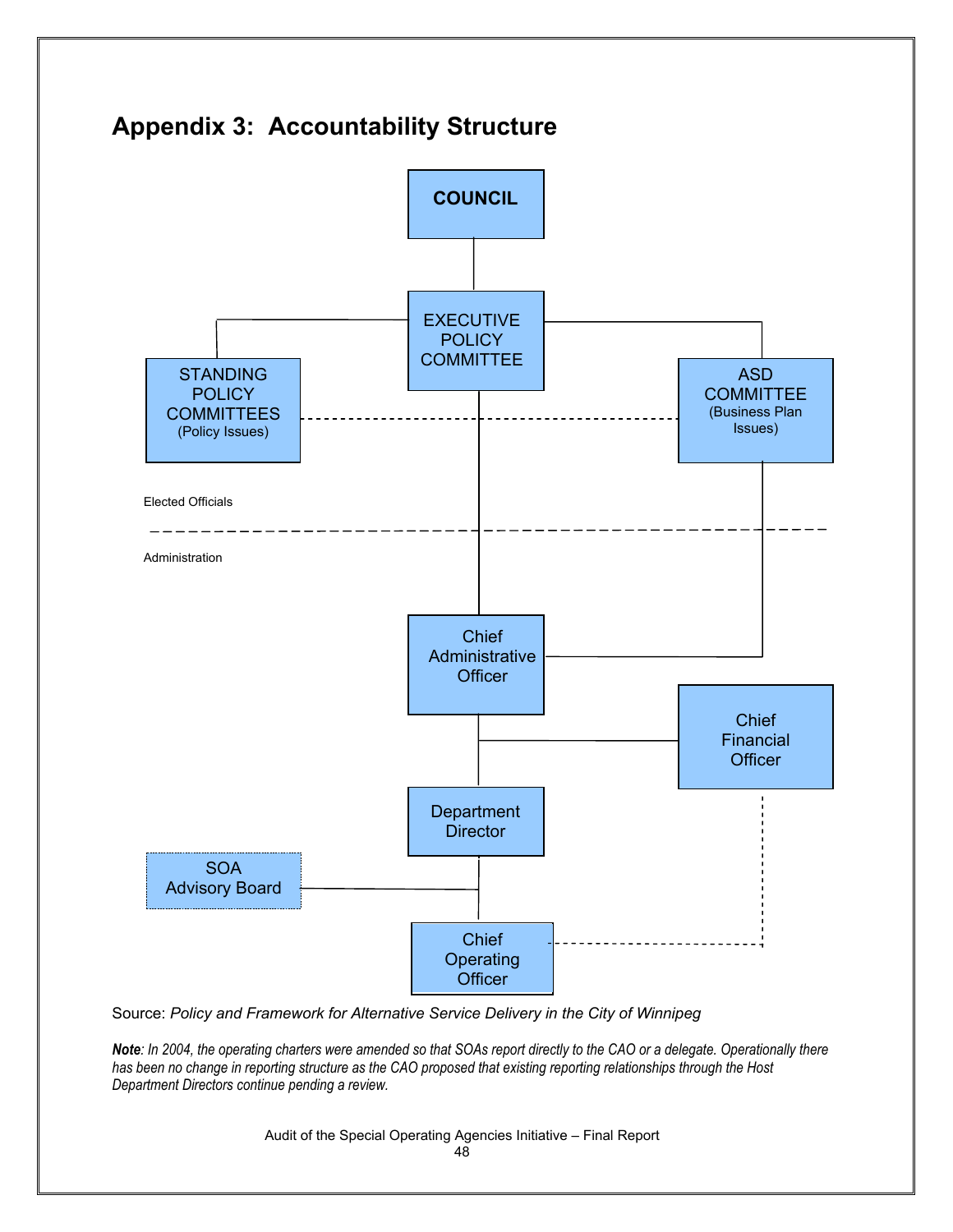## Appendix 3: Accountability Structure

COUNCIL

EXECUTIVE POLICY COMMITTEE

STANDING POLICY COMMITTEES (Policy Issues)

ASD COMMITTEE (Business Plan Issues)

Elected Officials

Administration

Chief Administrative Officer

Chief Financial Officer

Department Director

SOA Advisory Board

Chief Operating Officer

Source: *Policy and Framework for Alternative Service Delivery in the City of Winnipeg*

***Note**: In 2004, the operating charters were amended so that SOAs report directly to the CAO or a delegate. Operationally there has been no change in reporting structure as the CAO proposed that existing reporting relationships through the Host Department Directors continue pending a review.*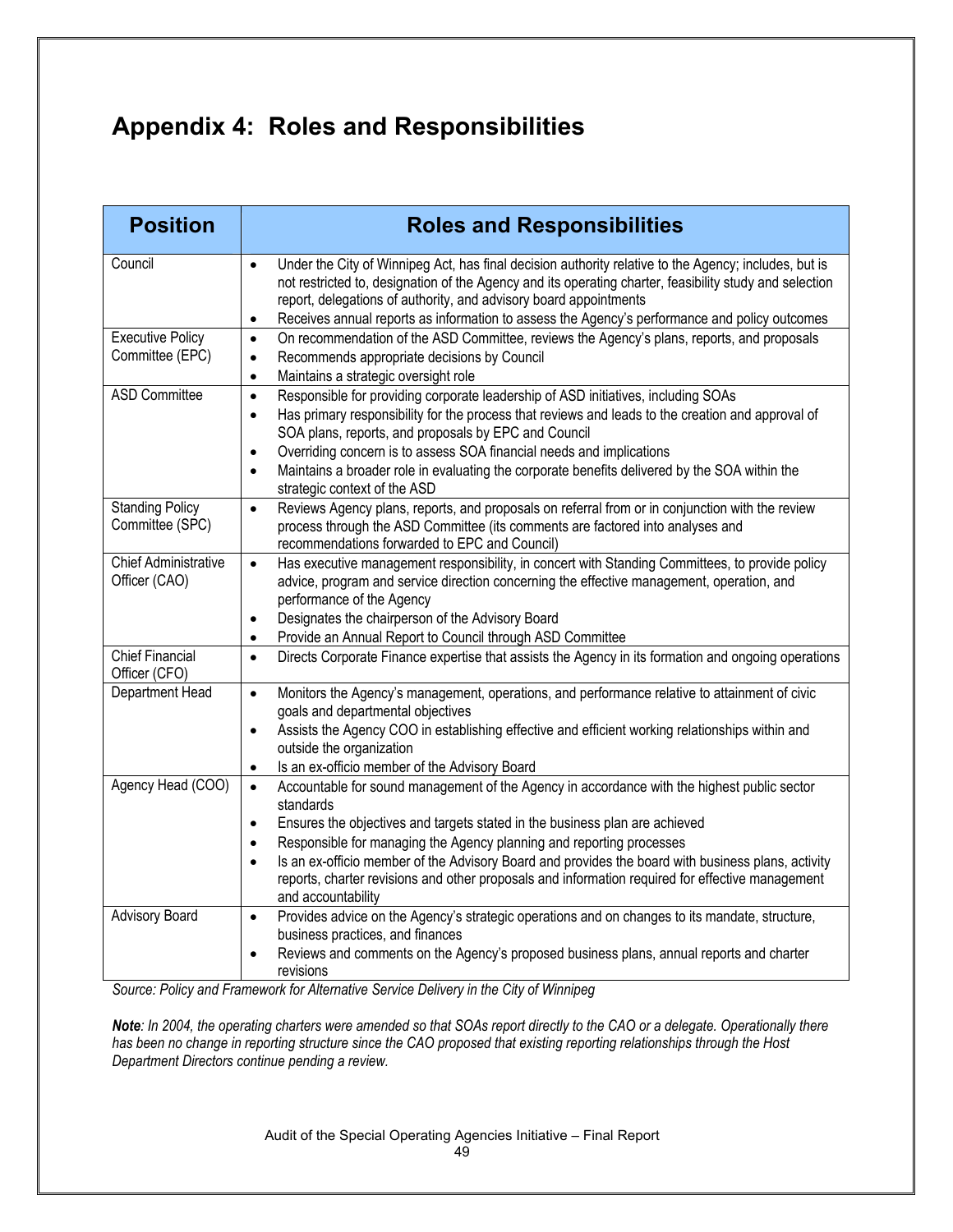# Appendix 4: Roles and Responsibilities

| Position | Roles and Responsibilities |
|---|---|
| Council | • Under the City of Winnipeg Act, has final decision authority relative to the Agency; includes, but is not restricted to, designation of the Agency and its operating charter, feasibility study and selection report, delegations of authority, and advisory board appointments<br>• Receives annual reports as information to assess the Agency's performance and policy outcomes |
| Executive Policy Committee (EPC) | • On recommendation of the ASD Committee, reviews the Agency's plans, reports, and proposals<br>• Recommends appropriate decisions by Council<br>• Maintains a strategic oversight role |
| ASD Committee | • Responsible for providing corporate leadership of ASD initiatives, including SOAs<br>• Has primary responsibility for the process that reviews and leads to the creation and approval of SOA plans, reports, and proposals by EPC and Council<br>• Overriding concern is to assess SOA financial needs and implications<br>• Maintains a broader role in evaluating the corporate benefits delivered by the SOA within the strategic context of the ASD |
| Standing Policy Committee (SPC) | • Reviews Agency plans, reports, and proposals on referral from or in conjunction with the review process through the ASD Committee (its comments are factored into analyses and recommendations forwarded to EPC and Council) |
| Chief Administrative Officer (CAO) | • Has executive management responsibility, in concert with Standing Committees, to provide policy advice, program and service direction concerning the effective management, operation, and performance of the Agency<br>• Designates the chairperson of the Advisory Board<br>• Provide an Annual Report to Council through ASD Committee |
| Chief Financial Officer (CFO) | • Directs Corporate Finance expertise that assists the Agency in its formation and ongoing operations |
| Department Head | • Monitors the Agency's management, operations, and performance relative to attainment of civic goals and departmental objectives<br>• Assists the Agency COO in establishing effective and efficient working relationships within and outside the organization<br>• Is an ex-officio member of the Advisory Board |
| Agency Head (COO) | • Accountable for sound management of the Agency in accordance with the highest public sector standards<br>• Ensures the objectives and targets stated in the business plan are achieved<br>• Responsible for managing the Agency planning and reporting processes<br>• Is an ex-officio member of the Advisory Board and provides the board with business plans, activity reports, charter revisions and other proposals and information required for effective management and accountability |
| Advisory Board | • Provides advice on the Agency's strategic operations and on changes to its mandate, structure, business practices, and finances<br>• Reviews and comments on the Agency's proposed business plans, annual reports and charter revisions |

*Source: Policy and Framework for Alternative Service Delivery in the City of Winnipeg*

***Note**: In 2004, the operating charters were amended so that SOAs report directly to the CAO or a delegate. Operationally there has been no change in reporting structure since the CAO proposed that existing reporting relationships through the Host Department Directors continue pending a review.*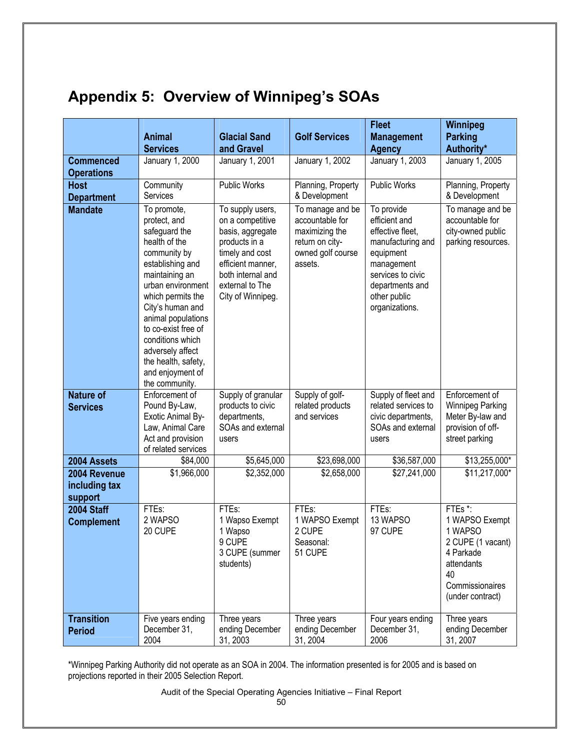# Appendix 5: Overview of Winnipeg's SOAs

| | Animal Services | Glacial Sand and Gravel | Golf Services | Fleet Management Agency | Winnipeg Parking Authority* |
|---|---|---|---|---|---|
| **Commenced Operations** | January 1, 2000 | January 1, 2001 | January 1, 2002 | January 1, 2003 | January 1, 2005 |
| **Host Department** | Community Services | Public Works | Planning, Property & Development | Public Works | Planning, Property & Development |
| **Mandate** | To promote, protect, and safeguard the health of the community by establishing and maintaining an urban environment which permits the City's human and animal populations to co-exist free of conditions which adversely affect the health, safety, and enjoyment of the community. | To supply users, on a competitive basis, aggregate products in a timely and cost efficient manner, both internal and external to The City of Winnipeg. | To manage and be accountable for maximizing the return on city-owned golf course assets. | To provide efficient and effective fleet, manufacturing and equipment management services to civic departments and other public organizations. | To manage and be accountable for city-owned public parking resources. |
| **Nature of Services** | Enforcement of Pound By-Law, Exotic Animal By-Law, Animal Care Act and provision of related services | Supply of granular products to civic departments, SOAs and external users | Supply of golf-related products and services | Supply of fleet and related services to civic departments, SOAs and external users | Enforcement of Winnipeg Parking Meter By-law and provision of off-street parking |
| **2004 Assets** | $84,000 | $5,645,000 | $23,698,000 | $36,587,000 | $13,255,000* |
| **2004 Revenue including tax support** | $1,966,000 | $2,352,000 | $2,658,000 | $27,241,000 | $11,217,000* |
| **2004 Staff Complement** | FTEs:<br>2 WAPSO<br>20 CUPE | FTEs:<br>1 Wapso Exempt<br>1 Wapso<br>9 CUPE<br>3 CUPE (summer students) | FTEs:<br>1 WAPSO Exempt<br>2 CUPE<br>Seasonal:<br>51 CUPE | FTEs:<br>13 WAPSO<br>97 CUPE | FTEs *:<br>1 WAPSO Exempt<br>1 WAPSO<br>2 CUPE (1 vacant)<br>4 Parkade attendants<br>40 Commissionaires (under contract) |
| **Transition Period** | Five years ending December 31, 2004 | Three years ending December 31, 2003 | Three years ending December 31, 2004 | Four years ending December 31, 2006 | Three years ending December 31, 2007 |

*Winnipeg Parking Authority did not operate as an SOA in 2004. The information presented is for 2005 and is based on projections reported in their 2005 Selection Report.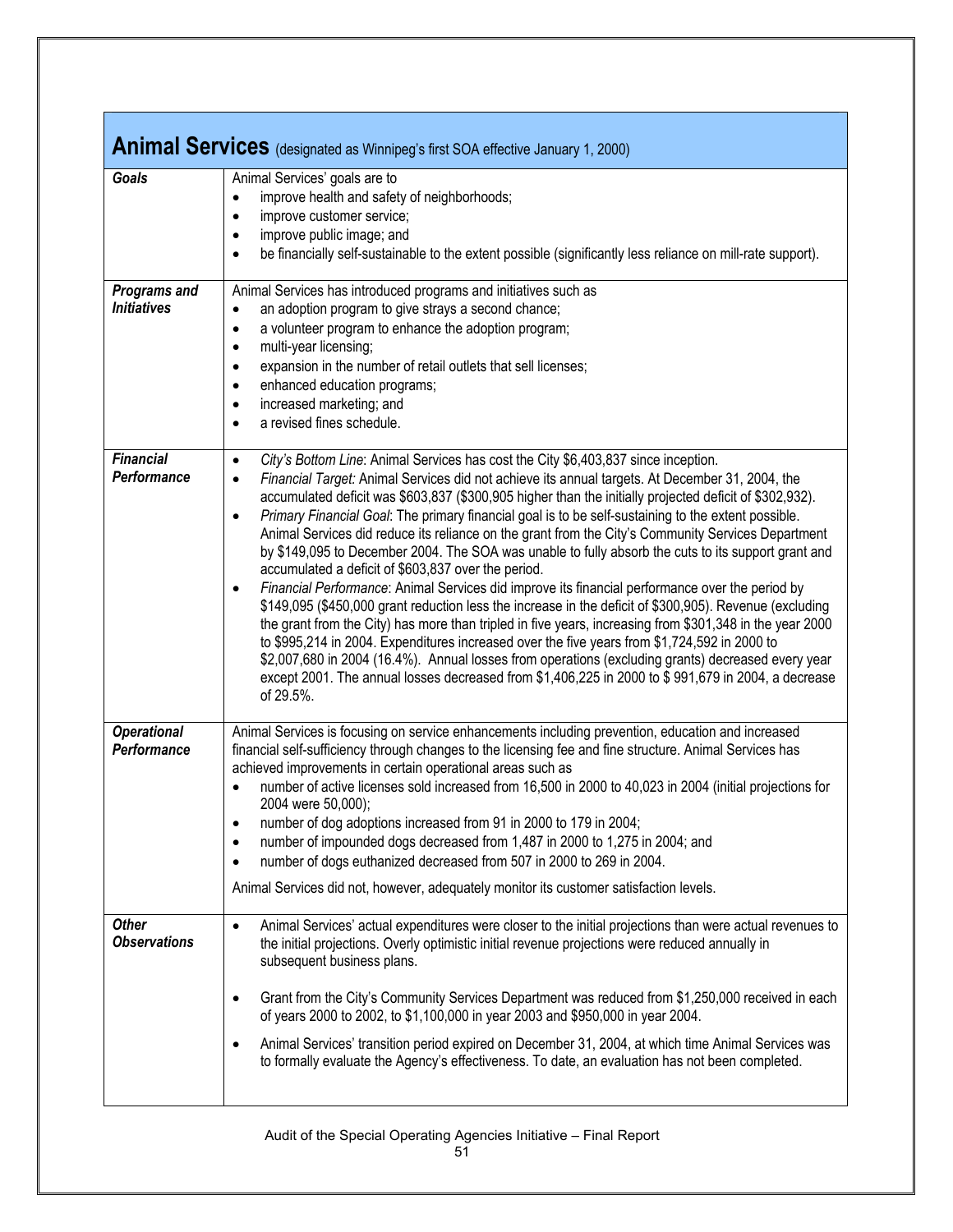| **Animal Services** (designated as Winnipeg's first SOA effective January 1, 2000) | |
|---|---|
| ***Goals*** | Animal Services' goals are to<br>• improve health and safety of neighborhoods;<br>• improve customer service;<br>• improve public image; and<br>• be financially self-sustainable to the extent possible (significantly less reliance on mill-rate support). |
| ***Programs and Initiatives*** | Animal Services has introduced programs and initiatives such as<br>• an adoption program to give strays a second chance;<br>• a volunteer program to enhance the adoption program;<br>• multi-year licensing;<br>• expansion in the number of retail outlets that sell licenses;<br>• enhanced education programs;<br>• increased marketing; and<br>• a revised fines schedule. |
| ***Financial Performance*** | • *City's Bottom Line*: Animal Services has cost the City $6,403,837 since inception.<br>• *Financial Target:* Animal Services did not achieve its annual targets. At December 31, 2004, the accumulated deficit was $603,837 ($300,905 higher than the initially projected deficit of $302,932).<br>• *Primary Financial Goal*: The primary financial goal is to be self-sustaining to the extent possible. Animal Services did reduce its reliance on the grant from the City's Community Services Department by $149,095 to December 2004. The SOA was unable to fully absorb the cuts to its support grant and accumulated a deficit of $603,837 over the period.<br>• *Financial Performance*: Animal Services did improve its financial performance over the period by $149,095 ($450,000 grant reduction less the increase in the deficit of $300,905). Revenue (excluding the grant from the City) has more than tripled in five years, increasing from $301,348 in the year 2000 to $995,214 in 2004. Expenditures increased over the five years from $1,724,592 in 2000 to $2,007,680 in 2004 (16.4%). Annual losses from operations (excluding grants) decreased every year except 2001. The annual losses decreased from $1,406,225 in 2000 to $ 991,679 in 2004, a decrease of 29.5%. |
| ***Operational Performance*** | Animal Services is focusing on service enhancements including prevention, education and increased financial self-sufficiency through changes to the licensing fee and fine structure. Animal Services has achieved improvements in certain operational areas such as<br>• number of active licenses sold increased from 16,500 in 2000 to 40,023 in 2004 (initial projections for 2004 were 50,000);<br>• number of dog adoptions increased from 91 in 2000 to 179 in 2004;<br>• number of impounded dogs decreased from 1,487 in 2000 to 1,275 in 2004; and<br>• number of dogs euthanized decreased from 507 in 2000 to 269 in 2004.<br><br>Animal Services did not, however, adequately monitor its customer satisfaction levels. |
| ***Other Observations*** | • Animal Services' actual expenditures were closer to the initial projections than were actual revenues to the initial projections. Overly optimistic initial revenue projections were reduced annually in subsequent business plans.<br><br>• Grant from the City's Community Services Department was reduced from $1,250,000 received in each of years 2000 to 2002, to $1,100,000 in year 2003 and $950,000 in year 2004.<br><br>• Animal Services' transition period expired on December 31, 2004, at which time Animal Services was to formally evaluate the Agency's effectiveness. To date, an evaluation has not been completed. |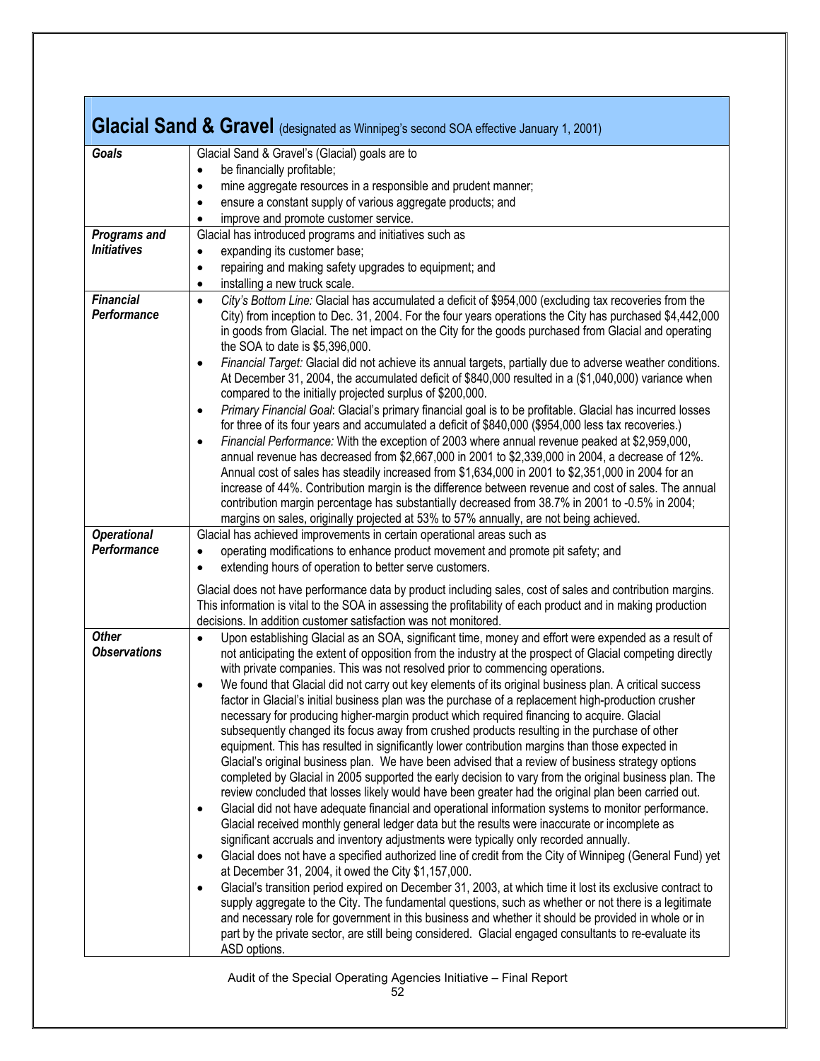| **Glacial Sand & Gravel** (designated as Winnipeg's second SOA effective January 1, 2001) | |
|---|---|
| ***Goals*** | Glacial Sand & Gravel's (Glacial) goals are to<br>• be financially profitable;<br>• mine aggregate resources in a responsible and prudent manner;<br>• ensure a constant supply of various aggregate products; and<br>• improve and promote customer service. |
| ***Programs and Initiatives*** | Glacial has introduced programs and initiatives such as<br>• expanding its customer base;<br>• repairing and making safety upgrades to equipment; and<br>• installing a new truck scale. |
| ***Financial Performance*** | • *City's Bottom Line:* Glacial has accumulated a deficit of $954,000 (excluding tax recoveries from the City) from inception to Dec. 31, 2004. For the four years operations the City has purchased $4,442,000 in goods from Glacial. The net impact on the City for the goods purchased from Glacial and operating the SOA to date is $5,396,000.<br>• *Financial Target:* Glacial did not achieve its annual targets, partially due to adverse weather conditions. At December 31, 2004, the accumulated deficit of $840,000 resulted in a ($1,040,000) variance when compared to the initially projected surplus of $200,000.<br>• *Primary Financial Goal*: Glacial's primary financial goal is to be profitable. Glacial has incurred losses for three of its four years and accumulated a deficit of $840,000 ($954,000 less tax recoveries.)<br>• *Financial Performance:* With the exception of 2003 where annual revenue peaked at $2,959,000, annual revenue has decreased from $2,667,000 in 2001 to $2,339,000 in 2004, a decrease of 12%. Annual cost of sales has steadily increased from $1,634,000 in 2001 to $2,351,000 in 2004 for an increase of 44%. Contribution margin is the difference between revenue and cost of sales. The annual contribution margin percentage has substantially decreased from 38.7% in 2001 to -0.5% in 2004; margins on sales, originally projected at 53% to 57% annually, are not being achieved. |
| ***Operational Performance*** | Glacial has achieved improvements in certain operational areas such as<br>• operating modifications to enhance product movement and promote pit safety; and<br>• extending hours of operation to better serve customers.<br><br>Glacial does not have performance data by product including sales, cost of sales and contribution margins. This information is vital to the SOA in assessing the profitability of each product and in making production decisions. In addition customer satisfaction was not monitored. |
| ***Other Observations*** | • Upon establishing Glacial as an SOA, significant time, money and effort were expended as a result of not anticipating the extent of opposition from the industry at the prospect of Glacial competing directly with private companies. This was not resolved prior to commencing operations.<br>• We found that Glacial did not carry out key elements of its original business plan. A critical success factor in Glacial's initial business plan was the purchase of a replacement high-production crusher necessary for producing higher-margin product which required financing to acquire. Glacial subsequently changed its focus away from crushed products resulting in the purchase of other equipment. This has resulted in significantly lower contribution margins than those expected in Glacial's original business plan. We have been advised that a review of business strategy options completed by Glacial in 2005 supported the early decision to vary from the original business plan. The review concluded that losses likely would have been greater had the original plan been carried out.<br>• Glacial did not have adequate financial and operational information systems to monitor performance. Glacial received monthly general ledger data but the results were inaccurate or incomplete as significant accruals and inventory adjustments were typically only recorded annually.<br>• Glacial does not have a specified authorized line of credit from the City of Winnipeg (General Fund) yet at December 31, 2004, it owed the City $1,157,000.<br>• Glacial's transition period expired on December 31, 2003, at which time it lost its exclusive contract to supply aggregate to the City. The fundamental questions, such as whether or not there is a legitimate and necessary role for government in this business and whether it should be provided in whole or in part by the private sector, are still being considered. Glacial engaged consultants to re-evaluate its ASD options. |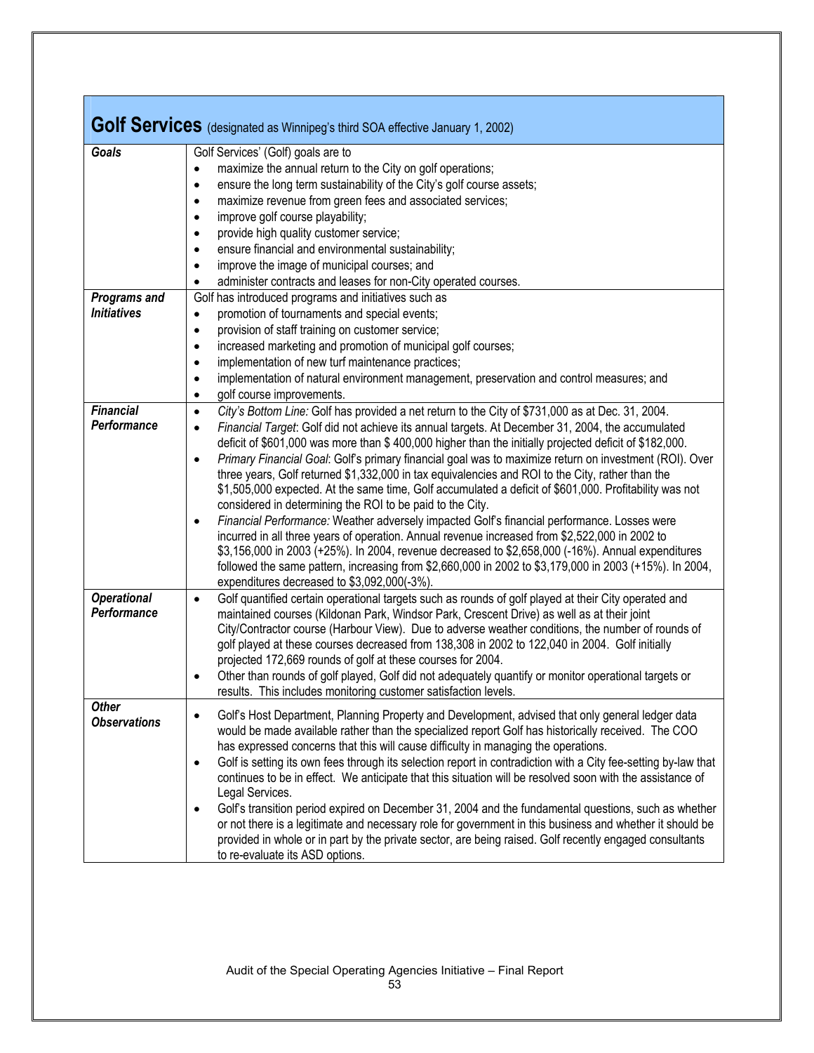| **Golf Services** (designated as Winnipeg's third SOA effective January 1, 2002) | |
|---|---|
| ***Goals*** | Golf Services' (Golf) goals are to<br>• maximize the annual return to the City on golf operations;<br>• ensure the long term sustainability of the City's golf course assets;<br>• maximize revenue from green fees and associated services;<br>• improve golf course playability;<br>• provide high quality customer service;<br>• ensure financial and environmental sustainability;<br>• improve the image of municipal courses; and<br>• administer contracts and leases for non-City operated courses. |
| ***Programs and Initiatives*** | Golf has introduced programs and initiatives such as<br>• promotion of tournaments and special events;<br>• provision of staff training on customer service;<br>• increased marketing and promotion of municipal golf courses;<br>• implementation of new turf maintenance practices;<br>• implementation of natural environment management, preservation and control measures; and<br>• golf course improvements. |
| ***Financial Performance*** | • *City's Bottom Line:* Golf has provided a net return to the City of $731,000 as at Dec. 31, 2004.<br>• *Financial Target*: Golf did not achieve its annual targets. At December 31, 2004, the accumulated deficit of $601,000 was more than $ 400,000 higher than the initially projected deficit of $182,000.<br>• *Primary Financial Goal*: Golf's primary financial goal was to maximize return on investment (ROI). Over three years, Golf returned $1,332,000 in tax equivalencies and ROI to the City, rather than the $1,505,000 expected. At the same time, Golf accumulated a deficit of $601,000. Profitability was not considered in determining the ROI to be paid to the City.<br>• *Financial Performance:* Weather adversely impacted Golf's financial performance. Losses were incurred in all three years of operation. Annual revenue increased from $2,522,000 in 2002 to $3,156,000 in 2003 (+25%). In 2004, revenue decreased to $2,658,000 (-16%). Annual expenditures followed the same pattern, increasing from $2,660,000 in 2002 to $3,179,000 in 2003 (+15%). In 2004, expenditures decreased to $3,092,000(-3%). |
| ***Operational Performance*** | • Golf quantified certain operational targets such as rounds of golf played at their City operated and maintained courses (Kildonan Park, Windsor Park, Crescent Drive) as well as at their joint City/Contractor course (Harbour View). Due to adverse weather conditions, the number of rounds of golf played at these courses decreased from 138,308 in 2002 to 122,040 in 2004. Golf initially projected 172,669 rounds of golf at these courses for 2004.<br>• Other than rounds of golf played, Golf did not adequately quantify or monitor operational targets or results. This includes monitoring customer satisfaction levels. |
| ***Other Observations*** | • Golf's Host Department, Planning Property and Development, advised that only general ledger data would be made available rather than the specialized report Golf has historically received. The COO has expressed concerns that this will cause difficulty in managing the operations.<br>• Golf is setting its own fees through its selection report in contradiction with a City fee-setting by-law that continues to be in effect. We anticipate that this situation will be resolved soon with the assistance of Legal Services.<br>• Golf's transition period expired on December 31, 2004 and the fundamental questions, such as whether or not there is a legitimate and necessary role for government in this business and whether it should be provided in whole or in part by the private sector, are being raised. Golf recently engaged consultants to re-evaluate its ASD options. |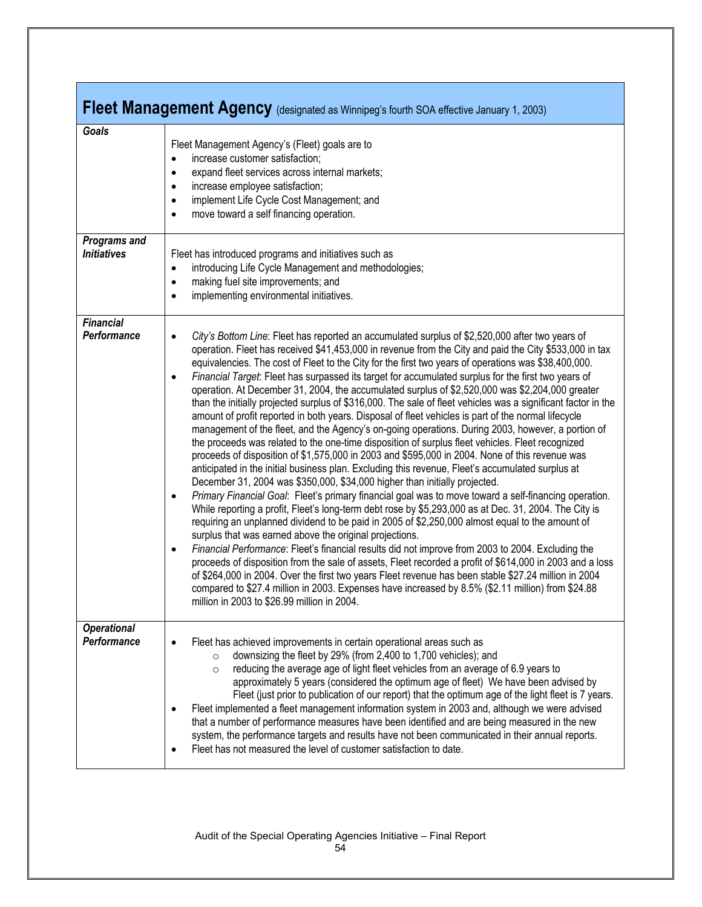## Fleet Management Agency (designated as Winnipeg's fourth SOA effective January 1, 2003)

| | |
|---|---|
| ***Goals*** | Fleet Management Agency's (Fleet) goals are to<br>• increase customer satisfaction;<br>• expand fleet services across internal markets;<br>• increase employee satisfaction;<br>• implement Life Cycle Cost Management; and<br>• move toward a self financing operation. |
| ***Programs and Initiatives*** | Fleet has introduced programs and initiatives such as<br>• introducing Life Cycle Management and methodologies;<br>• making fuel site improvements; and<br>• implementing environmental initiatives. |
| ***Financial Performance*** | • *City's Bottom Line*: Fleet has reported an accumulated surplus of $2,520,000 after two years of operation. Fleet has received $41,453,000 in revenue from the City and paid the City $533,000 in tax equivalencies. The cost of Fleet to the City for the first two years of operations was $38,400,000.<br>• *Financial Target*: Fleet has surpassed its target for accumulated surplus for the first two years of operation. At December 31, 2004, the accumulated surplus of $2,520,000 was $2,204,000 greater than the initially projected surplus of $316,000. The sale of fleet vehicles was a significant factor in the amount of profit reported in both years. Disposal of fleet vehicles is part of the normal lifecycle management of the fleet, and the Agency's on-going operations. During 2003, however, a portion of the proceeds was related to the one-time disposition of surplus fleet vehicles. Fleet recognized proceeds of disposition of $1,575,000 in 2003 and $595,000 in 2004. None of this revenue was anticipated in the initial business plan. Excluding this revenue, Fleet's accumulated surplus at December 31, 2004 was $350,000, $34,000 higher than initially projected.<br>• *Primary Financial Goal*: Fleet's primary financial goal was to move toward a self-financing operation. While reporting a profit, Fleet's long-term debt rose by $5,293,000 as at Dec. 31, 2004. The City is requiring an unplanned dividend to be paid in 2005 of $2,250,000 almost equal to the amount of surplus that was earned above the original projections.<br>• *Financial Performance*: Fleet's financial results did not improve from 2003 to 2004. Excluding the proceeds of disposition from the sale of assets, Fleet recorded a profit of $614,000 in 2003 and a loss of $264,000 in 2004. Over the first two years Fleet revenue has been stable $27.24 million in 2004 compared to $27.4 million in 2003. Expenses have increased by 8.5% ($2.11 million) from $24.88 million in 2003 to $26.99 million in 2004. |
| ***Operational Performance*** | • Fleet has achieved improvements in certain operational areas such as<br>  ○ downsizing the fleet by 29% (from 2,400 to 1,700 vehicles); and<br>  ○ reducing the average age of light fleet vehicles from an average of 6.9 years to approximately 5 years (considered the optimum age of fleet) We have been advised by Fleet (just prior to publication of our report) that the optimum age of the light fleet is 7 years.<br>• Fleet implemented a fleet management information system in 2003 and, although we were advised that a number of performance measures have been identified and are being measured in the new system, the performance targets and results have not been communicated in their annual reports.<br>• Fleet has not measured the level of customer satisfaction to date. |

Audit of the Special Operating Agencies Initiative – Final Report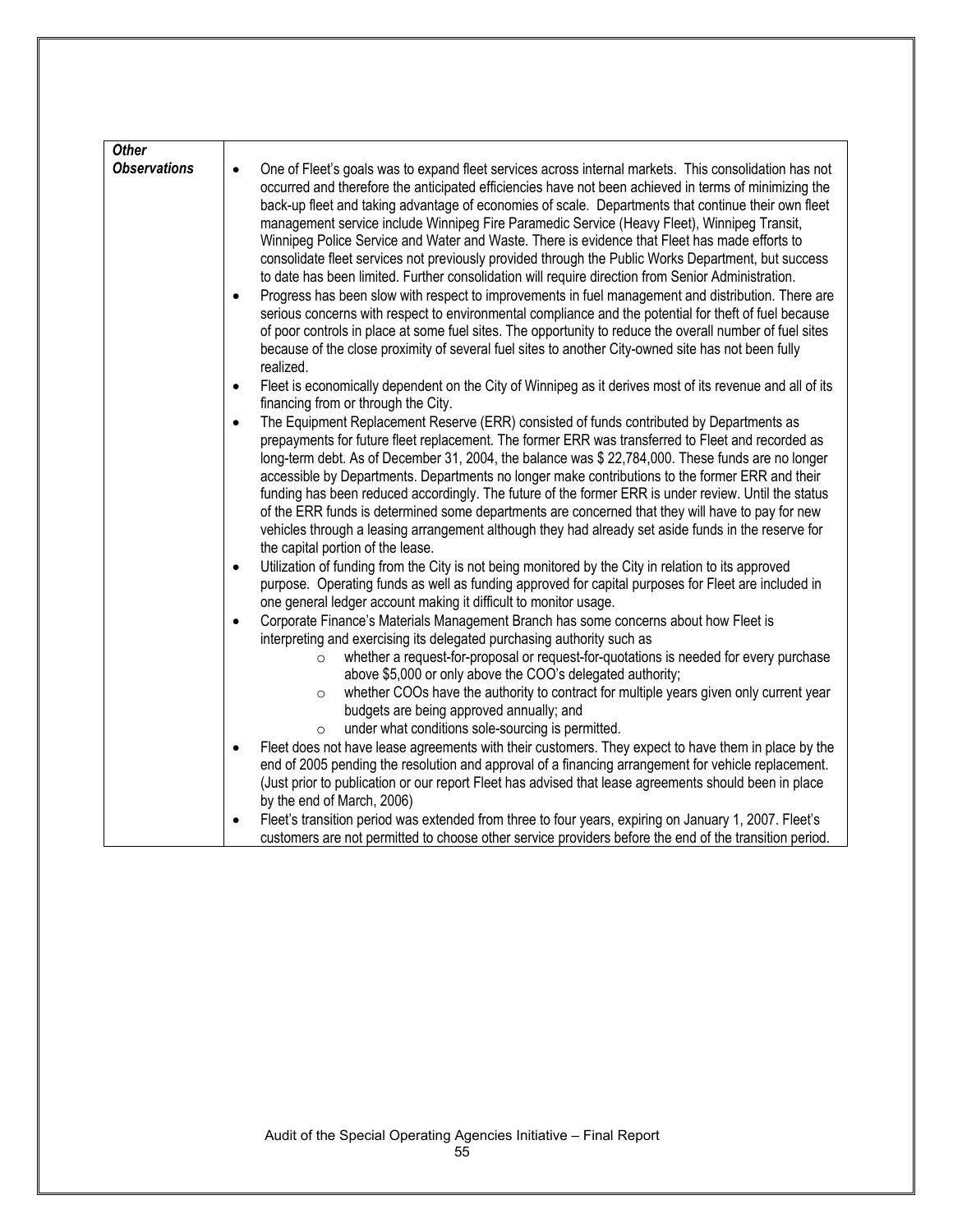| *Other Observations* | <ul><li>One of Fleet's goals was to expand fleet services across internal markets. This consolidation has not occurred and therefore the anticipated efficiencies have not been achieved in terms of minimizing the back-up fleet and taking advantage of economies of scale. Departments that continue their own fleet management service include Winnipeg Fire Paramedic Service (Heavy Fleet), Winnipeg Transit, Winnipeg Police Service and Water and Waste. There is evidence that Fleet has made efforts to consolidate fleet services not previously provided through the Public Works Department, but success to date has been limited. Further consolidation will require direction from Senior Administration.</li><li>Progress has been slow with respect to improvements in fuel management and distribution. There are serious concerns with respect to environmental compliance and the potential for theft of fuel because of poor controls in place at some fuel sites. The opportunity to reduce the overall number of fuel sites because of the close proximity of several fuel sites to another City-owned site has not been fully realized.</li><li>Fleet is economically dependent on the City of Winnipeg as it derives most of its revenue and all of its financing from or through the City.</li><li>The Equipment Replacement Reserve (ERR) consisted of funds contributed by Departments as prepayments for future fleet replacement. The former ERR was transferred to Fleet and recorded as long-term debt. As of December 31, 2004, the balance was $ 22,784,000. These funds are no longer accessible by Departments. Departments no longer make contributions to the former ERR and their funding has been reduced accordingly. The future of the former ERR is under review. Until the status of the ERR funds is determined some departments are concerned that they will have to pay for new vehicles through a leasing arrangement although they had already set aside funds in the reserve for the capital portion of the lease.</li><li>Utilization of funding from the City is not being monitored by the City in relation to its approved purpose. Operating funds as well as funding approved for capital purposes for Fleet are included in one general ledger account making it difficult to monitor usage.</li><li>Corporate Finance's Materials Management Branch has some concerns about how Fleet is interpreting and exercising its delegated purchasing authority such as<ul><li>whether a request-for-proposal or request-for-quotations is needed for every purchase above $5,000 or only above the COO's delegated authority;</li><li>whether COOs have the authority to contract for multiple years given only current year budgets are being approved annually; and</li><li>under what conditions sole-sourcing is permitted.</li></ul></li><li>Fleet does not have lease agreements with their customers. They expect to have them in place by the end of 2005 pending the resolution and approval of a financing arrangement for vehicle replacement. (Just prior to publication or our report Fleet has advised that lease agreements should been in place by the end of March, 2006)</li><li>Fleet's transition period was extended from three to four years, expiring on January 1, 2007. Fleet's customers are not permitted to choose other service providers before the end of the transition period.</li></ul> |
|---|---|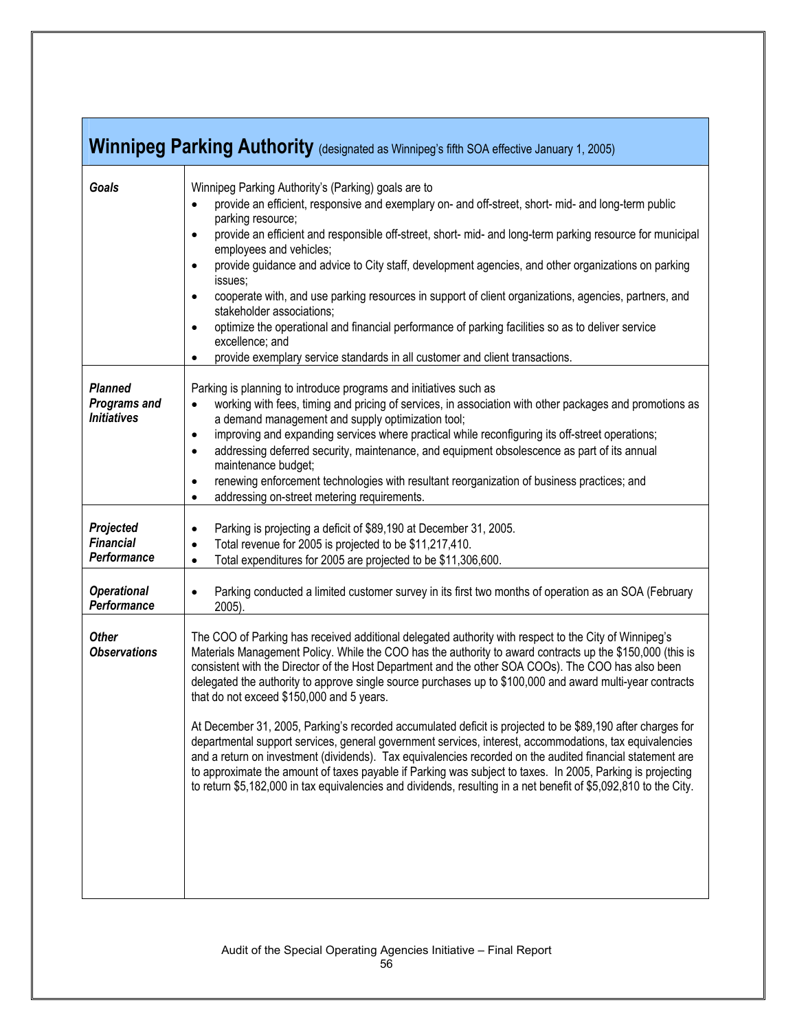| **Winnipeg Parking Authority** (designated as Winnipeg's fifth SOA effective January 1, 2005) | |
|---|---|
| ***Goals*** | Winnipeg Parking Authority's (Parking) goals are to<br>• provide an efficient, responsive and exemplary on- and off-street, short- mid- and long-term public parking resource;<br>• provide an efficient and responsible off-street, short- mid- and long-term parking resource for municipal employees and vehicles;<br>• provide guidance and advice to City staff, development agencies, and other organizations on parking issues;<br>• cooperate with, and use parking resources in support of client organizations, agencies, partners, and stakeholder associations;<br>• optimize the operational and financial performance of parking facilities so as to deliver service excellence; and<br>• provide exemplary service standards in all customer and client transactions. |
| ***Planned Programs and Initiatives*** | Parking is planning to introduce programs and initiatives such as<br>• working with fees, timing and pricing of services, in association with other packages and promotions as a demand management and supply optimization tool;<br>• improving and expanding services where practical while reconfiguring its off-street operations;<br>• addressing deferred security, maintenance, and equipment obsolescence as part of its annual maintenance budget;<br>• renewing enforcement technologies with resultant reorganization of business practices; and<br>• addressing on-street metering requirements. |
| ***Projected Financial Performance*** | • Parking is projecting a deficit of $89,190 at December 31, 2005.<br>• Total revenue for 2005 is projected to be $11,217,410.<br>• Total expenditures for 2005 are projected to be $11,306,600. |
| ***Operational Performance*** | • Parking conducted a limited customer survey in its first two months of operation as an SOA (February 2005). |
| ***Other Observations*** | The COO of Parking has received additional delegated authority with respect to the City of Winnipeg's Materials Management Policy. While the COO has the authority to award contracts up the $150,000 (this is consistent with the Director of the Host Department and the other SOA COOs). The COO has also been delegated the authority to approve single source purchases up to $100,000 and award multi-year contracts that do not exceed $150,000 and 5 years.<br><br>At December 31, 2005, Parking's recorded accumulated deficit is projected to be $89,190 after charges for departmental support services, general government services, interest, accommodations, tax equivalencies and a return on investment (dividends). Tax equivalencies recorded on the audited financial statement are to approximate the amount of taxes payable if Parking was subject to taxes. In 2005, Parking is projecting to return $5,182,000 in tax equivalencies and dividends, resulting in a net benefit of $5,092,810 to the City. |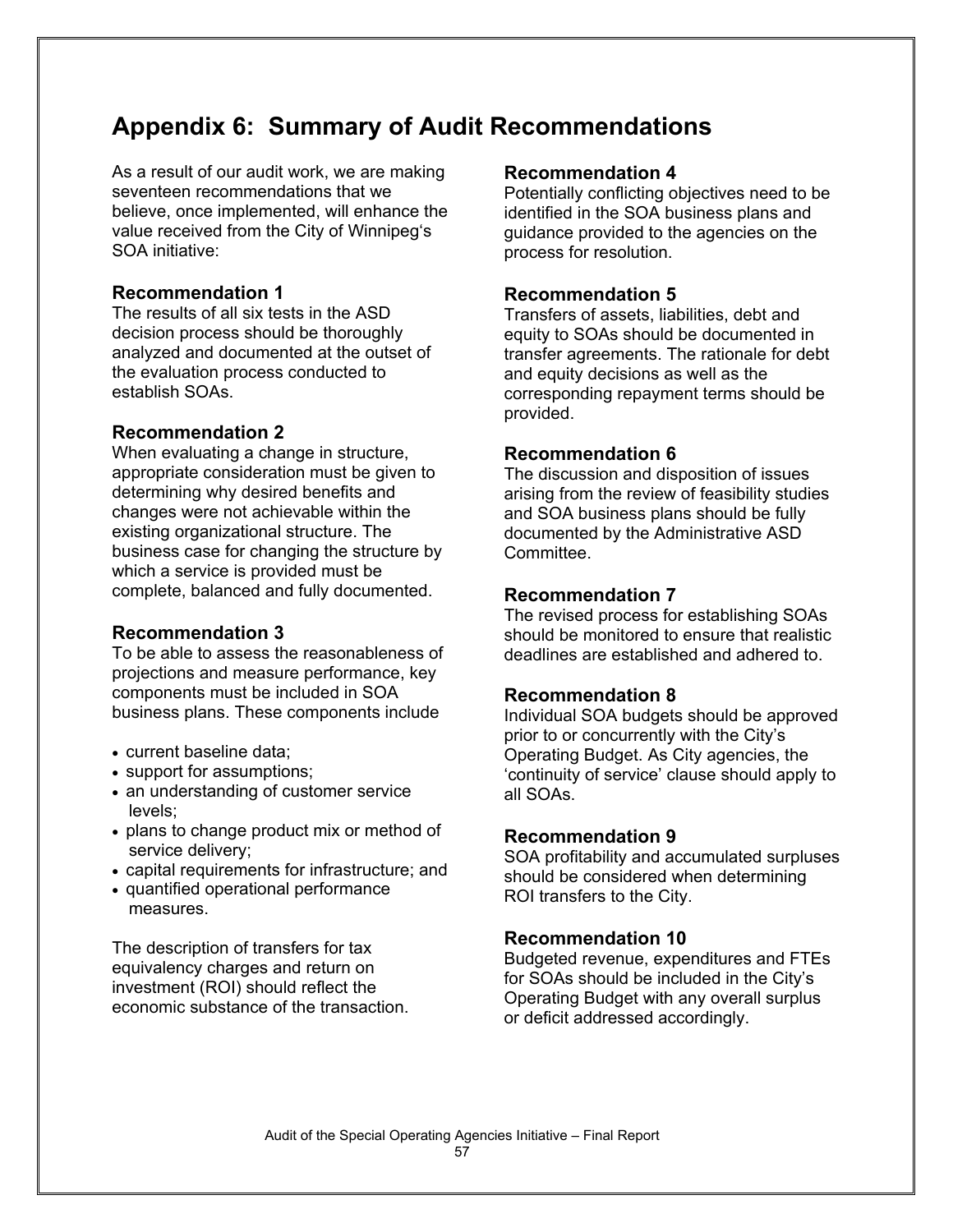# Appendix 6: Summary of Audit Recommendations

As a result of our audit work, we are making seventeen recommendations that we believe, once implemented, will enhance the value received from the City of Winnipeg's SOA initiative:

### Recommendation 1

The results of all six tests in the ASD decision process should be thoroughly analyzed and documented at the outset of the evaluation process conducted to establish SOAs.

### Recommendation 2

When evaluating a change in structure, appropriate consideration must be given to determining why desired benefits and changes were not achievable within the existing organizational structure. The business case for changing the structure by which a service is provided must be complete, balanced and fully documented.

### Recommendation 3

To be able to assess the reasonableness of projections and measure performance, key components must be included in SOA business plans. These components include

- current baseline data;
- support for assumptions;
- an understanding of customer service levels;
- plans to change product mix or method of service delivery;
- capital requirements for infrastructure; and
- quantified operational performance measures.

The description of transfers for tax equivalency charges and return on investment (ROI) should reflect the economic substance of the transaction.

### Recommendation 4

Potentially conflicting objectives need to be identified in the SOA business plans and guidance provided to the agencies on the process for resolution.

### Recommendation 5

Transfers of assets, liabilities, debt and equity to SOAs should be documented in transfer agreements. The rationale for debt and equity decisions as well as the corresponding repayment terms should be provided.

### Recommendation 6

The discussion and disposition of issues arising from the review of feasibility studies and SOA business plans should be fully documented by the Administrative ASD Committee.

### Recommendation 7

The revised process for establishing SOAs should be monitored to ensure that realistic deadlines are established and adhered to.

### Recommendation 8

Individual SOA budgets should be approved prior to or concurrently with the City's Operating Budget. As City agencies, the 'continuity of service' clause should apply to all SOAs.

### Recommendation 9

SOA profitability and accumulated surpluses should be considered when determining ROI transfers to the City.

### Recommendation 10

Budgeted revenue, expenditures and FTEs for SOAs should be included in the City's Operating Budget with any overall surplus or deficit addressed accordingly.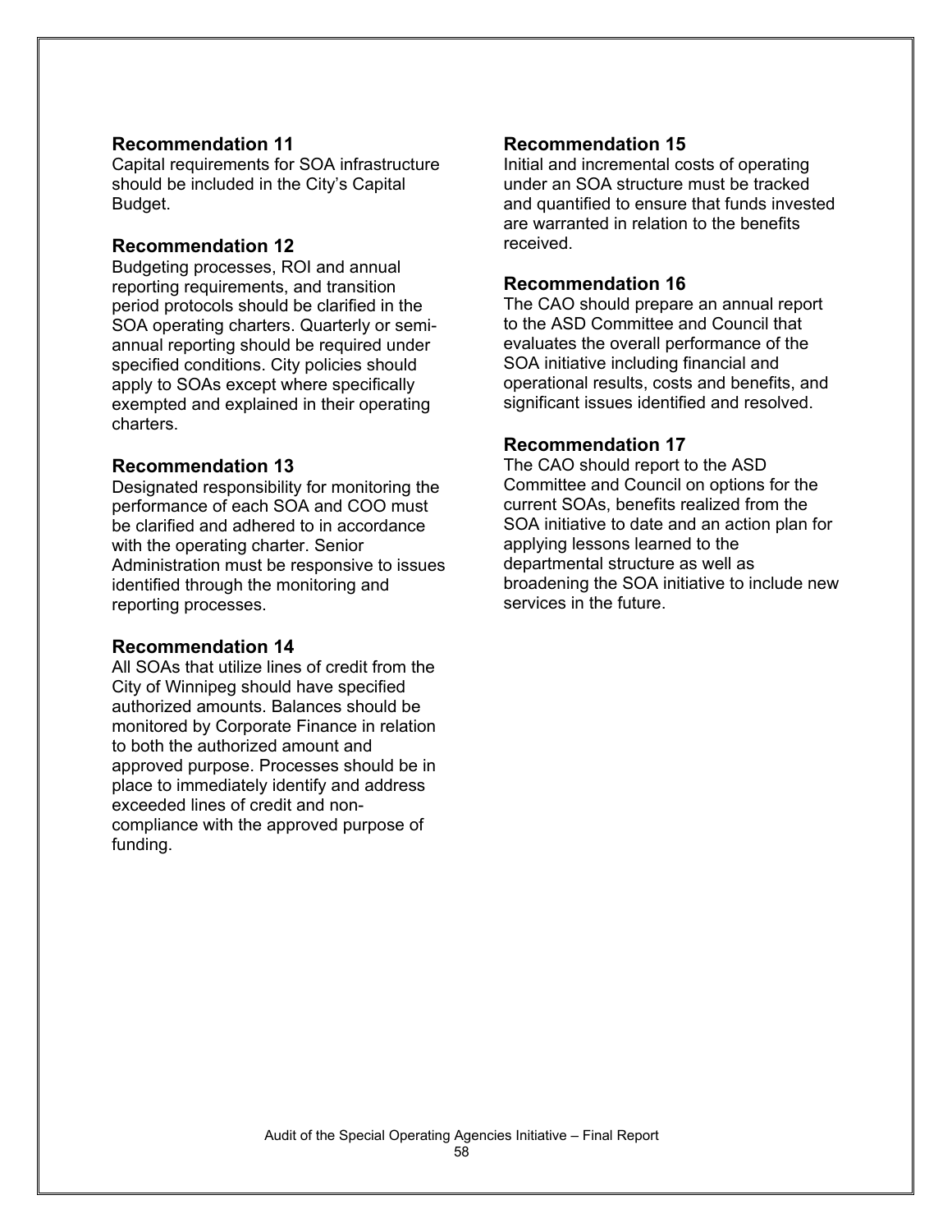### Recommendation 11

Capital requirements for SOA infrastructure should be included in the City's Capital Budget.

### Recommendation 12

Budgeting processes, ROI and annual reporting requirements, and transition period protocols should be clarified in the SOA operating charters. Quarterly or semi-annual reporting should be required under specified conditions. City policies should apply to SOAs except where specifically exempted and explained in their operating charters.

### Recommendation 13

Designated responsibility for monitoring the performance of each SOA and COO must be clarified and adhered to in accordance with the operating charter. Senior Administration must be responsive to issues identified through the monitoring and reporting processes.

### Recommendation 14

All SOAs that utilize lines of credit from the City of Winnipeg should have specified authorized amounts. Balances should be monitored by Corporate Finance in relation to both the authorized amount and approved purpose. Processes should be in place to immediately identify and address exceeded lines of credit and non-compliance with the approved purpose of funding.

### Recommendation 15

Initial and incremental costs of operating under an SOA structure must be tracked and quantified to ensure that funds invested are warranted in relation to the benefits received.

### Recommendation 16

The CAO should prepare an annual report to the ASD Committee and Council that evaluates the overall performance of the SOA initiative including financial and operational results, costs and benefits, and significant issues identified and resolved.

### Recommendation 17

The CAO should report to the ASD Committee and Council on options for the current SOAs, benefits realized from the SOA initiative to date and an action plan for applying lessons learned to the departmental structure as well as broadening the SOA initiative to include new services in the future.